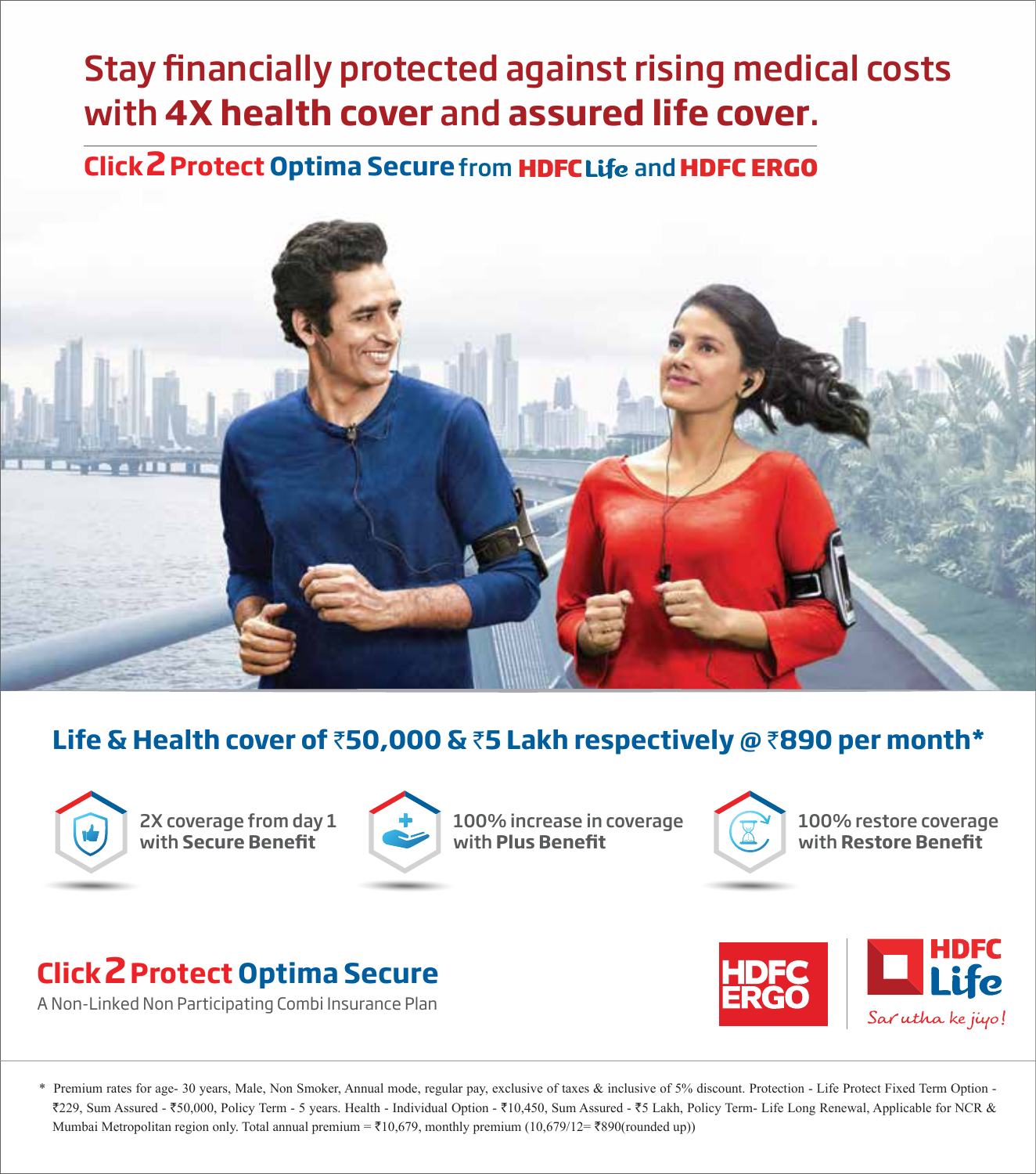# Stay financially protected against rising medical costs with **4X health cover** and **assured life cover**.

## Click2Protect Optima Secure from HDFC Life and HDFC ERGO

## Life & Health cover of ₹50,000 & ₹5 Lakh respectively @ ₹890 per month*

- 2X coverage from day 1 with **Secure Benefit**
- 100% increase in coverage with **Plus Benefit**
- 100% restore coverage with **Restore Benefit**

**Click2Protect Optima Secure**

A Non-Linked Non Participating Combi Insurance Plan

HDFC ERGO | HDFC Life — *Sar utha ke jiyo!*

\* Premium rates for age- 30 years, Male, Non Smoker, Annual mode, regular pay, exclusive of taxes & inclusive of 5% discount. Protection - Life Protect Fixed Term Option - ₹229, Sum Assured - ₹50,000, Policy Term - 5 years. Health - Individual Option - ₹10,450, Sum Assured - ₹5 Lakh, Policy Term- Life Long Renewal, Applicable for NCR & Mumbai Metropolitan region only. Total annual premium = ₹10,679, monthly premium (10,679/12= ₹890(rounded up))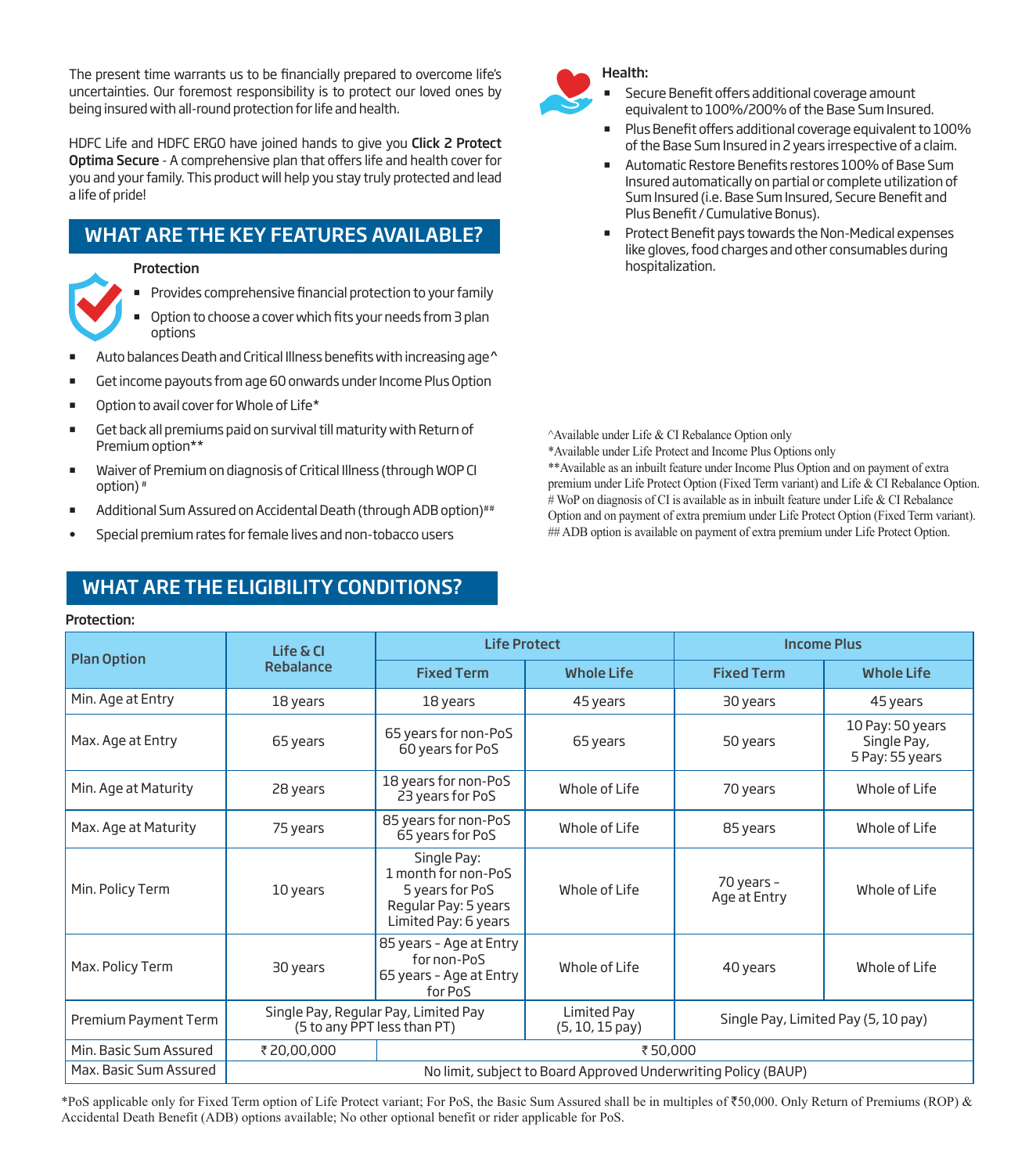The present time warrants us to be financially prepared to overcome life's uncertainties. Our foremost responsibility is to protect our loved ones by being insured with all-round protection for life and health.

HDFC Life and HDFC ERGO have joined hands to give you **Click 2 Protect Optima Secure** - A comprehensive plan that offers life and health cover for you and your family. This product will help you stay truly protected and lead a life of pride!

## WHAT ARE THE KEY FEATURES AVAILABLE?

**Protection**

- Provides comprehensive financial protection to your family
- Option to choose a cover which fits your needs from 3 plan options
- Auto balances Death and Critical Illness benefits with increasing age^
- Get income payouts from age 60 onwards under Income Plus Option
- Option to avail cover for Whole of Life*
- Get back all premiums paid on survival till maturity with Return of Premium option**
- Waiver of Premium on diagnosis of Critical Illness (through WOP CI option) #
- Additional Sum Assured on Accidental Death (through ADB option)##
- Special premium rates for female lives and non-tobacco users

**Health:**

- Secure Benefit offers additional coverage amount equivalent to 100%/200% of the Base Sum Insured.
- Plus Benefit offers additional coverage equivalent to 100% of the Base Sum Insured in 2 years irrespective of a claim.
- Automatic Restore Benefits restores 100% of Base Sum Insured automatically on partial or complete utilization of Sum Insured (i.e. Base Sum Insured, Secure Benefit and Plus Benefit / Cumulative Bonus).
- Protect Benefit pays towards the Non-Medical expenses like gloves, food charges and other consumables during hospitalization.

^Available under Life & CI Rebalance Option only
*Available under Life Protect and Income Plus Options only
**Available as an inbuilt feature under Income Plus Option and on payment of extra premium under Life Protect Option (Fixed Term variant) and Life & CI Rebalance Option.
# WoP on diagnosis of CI is available as in inbuilt feature under Life & CI Rebalance Option and on payment of extra premium under Life Protect Option (Fixed Term variant).
## ADB option is available on payment of extra premium under Life Protect Option.

## WHAT ARE THE ELIGIBILITY CONDITIONS?

**Protection:**

| Plan Option | Life & CI Rebalance | Life Protect | | Income Plus | |
|---|---|---|---|---|---|
| | | Fixed Term | Whole Life | Fixed Term | Whole Life |
| Min. Age at Entry | 18 years | 18 years | 45 years | 30 years | 45 years |
| Max. Age at Entry | 65 years | 65 years for non-PoS 60 years for PoS | 65 years | 50 years | 10 Pay: 50 years Single Pay, 5 Pay: 55 years |
| Min. Age at Maturity | 28 years | 18 years for non-PoS 23 years for PoS | Whole of Life | 70 years | Whole of Life |
| Max. Age at Maturity | 75 years | 85 years for non-PoS 65 years for PoS | Whole of Life | 85 years | Whole of Life |
| Min. Policy Term | 10 years | Single Pay: 1 month for non-PoS 5 years for PoS Regular Pay: 5 years Limited Pay: 6 years | Whole of Life | 70 years - Age at Entry | Whole of Life |
| Max. Policy Term | 30 years | 85 years - Age at Entry for non-PoS 65 years - Age at Entry for PoS | Whole of Life | 40 years | Whole of Life |
| Premium Payment Term | Single Pay, Regular Pay, Limited Pay (5 to any PPT less than PT) | | Limited Pay (5, 10, 15 pay) | Single Pay, Limited Pay (5, 10 pay) | |
| Min. Basic Sum Assured | ₹ 20,00,000 | ₹ 50,000 | | | |
| Max. Basic Sum Assured | No limit, subject to Board Approved Underwriting Policy (BAUP) | | | | |

*PoS applicable only for Fixed Term option of Life Protect variant; For PoS, the Basic Sum Assured shall be in multiples of ₹50,000. Only Return of Premiums (ROP) & Accidental Death Benefit (ADB) options available; No other optional benefit or rider applicable for PoS.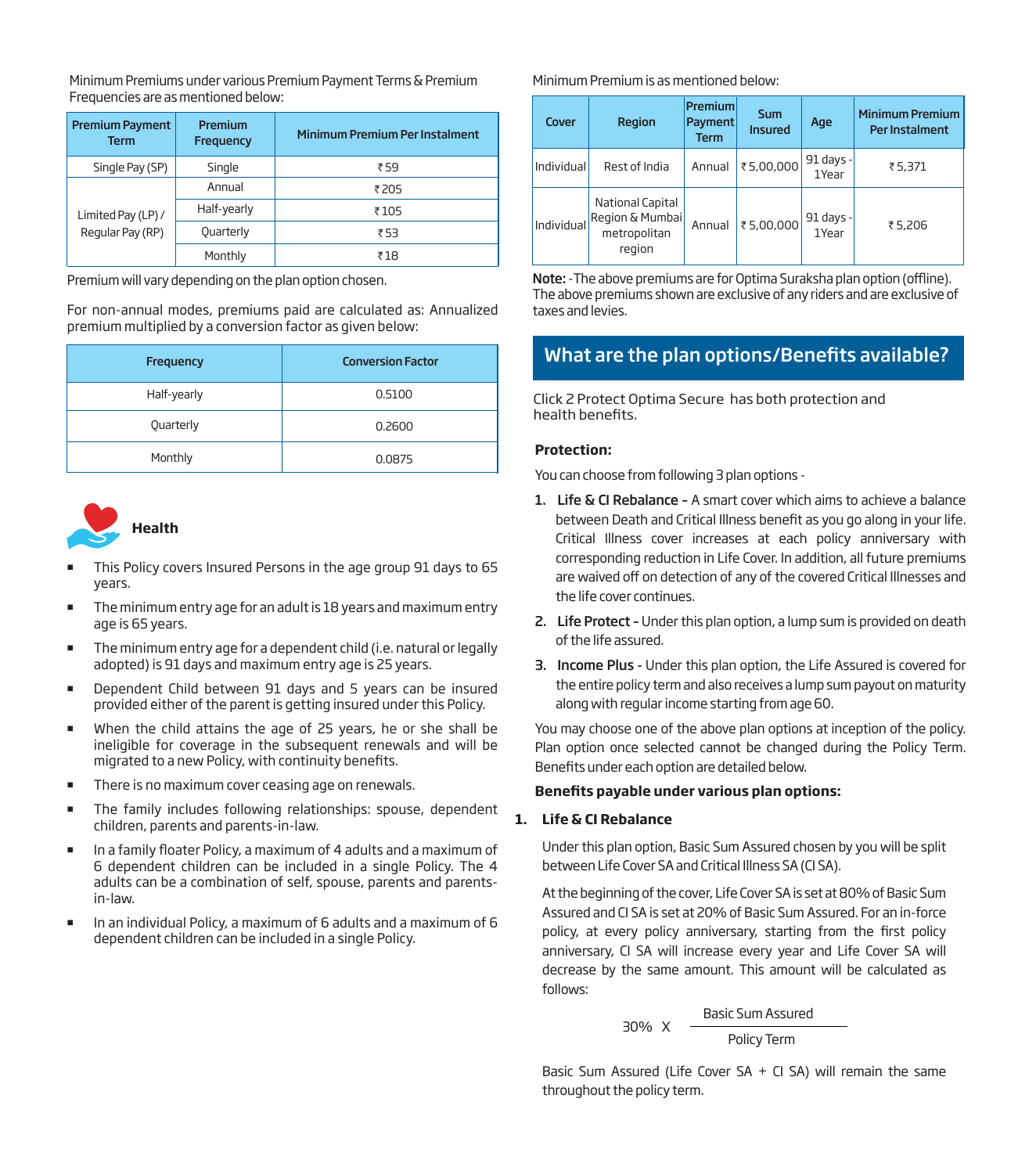Minimum Premiums under various Premium Payment Terms & Premium Frequencies are as mentioned below:

| Premium Payment Term | Premium Frequency | Minimum Premium Per Instalment |
|---|---|---|
| Single Pay (SP) | Single | ₹59 |
| Limited Pay (LP) / Regular Pay (RP) | Annual | ₹205 |
| | Half-yearly | ₹105 |
| | Quarterly | ₹53 |
| | Monthly | ₹18 |

Premium will vary depending on the plan option chosen.

For non-annual modes, premiums paid are calculated as: Annualized premium multiplied by a conversion factor as given below:

| Frequency | Conversion Factor |
|---|---|
| Half-yearly | 0.5100 |
| Quarterly | 0.2600 |
| Monthly | 0.0875 |

**Health**

- This Policy covers Insured Persons in the age group 91 days to 65 years.
- The minimum entry age for an adult is 18 years and maximum entry age is 65 years.
- The minimum entry age for a dependent child (i.e. natural or legally adopted) is 91 days and maximum entry age is 25 years.
- Dependent Child between 91 days and 5 years can be insured provided either of the parent is getting insured under this Policy.
- When the child attains the age of 25 years, he or she shall be ineligible for coverage in the subsequent renewals and will be migrated to a new Policy, with continuity benefits.
- There is no maximum cover ceasing age on renewals.
- The family includes following relationships: spouse, dependent children, parents and parents-in-law.
- In a family floater Policy, a maximum of 4 adults and a maximum of 6 dependent children can be included in a single Policy. The 4 adults can be a combination of self, spouse, parents and parents-in-law.
- In an individual Policy, a maximum of 6 adults and a maximum of 6 dependent children can be included in a single Policy.

Minimum Premium is as mentioned below:

| Cover | Region | Premium Payment Term | Sum Insured | Age | Minimum Premium Per Instalment |
|---|---|---|---|---|---|
| Individual | Rest of India | Annual | ₹5,00,000 | 91 days - 1Year | ₹5,371 |
| Individual | National Capital Region & Mumbai metropolitan region | Annual | ₹5,00,000 | 91 days - 1Year | ₹5,206 |

**Note:** -The above premiums are for Optima Suraksha plan option (offline). The above premiums shown are exclusive of any riders and are exclusive of taxes and levies.

## What are the plan options/Benefits available?

Click 2 Protect Optima Secure has both protection and health benefits.

**Protection:**

You can choose from following 3 plan options -

1. **Life & CI Rebalance –** A smart cover which aims to achieve a balance between Death and Critical Illness benefit as you go along in your life. Critical Illness cover increases at each policy anniversary with corresponding reduction in Life Cover. In addition, all future premiums are waived off on detection of any of the covered Critical Illnesses and the life cover continues.
2. **Life Protect –** Under this plan option, a lump sum is provided on death of the life assured.
3. **Income Plus -** Under this plan option, the Life Assured is covered for the entire policy term and also receives a lump sum payout on maturity along with regular income starting from age 60.

You may choose one of the above plan options at inception of the policy. Plan option once selected cannot be changed during the Policy Term. Benefits under each option are detailed below.

**Benefits payable under various plan options:**

### 1. Life & CI Rebalance

Under this plan option, Basic Sum Assured chosen by you will be split between Life Cover SA and Critical Illness SA (CI SA).

At the beginning of the cover, Life Cover SA is set at 80% of Basic Sum Assured and CI SA is set at 20% of Basic Sum Assured. For an in-force policy, at every policy anniversary, starting from the first policy anniversary, CI SA will increase every year and Life Cover SA will decrease by the same amount. This amount will be calculated as follows:

$$30\% \times \frac{\text{Basic Sum Assured}}{\text{Policy Term}}$$

Basic Sum Assured (Life Cover SA + CI SA) will remain the same throughout the policy term.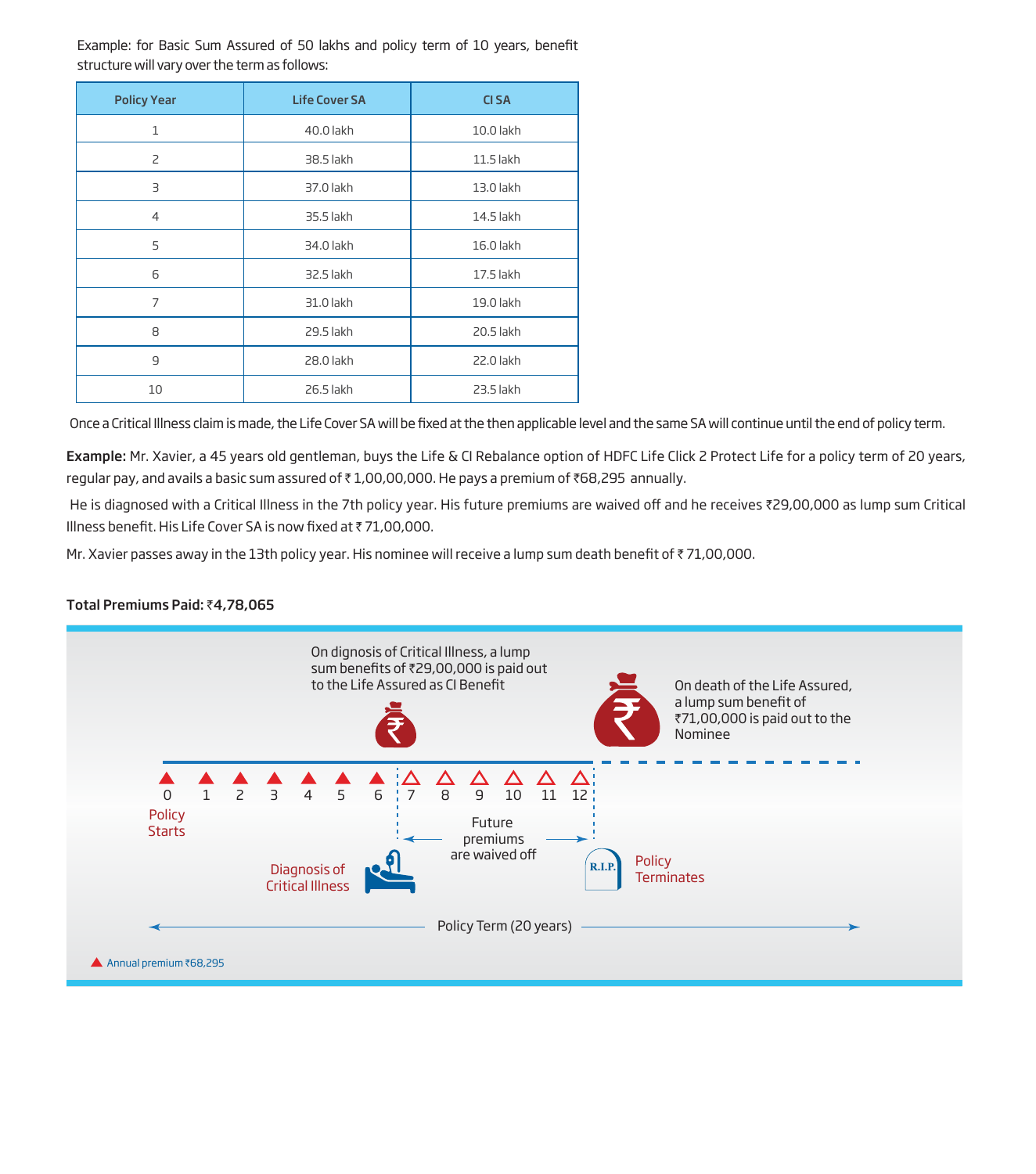Example: for Basic Sum Assured of 50 lakhs and policy term of 10 years, benefit structure will vary over the term as follows:

| Policy Year | Life Cover SA | CI SA |
|---|---|---|
| 1 | 40.0 lakh | 10.0 lakh |
| 2 | 38.5 lakh | 11.5 lakh |
| 3 | 37.0 lakh | 13.0 lakh |
| 4 | 35.5 lakh | 14.5 lakh |
| 5 | 34.0 lakh | 16.0 lakh |
| 6 | 32.5 lakh | 17.5 lakh |
| 7 | 31.0 lakh | 19.0 lakh |
| 8 | 29.5 lakh | 20.5 lakh |
| 9 | 28.0 lakh | 22.0 lakh |
| 10 | 26.5 lakh | 23.5 lakh |

Once a Critical Illness claim is made, the Life Cover SA will be fixed at the then applicable level and the same SA will continue until the end of policy term.

**Example:** Mr. Xavier, a 45 years old gentleman, buys the Life & CI Rebalance option of HDFC Life Click 2 Protect Life for a policy term of 20 years, regular pay, and avails a basic sum assured of ₹ 1,00,00,000. He pays a premium of ₹68,295 annually.

He is diagnosed with a Critical Illness in the 7th policy year. His future premiums are waived off and he receives ₹29,00,000 as lump sum Critical Illness benefit. His Life Cover SA is now fixed at ₹ 71,00,000.

Mr. Xavier passes away in the 13th policy year. His nominee will receive a lump sum death benefit of ₹ 71,00,000.

**Total Premiums Paid:** ₹**4,78,065**

On dignosis of Critical Illness, a lump sum benefits of ₹29,00,000 is paid out to the Life Assured as CI Benefit

On death of the Life Assured, a lump sum benefit of ₹71,00,000 is paid out to the Nominee

0 1 2 3 4 5 6 7 8 9 10 11 12

Policy Starts

Diagnosis of Critical Illness

Future premiums are waived off

Policy Terminates

Policy Term (20 years)

Annual premium ₹68,295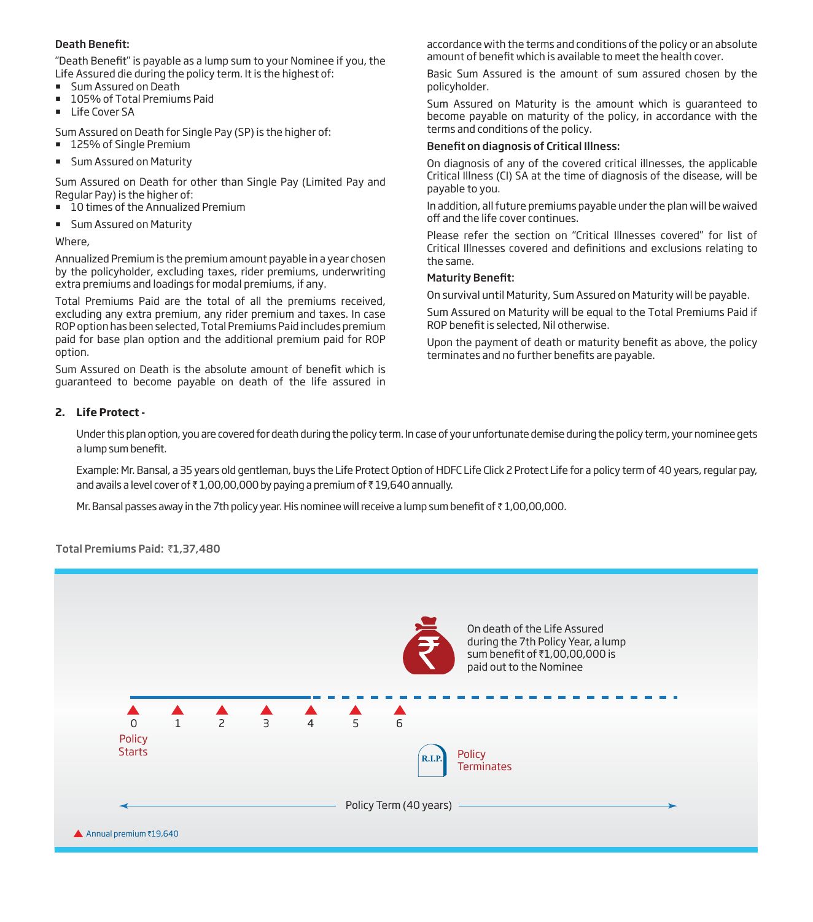**Death Benefit:**

"Death Benefit" is payable as a lump sum to your Nominee if you, the Life Assured die during the policy term. It is the highest of:

- Sum Assured on Death
- 105% of Total Premiums Paid
- Life Cover SA

Sum Assured on Death for Single Pay (SP) is the higher of:

- 125% of Single Premium
- Sum Assured on Maturity

Sum Assured on Death for other than Single Pay (Limited Pay and Regular Pay) is the higher of:

- 10 times of the Annualized Premium
- Sum Assured on Maturity

Where,

Annualized Premium is the premium amount payable in a year chosen by the policyholder, excluding taxes, rider premiums, underwriting extra premiums and loadings for modal premiums, if any.

Total Premiums Paid are the total of all the premiums received, excluding any extra premium, any rider premium and taxes. In case ROP option has been selected, Total Premiums Paid includes premium paid for base plan option and the additional premium paid for ROP option.

Sum Assured on Death is the absolute amount of benefit which is guaranteed to become payable on death of the life assured in accordance with the terms and conditions of the policy or an absolute amount of benefit which is available to meet the health cover.

Basic Sum Assured is the amount of sum assured chosen by the policyholder.

Sum Assured on Maturity is the amount which is guaranteed to become payable on maturity of the policy, in accordance with the terms and conditions of the policy.

**Benefit on diagnosis of Critical Illness:**

On diagnosis of any of the covered critical illnesses, the applicable Critical Illness (CI) SA at the time of diagnosis of the disease, will be payable to you.

In addition, all future premiums payable under the plan will be waived off and the life cover continues.

Please refer the section on "Critical Illnesses covered" for list of Critical Illnesses covered and definitions and exclusions relating to the same.

**Maturity Benefit:**

On survival until Maturity, Sum Assured on Maturity will be payable.

Sum Assured on Maturity will be equal to the Total Premiums Paid if ROP benefit is selected, Nil otherwise.

Upon the payment of death or maturity benefit as above, the policy terminates and no further benefits are payable.

**2. Life Protect -**

Under this plan option, you are covered for death during the policy term. In case of your unfortunate demise during the policy term, your nominee gets a lump sum benefit.

Example: Mr. Bansal, a 35 years old gentleman, buys the Life Protect Option of HDFC Life Click 2 Protect Life for a policy term of 40 years, regular pay, and avails a level cover of ₹ 1,00,00,000 by paying a premium of ₹ 19,640 annually.

Mr. Bansal passes away in the 7th policy year. His nominee will receive a lump sum benefit of ₹ 1,00,00,000.

**Total Premiums Paid:** ₹1,37,480

On death of the Life Assured during the 7th Policy Year, a lump sum benefit of ₹1,00,00,000 is paid out to the Nominee

0 Policy Starts, 1, 2, 3, 4, 5, 6

Policy Terminates

Policy Term (40 years)

Annual premium ₹19,640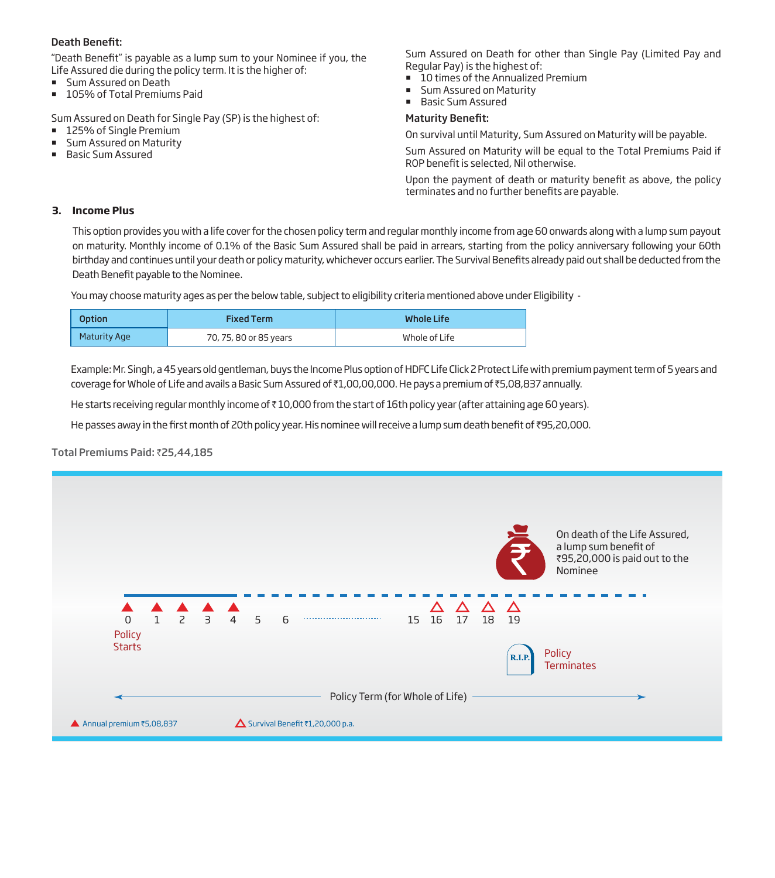**Death Benefit:**

"Death Benefit" is payable as a lump sum to your Nominee if you, the Life Assured die during the policy term. It is the higher of:

- Sum Assured on Death
- 105% of Total Premiums Paid

Sum Assured on Death for Single Pay (SP) is the highest of:

- 125% of Single Premium
- Sum Assured on Maturity
- Basic Sum Assured

Sum Assured on Death for other than Single Pay (Limited Pay and Regular Pay) is the highest of:

- 10 times of the Annualized Premium
- Sum Assured on Maturity
- Basic Sum Assured

**Maturity Benefit:**

On survival until Maturity, Sum Assured on Maturity will be payable.

Sum Assured on Maturity will be equal to the Total Premiums Paid if ROP benefit is selected, Nil otherwise.

Upon the payment of death or maturity benefit as above, the policy terminates and no further benefits are payable.

### 3. Income Plus

This option provides you with a life cover for the chosen policy term and regular monthly income from age 60 onwards along with a lump sum payout on maturity. Monthly income of 0.1% of the Basic Sum Assured shall be paid in arrears, starting from the policy anniversary following your 60th birthday and continues until your death or policy maturity, whichever occurs earlier. The Survival Benefits already paid out shall be deducted from the Death Benefit payable to the Nominee.

You may choose maturity ages as per the below table, subject to eligibility criteria mentioned above under Eligibility -

| Option | Fixed Term | Whole Life |
|---|---|---|
| Maturity Age | 70, 75, 80 or 85 years | Whole of Life |

Example: Mr. Singh, a 45 years old gentleman, buys the Income Plus option of HDFC Life Click 2 Protect Life with premium payment term of 5 years and coverage for Whole of Life and avails a Basic Sum Assured of ₹1,00,00,000. He pays a premium of ₹5,08,837 annually.

He starts receiving regular monthly income of ₹ 10,000 from the start of 16th policy year (after attaining age 60 years).

He passes away in the first month of 20th policy year. His nominee will receive a lump sum death benefit of ₹95,20,000.

**Total Premiums Paid:** ₹**25,44,185**

On death of the Life Assured, a lump sum benefit of ₹95,20,000 is paid out to the Nominee

0 1 2 3 4 5 6 ........ 15 16 17 18 19

Policy Starts

Policy Terminates

Policy Term (for Whole of Life)

▲ Annual premium ₹5,08,837 △ Survival Benefit ₹1,20,000 p.a.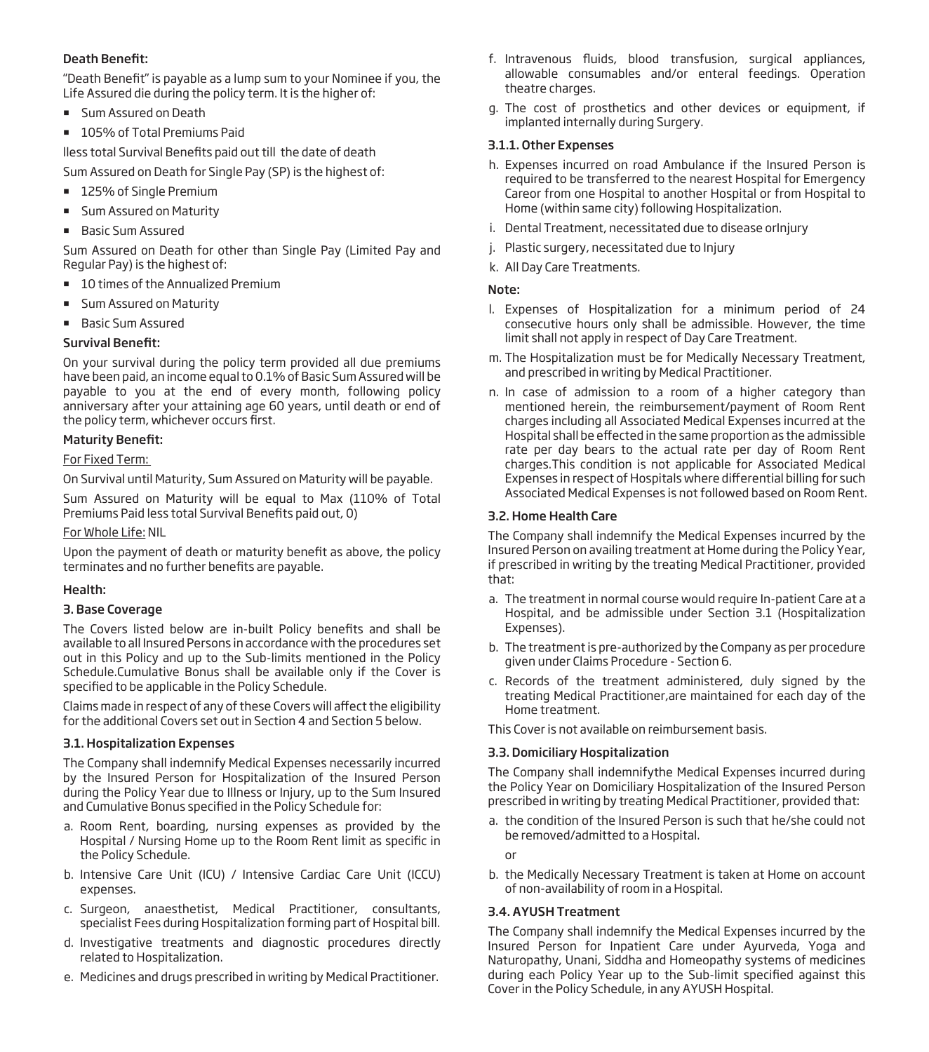**Death Benefit:**

"Death Benefit" is payable as a lump sum to your Nominee if you, the Life Assured die during the policy term. It is the higher of:

- Sum Assured on Death
- 105% of Total Premiums Paid

lless total Survival Benefits paid out till the date of death

Sum Assured on Death for Single Pay (SP) is the highest of:

- 125% of Single Premium
- Sum Assured on Maturity
- Basic Sum Assured

Sum Assured on Death for other than Single Pay (Limited Pay and Regular Pay) is the highest of:

- 10 times of the Annualized Premium
- Sum Assured on Maturity
- Basic Sum Assured

**Survival Benefit:**

On your survival during the policy term provided all due premiums have been paid, an income equal to 0.1% of Basic Sum Assured will be payable to you at the end of every month, following policy anniversary after your attaining age 60 years, until death or end of the policy term, whichever occurs first.

**Maturity Benefit:**

For Fixed Term:

On Survival until Maturity, Sum Assured on Maturity will be payable.

Sum Assured on Maturity will be equal to Max (110% of Total Premiums Paid less total Survival Benefits paid out, 0)

For Whole Life: NIL

Upon the payment of death or maturity benefit as above, the policy terminates and no further benefits are payable.

**Health:**

### 3. Base Coverage

The Covers listed below are in-built Policy benefits and shall be available to all Insured Persons in accordance with the procedures set out in this Policy and up to the Sub-limits mentioned in the Policy Schedule.Cumulative Bonus shall be available only if the Cover is specified to be applicable in the Policy Schedule.

Claims made in respect of any of these Covers will affect the eligibility for the additional Covers set out in Section 4 and Section 5 below.

#### 3.1. Hospitalization Expenses

The Company shall indemnify Medical Expenses necessarily incurred by the Insured Person for Hospitalization of the Insured Person during the Policy Year due to Illness or Injury, up to the Sum Insured and Cumulative Bonus specified in the Policy Schedule for:

a. Room Rent, boarding, nursing expenses as provided by the Hospital / Nursing Home up to the Room Rent limit as specific in the Policy Schedule.

b. Intensive Care Unit (ICU) / Intensive Cardiac Care Unit (ICCU) expenses.

c. Surgeon, anaesthetist, Medical Practitioner, consultants, specialist Fees during Hospitalization forming part of Hospital bill.

d. Investigative treatments and diagnostic procedures directly related to Hospitalization.

e. Medicines and drugs prescribed in writing by Medical Practitioner.

f. Intravenous fluids, blood transfusion, surgical appliances, allowable consumables and/or enteral feedings. Operation theatre charges.

g. The cost of prosthetics and other devices or equipment, if implanted internally during Surgery.

#### 3.1.1. Other Expenses

h. Expenses incurred on road Ambulance if the Insured Person is required to be transferred to the nearest Hospital for Emergency Careor from one Hospital to another Hospital or from Hospital to Home (within same city) following Hospitalization.

i. Dental Treatment, necessitated due to disease orInjury

j. Plastic surgery, necessitated due to Injury

k. All Day Care Treatments.

**Note:**

l. Expenses of Hospitalization for a minimum period of 24 consecutive hours only shall be admissible. However, the time limit shall not apply in respect of Day Care Treatment.

m. The Hospitalization must be for Medically Necessary Treatment, and prescribed in writing by Medical Practitioner.

n. In case of admission to a room of a higher category than mentioned herein, the reimbursement/payment of Room Rent charges including all Associated Medical Expenses incurred at the Hospital shall be effected in the same proportion as the admissible rate per day bears to the actual rate per day of Room Rent charges.This condition is not applicable for Associated Medical Expenses in respect of Hospitals where differential billing for such Associated Medical Expenses is not followed based on Room Rent.

#### 3.2. Home Health Care

The Company shall indemnify the Medical Expenses incurred by the Insured Person on availing treatment at Home during the Policy Year, if prescribed in writing by the treating Medical Practitioner, provided that:

a. The treatment in normal course would require In-patient Care at a Hospital, and be admissible under Section 3.1 (Hospitalization Expenses).

b. The treatment is pre-authorized by the Company as per procedure given under Claims Procedure - Section 6.

c. Records of the treatment administered, duly signed by the treating Medical Practitioner,are maintained for each day of the Home treatment.

This Cover is not available on reimbursement basis.

#### 3.3. Domiciliary Hospitalization

The Company shall indemnifythe Medical Expenses incurred during the Policy Year on Domiciliary Hospitalization of the Insured Person prescribed in writing by treating Medical Practitioner, provided that:

a. the condition of the Insured Person is such that he/she could not be removed/admitted to a Hospital.

or

b. the Medically Necessary Treatment is taken at Home on account of non-availability of room in a Hospital.

#### 3.4. AYUSH Treatment

The Company shall indemnify the Medical Expenses incurred by the Insured Person for Inpatient Care under Ayurveda, Yoga and Naturopathy, Unani, Siddha and Homeopathy systems of medicines during each Policy Year up to the Sub-limit specified against this Cover in the Policy Schedule, in any AYUSH Hospital.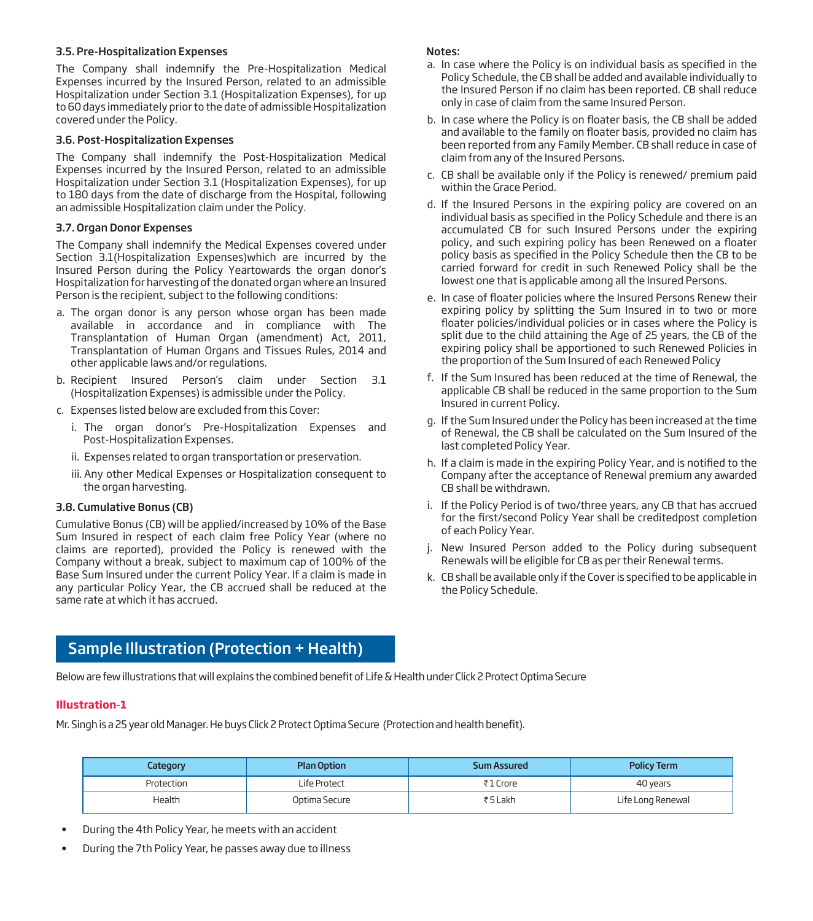### 3.5. Pre-Hospitalization Expenses

The Company shall indemnify the Pre-Hospitalization Medical Expenses incurred by the Insured Person, related to an admissible Hospitalization under Section 3.1 (Hospitalization Expenses), for up to 60 days immediately prior to the date of admissible Hospitalization covered under the Policy.

### 3.6. Post-Hospitalization Expenses

The Company shall indemnify the Post-Hospitalization Medical Expenses incurred by the Insured Person, related to an admissible Hospitalization under Section 3.1 (Hospitalization Expenses), for up to 180 days from the date of discharge from the Hospital, following an admissible Hospitalization claim under the Policy.

### 3.7. Organ Donor Expenses

The Company shall indemnify the Medical Expenses covered under Section 3.1(Hospitalization Expenses)which are incurred by the Insured Person during the Policy Yeartowards the organ donor's Hospitalization for harvesting of the donated organ where an Insured Person is the recipient, subject to the following conditions:

a. The organ donor is any person whose organ has been made available in accordance and in compliance with The Transplantation of Human Organ (amendment) Act, 2011, Transplantation of Human Organs and Tissues Rules, 2014 and other applicable laws and/or regulations.

b. Recipient Insured Person's claim under Section 3.1 (Hospitalization Expenses) is admissible under the Policy.

c. Expenses listed below are excluded from this Cover:

   i. The organ donor's Pre-Hospitalization Expenses and Post-Hospitalization Expenses.

   ii. Expenses related to organ transportation or preservation.

   iii. Any other Medical Expenses or Hospitalization consequent to the organ harvesting.

### 3.8. Cumulative Bonus (CB)

Cumulative Bonus (CB) will be applied/increased by 10% of the Base Sum Insured in respect of each claim free Policy Year (where no claims are reported), provided the Policy is renewed with the Company without a break, subject to maximum cap of 100% of the Base Sum Insured under the current Policy Year. If a claim is made in any particular Policy Year, the CB accrued shall be reduced at the same rate at which it has accrued.

**Notes:**

a. In case where the Policy is on individual basis as specified in the Policy Schedule, the CB shall be added and available individually to the Insured Person if no claim has been reported. CB shall reduce only in case of claim from the same Insured Person.

b. In case where the Policy is on floater basis, the CB shall be added and available to the family on floater basis, provided no claim has been reported from any Family Member. CB shall reduce in case of claim from any of the Insured Persons.

c. CB shall be available only if the Policy is renewed/ premium paid within the Grace Period.

d. If the Insured Persons in the expiring policy are covered on an individual basis as specified in the Policy Schedule and there is an accumulated CB for such Insured Persons under the expiring policy, and such expiring policy has been Renewed on a floater policy basis as specified in the Policy Schedule then the CB to be carried forward for credit in such Renewed Policy shall be the lowest one that is applicable among all the Insured Persons.

e. In case of floater policies where the Insured Persons Renew their expiring policy by splitting the Sum Insured in to two or more floater policies/individual policies or in cases where the Policy is split due to the child attaining the Age of 25 years, the CB of the expiring policy shall be apportioned to such Renewed Policies in the proportion of the Sum Insured of each Renewed Policy

f. If the Sum Insured has been reduced at the time of Renewal, the applicable CB shall be reduced in the same proportion to the Sum Insured in current Policy.

g. If the Sum Insured under the Policy has been increased at the time of Renewal, the CB shall be calculated on the Sum Insured of the last completed Policy Year.

h. If a claim is made in the expiring Policy Year, and is notified to the Company after the acceptance of Renewal premium any awarded CB shall be withdrawn.

i. If the Policy Period is of two/three years, any CB that has accrued for the first/second Policy Year shall be creditedpost completion of each Policy Year.

j. New Insured Person added to the Policy during subsequent Renewals will be eligible for CB as per their Renewal terms.

k. CB shall be available only if the Cover is specified to be applicable in the Policy Schedule.

## Sample Illustration (Protection + Health)

Below are few illustrations that will explains the combined benefit of Life & Health under Click 2 Protect Optima Secure

**Illustration-1**

Mr. Singh is a 25 year old Manager. He buys Click 2 Protect Optima Secure (Protection and health benefit).

| Category | Plan Option | Sum Assured | Policy Term |
|---|---|---|---|
| Protection | Life Protect | ₹ 1 Crore | 40 years |
| Health | Optima Secure | ₹ 5 Lakh | Life Long Renewal |

- During the 4th Policy Year, he meets with an accident
- During the 7th Policy Year, he passes away due to illness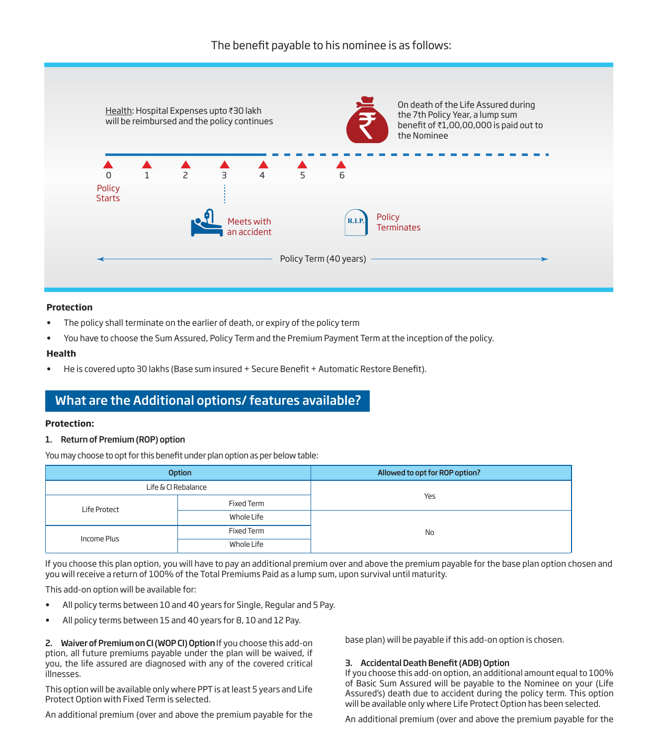The benefit payable to his nominee is as follows:

Health: Hospital Expenses upto ₹30 lakh will be reimbursed and the policy continues

On death of the Life Assured during the 7th Policy Year, a lump sum benefit of ₹1,00,00,000 is paid out to the Nominee

0 1 2 3 4 5 6

Policy Starts

Meets with an accident

Policy Terminates

Policy Term (40 years)

**Protection**

- The policy shall terminate on the earlier of death, or expiry of the policy term
- You have to choose the Sum Assured, Policy Term and the Premium Payment Term at the inception of the policy.

**Health**

- He is covered upto 30 lakhs (Base sum insured + Secure Benefit + Automatic Restore Benefit).

## What are the Additional options/ features available?

**Protection:**

**1. Return of Premium (ROP) option**

You may choose to opt for this benefit under plan option as per below table:

| Option | | Allowed to opt for ROP option? |
|---|---|---|
| Life & CI Rebalance | | Yes |
| Life Protect | Fixed Term | Yes |
| Life Protect | Whole Life | No |
| Income Plus | Fixed Term | No |
| Income Plus | Whole Life | No |

If you choose this plan option, you will have to pay an additional premium over and above the premium payable for the base plan option chosen and you will receive a return of 100% of the Total Premiums Paid as a lump sum, upon survival until maturity.

This add-on option will be available for:

- All policy terms between 10 and 40 years for Single, Regular and 5 Pay.
- All policy terms between 15 and 40 years for 8, 10 and 12 Pay.

**2. Waiver of Premium on CI (WOP CI) Option** If you choose this add-on ption, all future premiums payable under the plan will be waived, if you, the life assured are diagnosed with any of the covered critical illnesses.

This option will be available only where PPT is at least 5 years and Life Protect Option with Fixed Term is selected.

An additional premium (over and above the premium payable for the base plan) will be payable if this add-on option is chosen.

**3. Accidental Death Benefit (ADB) Option**
If you choose this add-on option, an additional amount equal to 100% of Basic Sum Assured will be payable to the Nominee on your (Life Assured's) death due to accident during the policy term. This option will be available only where Life Protect Option has been selected.

An additional premium (over and above the premium payable for the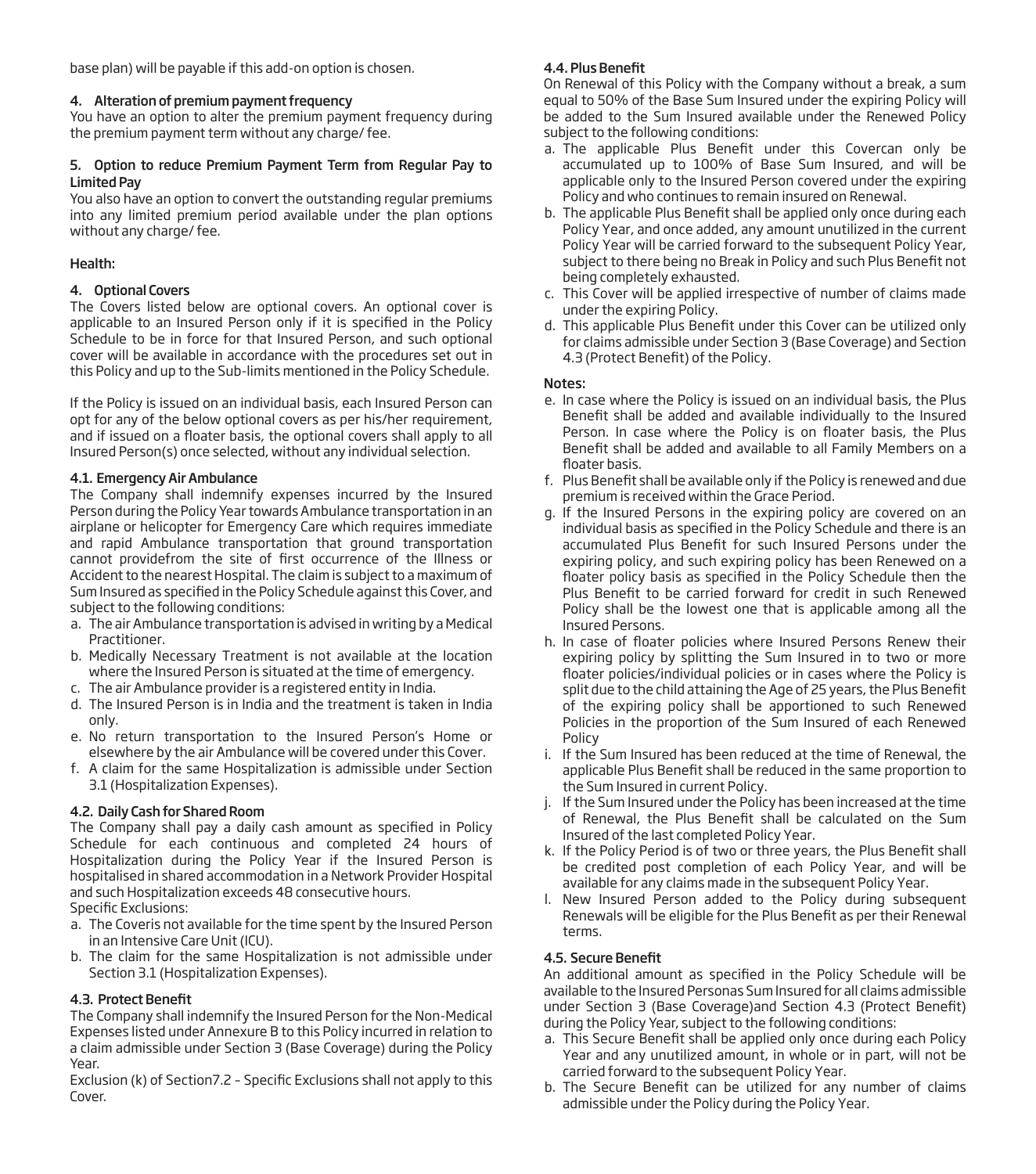base plan) will be payable if this add-on option is chosen.

#### 4. Alteration of premium payment frequency

You have an option to alter the premium payment frequency during the premium payment term without any charge/ fee.

#### 5. Option to reduce Premium Payment Term from Regular Pay to Limited Pay

You also have an option to convert the outstanding regular premiums into any limited premium period available under the plan options without any charge/ fee.

### Health:

#### 4. Optional Covers

The Covers listed below are optional covers. An optional cover is applicable to an Insured Person only if it is specified in the Policy Schedule to be in force for that Insured Person, and such optional cover will be available in accordance with the procedures set out in this Policy and up to the Sub-limits mentioned in the Policy Schedule.

If the Policy is issued on an individual basis, each Insured Person can opt for any of the below optional covers as per his/her requirement, and if issued on a floater basis, the optional covers shall apply to all Insured Person(s) once selected, without any individual selection.

#### 4.1. Emergency Air Ambulance

The Company shall indemnify expenses incurred by the Insured Person during the Policy Year towards Ambulance transportation in an airplane or helicopter for Emergency Care which requires immediate and rapid Ambulance transportation that ground transportation cannot providefrom the site of first occurrence of the Illness or Accident to the nearest Hospital. The claim is subject to a maximum of Sum Insured as specified in the Policy Schedule against this Cover, and subject to the following conditions:

a. The air Ambulance transportation is advised in writing by a Medical Practitioner.
b. Medically Necessary Treatment is not available at the location where the Insured Person is situated at the time of emergency.
c. The air Ambulance provider is a registered entity in India.
d. The Insured Person is in India and the treatment is taken in India only.
e. No return transportation to the Insured Person's Home or elsewhere by the air Ambulance will be covered under this Cover.
f. A claim for the same Hospitalization is admissible under Section 3.1 (Hospitalization Expenses).

#### 4.2. Daily Cash for Shared Room

The Company shall pay a daily cash amount as specified in Policy Schedule for each continuous and completed 24 hours of Hospitalization during the Policy Year if the Insured Person is hospitalised in shared accommodation in a Network Provider Hospital and such Hospitalization exceeds 48 consecutive hours.

Specific Exclusions:

a. The Coveris not available for the time spent by the Insured Person in an Intensive Care Unit (ICU).
b. The claim for the same Hospitalization is not admissible under Section 3.1 (Hospitalization Expenses).

#### 4.3. Protect Benefit

The Company shall indemnify the Insured Person for the Non-Medical Expenses listed under Annexure B to this Policy incurred in relation to a claim admissible under Section 3 (Base Coverage) during the Policy Year.

Exclusion (k) of Section7.2 – Specific Exclusions shall not apply to this Cover.

#### 4.4. Plus Benefit

On Renewal of this Policy with the Company without a break, a sum equal to 50% of the Base Sum Insured under the expiring Policy will be added to the Sum Insured available under the Renewed Policy subject to the following conditions:

a. The applicable Plus Benefit under this Covercan only be accumulated up to 100% of Base Sum Insured, and will be applicable only to the Insured Person covered under the expiring Policy and who continues to remain insured on Renewal.
b. The applicable Plus Benefit shall be applied only once during each Policy Year, and once added, any amount unutilized in the current Policy Year will be carried forward to the subsequent Policy Year, subject to there being no Break in Policy and such Plus Benefit not being completely exhausted.
c. This Cover will be applied irrespective of number of claims made under the expiring Policy.
d. This applicable Plus Benefit under this Cover can be utilized only for claims admissible under Section 3 (Base Coverage) and Section 4.3 (Protect Benefit) of the Policy.

**Notes:**

e. In case where the Policy is issued on an individual basis, the Plus Benefit shall be added and available individually to the Insured Person. In case where the Policy is on floater basis, the Plus Benefit shall be added and available to all Family Members on a floater basis.
f. Plus Benefit shall be available only if the Policy is renewed and due premium is received within the Grace Period.
g. If the Insured Persons in the expiring policy are covered on an individual basis as specified in the Policy Schedule and there is an accumulated Plus Benefit for such Insured Persons under the expiring policy, and such expiring policy has been Renewed on a floater policy basis as specified in the Policy Schedule then the Plus Benefit to be carried forward for credit in such Renewed Policy shall be the lowest one that is applicable among all the Insured Persons.
h. In case of floater policies where Insured Persons Renew their expiring policy by splitting the Sum Insured in to two or more floater policies/individual policies or in cases where the Policy is split due to the child attaining the Age of 25 years, the Plus Benefit of the expiring policy shall be apportioned to such Renewed Policies in the proportion of the Sum Insured of each Renewed Policy
i. If the Sum Insured has been reduced at the time of Renewal, the applicable Plus Benefit shall be reduced in the same proportion to the Sum Insured in current Policy.
j. If the Sum Insured under the Policy has been increased at the time of Renewal, the Plus Benefit shall be calculated on the Sum Insured of the last completed Policy Year.
k. If the Policy Period is of two or three years, the Plus Benefit shall be credited post completion of each Policy Year, and will be available for any claims made in the subsequent Policy Year.
l. New Insured Person added to the Policy during subsequent Renewals will be eligible for the Plus Benefit as per their Renewal terms.

#### 4.5. Secure Benefit

An additional amount as specified in the Policy Schedule will be available to the Insured Personas Sum Insured for all claims admissible under Section 3 (Base Coverage)and Section 4.3 (Protect Benefit) during the Policy Year, subject to the following conditions:

a. This Secure Benefit shall be applied only once during each Policy Year and any unutilized amount, in whole or in part, will not be carried forward to the subsequent Policy Year.
b. The Secure Benefit can be utilized for any number of claims admissible under the Policy during the Policy Year.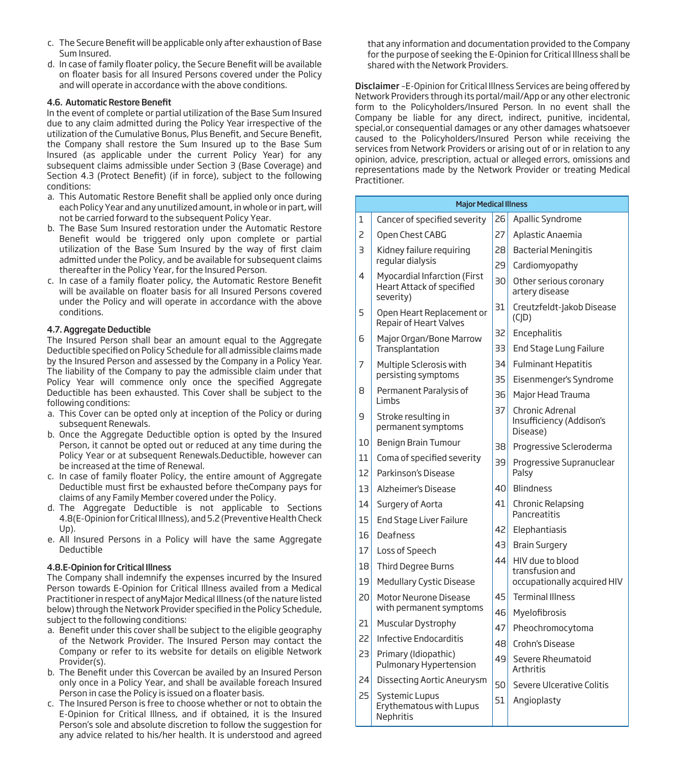c. The Secure Benefit will be applicable only after exhaustion of Base Sum Insured.
d. In case of family floater policy, the Secure Benefit will be available on floater basis for all Insured Persons covered under the Policy and will operate in accordance with the above conditions.

#### 4.6. Automatic Restore Benefit

In the event of complete or partial utilization of the Base Sum Insured due to any claim admitted during the Policy Year irrespective of the utilization of the Cumulative Bonus, Plus Benefit, and Secure Benefit, the Company shall restore the Sum Insured up to the Base Sum Insured (as applicable under the current Policy Year) for any subsequent claims admissible under Section 3 (Base Coverage) and Section 4.3 (Protect Benefit) (if in force), subject to the following conditions:

a. This Automatic Restore Benefit shall be applied only once during each Policy Year and any unutilized amount, in whole or in part, will not be carried forward to the subsequent Policy Year.
b. The Base Sum Insured restoration under the Automatic Restore Benefit would be triggered only upon complete or partial utilization of the Base Sum Insured by the way of first claim admitted under the Policy, and be available for subsequent claims thereafter in the Policy Year, for the Insured Person.
c. In case of a family floater policy, the Automatic Restore Benefit will be available on floater basis for all Insured Persons covered under the Policy and will operate in accordance with the above conditions.

#### 4.7. Aggregate Deductible

The Insured Person shall bear an amount equal to the Aggregate Deductible specified on Policy Schedule for all admissible claims made by the Insured Person and assessed by the Company in a Policy Year. The liability of the Company to pay the admissible claim under that Policy Year will commence only once the specified Aggregate Deductible has been exhausted. This Cover shall be subject to the following conditions:

a. This Cover can be opted only at inception of the Policy or during subsequent Renewals.
b. Once the Aggregate Deductible option is opted by the Insured Person, it cannot be opted out or reduced at any time during the Policy Year or at subsequent Renewals.Deductible, however can be increased at the time of Renewal.
c. In case of family floater Policy, the entire amount of Aggregate Deductible must first be exhausted before theCompany pays for claims of any Family Member covered under the Policy.
d. The Aggregate Deductible is not applicable to Sections 4.8(E-Opinion for Critical Illness), and 5.2 (Preventive Health Check Up).
e. All Insured Persons in a Policy will have the same Aggregate Deductible

#### 4.8.E-Opinion for Critical Illness

The Company shall indemnify the expenses incurred by the Insured Person towards E-Opinion for Critical Illness availed from a Medical Practitioner in respect of anyMajor Medical Illness (of the nature listed below) through the Network Provider specified in the Policy Schedule, subject to the following conditions:

a. Benefit under this cover shall be subject to the eligible geography of the Network Provider. The Insured Person may contact the Company or refer to its website for details on eligible Network Provider(s).
b. The Benefit under this Covercan be availed by an Insured Person only once in a Policy Year, and shall be available foreach Insured Person in case the Policy is issued on a floater basis.
c. The Insured Person is free to choose whether or not to obtain the E-Opinion for Critical Illness, and if obtained, it is the Insured Person's sole and absolute discretion to follow the suggestion for any advice related to his/her health. It is understood and agreed that any information and documentation provided to the Company for the purpose of seeking the E-Opinion for Critical Illness shall be shared with the Network Providers.

**Disclaimer** –E-Opinion for Critical Illness Services are being offered by Network Providers through its portal/mail/App or any other electronic form to the Policyholders/Insured Person. In no event shall the Company be liable for any direct, indirect, punitive, incidental, special,or consequential damages or any other damages whatsoever caused to the Policyholders/Insured Person while receiving the services from Network Providers or arising out of or in relation to any opinion, advice, prescription, actual or alleged errors, omissions and representations made by the Network Provider or treating Medical Practitioner.

| Major Medical Illness | | | |
|---|---|---|---|
| 1 | Cancer of specified severity | 26 | Apallic Syndrome |
| 2 | Open Chest CABG | 27 | Aplastic Anaemia |
| 3 | Kidney failure requiring regular dialysis | 28 | Bacterial Meningitis |
| 4 | Myocardial Infarction (First Heart Attack of specified severity) | 29 | Cardiomyopathy |
| 5 | Open Heart Replacement or Repair of Heart Valves | 30 | Other serious coronary artery disease |
| 6 | Major Organ/Bone Marrow Transplantation | 31 | Creutzfeldt-Jakob Disease (CJD) |
| 7 | Multiple Sclerosis with persisting symptoms | 32 | Encephalitis |
| 8 | Permanent Paralysis of Limbs | 33 | End Stage Lung Failure |
| 9 | Stroke resulting in permanent symptoms | 34 | Fulminant Hepatitis |
| 10 | Benign Brain Tumour | 35 | Eisenmenger's Syndrome |
| 11 | Coma of specified severity | 36 | Major Head Trauma |
| 12 | Parkinson's Disease | 37 | Chronic Adrenal Insufficiency (Addison's Disease) |
| 13 | Alzheimer's Disease | 38 | Progressive Scleroderma |
| 14 | Surgery of Aorta | 39 | Progressive Supranuclear Palsy |
| 15 | End Stage Liver Failure | 40 | Blindness |
| 16 | Deafness | 41 | Chronic Relapsing Pancreatitis |
| 17 | Loss of Speech | 42 | Elephantiasis |
| 18 | Third Degree Burns | 43 | Brain Surgery |
| 19 | Medullary Cystic Disease | 44 | HIV due to blood transfusion and occupationally acquired HIV |
| 20 | Motor Neurone Disease with permanent symptoms | 45 | Terminal Illness |
| 21 | Muscular Dystrophy | 46 | Myelofibrosis |
| 22 | Infective Endocarditis | 47 | Pheochromocytoma |
| 23 | Primary (Idiopathic) Pulmonary Hypertension | 48 | Crohn's Disease |
| 24 | Dissecting Aortic Aneurysm | 49 | Severe Rheumatoid Arthritis |
| 25 | Systemic Lupus Erythematous with Lupus Nephritis | 50 | Severe Ulcerative Colitis |
| | | 51 | Angioplasty |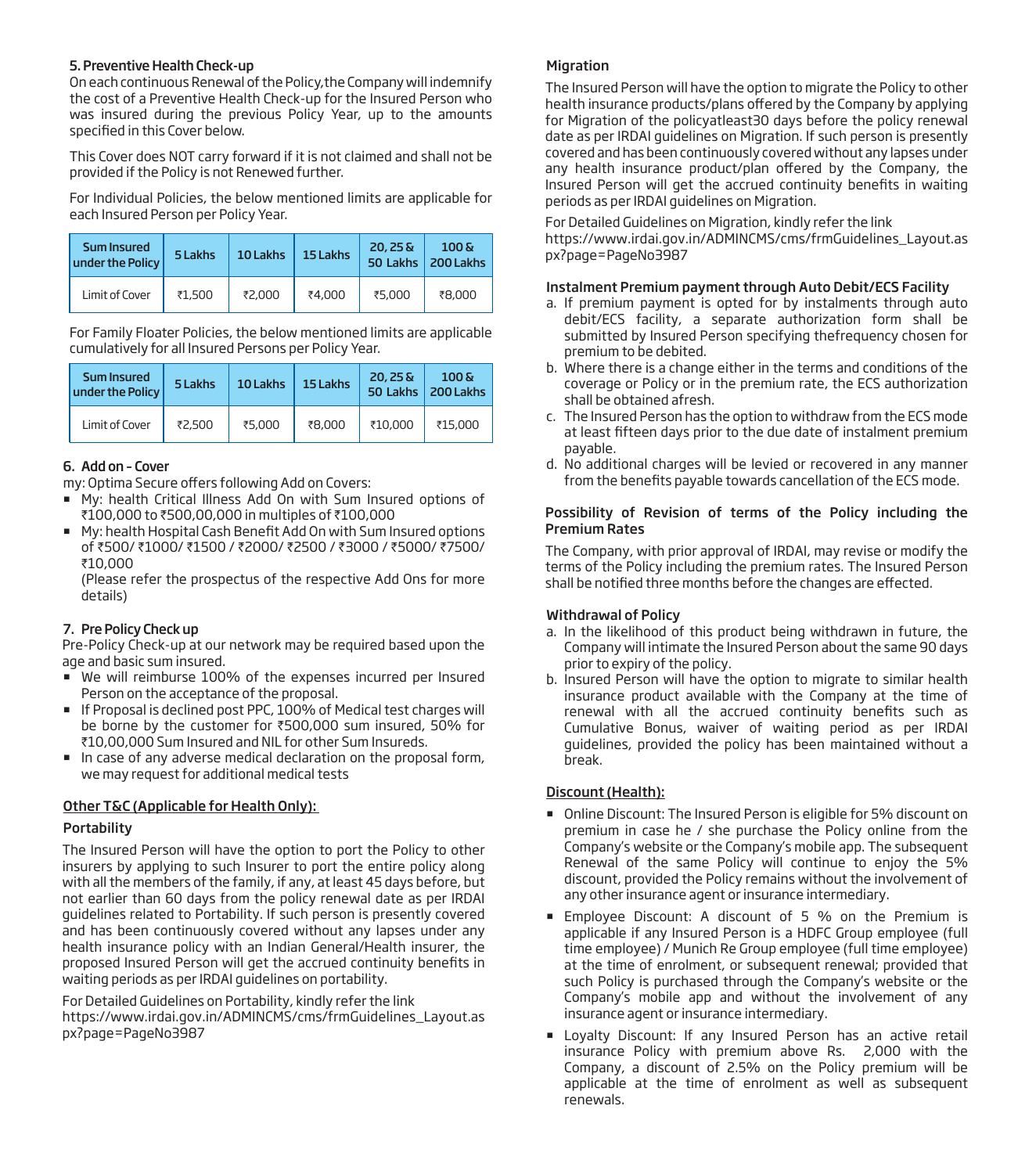### 5. Preventive Health Check-up

On each continuous Renewal of the Policy, the Company will indemnify the cost of a Preventive Health Check-up for the Insured Person who was insured during the previous Policy Year, up to the amounts specified in this Cover below.

This Cover does NOT carry forward if it is not claimed and shall not be provided if the Policy is not Renewed further.

For Individual Policies, the below mentioned limits are applicable for each Insured Person per Policy Year.

| Sum Insured under the Policy | 5 Lakhs | 10 Lakhs | 15 Lakhs | 20, 25 & 50 Lakhs | 100 & 200 Lakhs |
|---|---|---|---|---|---|
| Limit of Cover | ₹1,500 | ₹2,000 | ₹4,000 | ₹5,000 | ₹8,000 |

For Family Floater Policies, the below mentioned limits are applicable cumulatively for all Insured Persons per Policy Year.

| Sum Insured under the Policy | 5 Lakhs | 10 Lakhs | 15 Lakhs | 20, 25 & 50 Lakhs | 100 & 200 Lakhs |
|---|---|---|---|---|---|
| Limit of Cover | ₹2,500 | ₹5,000 | ₹8,000 | ₹10,000 | ₹15,000 |

### 6. Add on - Cover

my: Optima Secure offers following Add on Covers:

- My: health Critical Illness Add On with Sum Insured options of ₹100,000 to ₹500,00,000 in multiples of ₹100,000
- My: health Hospital Cash Benefit Add On with Sum Insured options of ₹500/ ₹1000/ ₹1500 / ₹2000/ ₹2500 / ₹3000 / ₹5000/ ₹7500/ ₹10,000
  (Please refer the prospectus of the respective Add Ons for more details)

### 7. Pre Policy Check up

Pre-Policy Check-up at our network may be required based upon the age and basic sum insured.

- We will reimburse 100% of the expenses incurred per Insured Person on the acceptance of the proposal.
- If Proposal is declined post PPC, 100% of Medical test charges will be borne by the customer for ₹500,000 sum insured, 50% for ₹10,00,000 Sum Insured and NIL for other Sum Insureds.
- In case of any adverse medical declaration on the proposal form, we may request for additional medical tests

## Other T&C (Applicable for Health Only):

### Portability

The Insured Person will have the option to port the Policy to other insurers by applying to such Insurer to port the entire policy along with all the members of the family, if any, at least 45 days before, but not earlier than 60 days from the policy renewal date as per IRDAI guidelines related to Portability. If such person is presently covered and has been continuously covered without any lapses under any health insurance policy with an Indian General/Health insurer, the proposed Insured Person will get the accrued continuity benefits in waiting periods as per IRDAI guidelines on portability.

For Detailed Guidelines on Portability, kindly refer the link https://www.irdai.gov.in/ADMINCMS/cms/frmGuidelines_Layout.aspx?page=PageNo3987

### Migration

The Insured Person will have the option to migrate the Policy to other health insurance products/plans offered by the Company by applying for Migration of the policyatleast30 days before the policy renewal date as per IRDAI guidelines on Migration. If such person is presently covered and has been continuously covered without any lapses under any health insurance product/plan offered by the Company, the Insured Person will get the accrued continuity benefits in waiting periods as per IRDAI guidelines on Migration.

For Detailed Guidelines on Migration, kindly refer the link https://www.irdai.gov.in/ADMINCMS/cms/frmGuidelines_Layout.aspx?page=PageNo3987

### Instalment Premium payment through Auto Debit/ECS Facility

a. If premium payment is opted for by instalments through auto debit/ECS facility, a separate authorization form shall be submitted by Insured Person specifying thefrequency chosen for premium to be debited.

b. Where there is a change either in the terms and conditions of the coverage or Policy or in the premium rate, the ECS authorization shall be obtained afresh.

c. The Insured Person has the option to withdraw from the ECS mode at least fifteen days prior to the due date of instalment premium payable.

d. No additional charges will be levied or recovered in any manner from the benefits payable towards cancellation of the ECS mode.

### Possibility of Revision of terms of the Policy including the Premium Rates

The Company, with prior approval of IRDAI, may revise or modify the terms of the Policy including the premium rates. The Insured Person shall be notified three months before the changes are effected.

### Withdrawal of Policy

a. In the likelihood of this product being withdrawn in future, the Company will intimate the Insured Person about the same 90 days prior to expiry of the policy.

b. Insured Person will have the option to migrate to similar health insurance product available with the Company at the time of renewal with all the accrued continuity benefits such as Cumulative Bonus, waiver of waiting period as per IRDAI guidelines, provided the policy has been maintained without a break.

### Discount (Health):

- Online Discount: The Insured Person is eligible for 5% discount on premium in case he / she purchase the Policy online from the Company's website or the Company's mobile app. The subsequent Renewal of the same Policy will continue to enjoy the 5% discount, provided the Policy remains without the involvement of any other insurance agent or insurance intermediary.
- Employee Discount: A discount of 5 % on the Premium is applicable if any Insured Person is a HDFC Group employee (full time employee) / Munich Re Group employee (full time employee) at the time of enrolment, or subsequent renewal; provided that such Policy is purchased through the Company's website or the Company's mobile app and without the involvement of any insurance agent or insurance intermediary.
- Loyalty Discount: If any Insured Person has an active retail insurance Policy with premium above Rs. 2,000 with the Company, a discount of 2.5% on the Policy premium will be applicable at the time of enrolment as well as subsequent renewals.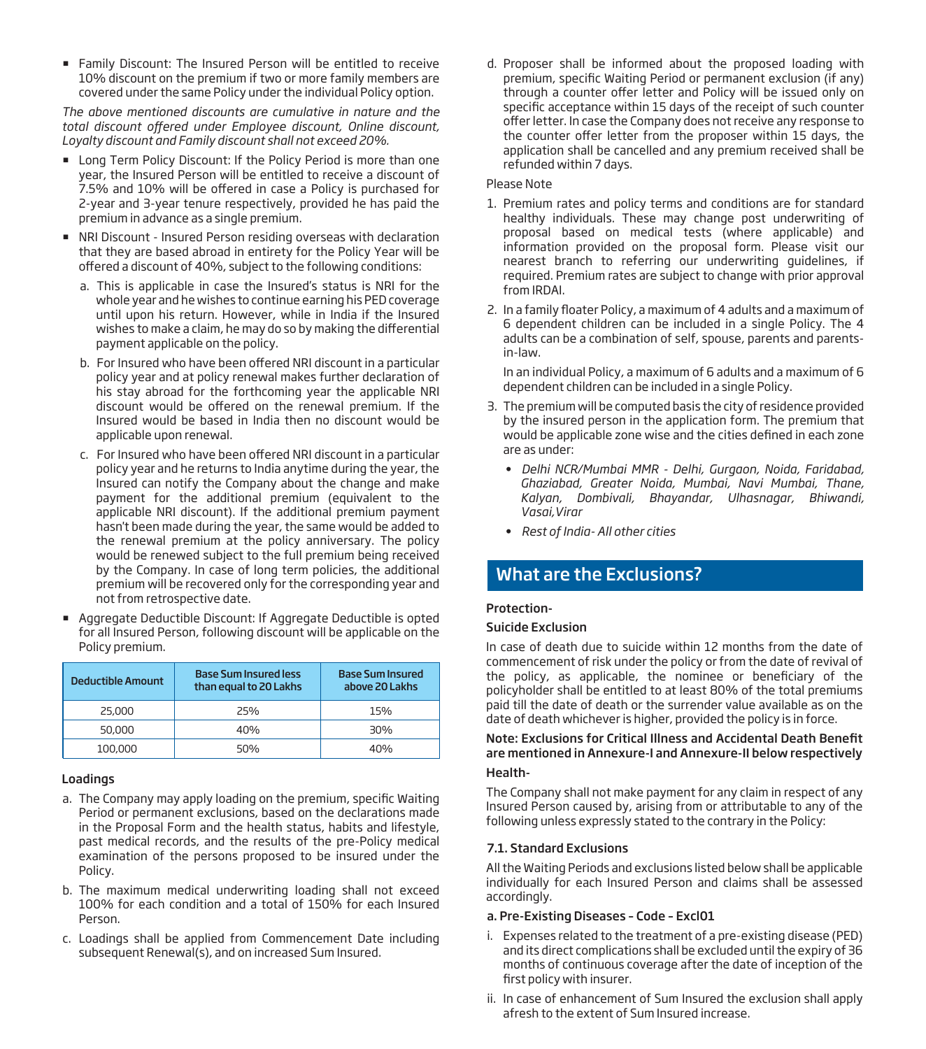- Family Discount: The Insured Person will be entitled to receive 10% discount on the premium if two or more family members are covered under the same Policy under the individual Policy option.

*The above mentioned discounts are cumulative in nature and the total discount offered under Employee discount, Online discount, Loyalty discount and Family discount shall not exceed 20%.*

- Long Term Policy Discount: If the Policy Period is more than one year, the Insured Person will be entitled to receive a discount of 7.5% and 10% will be offered in case a Policy is purchased for 2-year and 3-year tenure respectively, provided he has paid the premium in advance as a single premium.
- NRI Discount - Insured Person residing overseas with declaration that they are based abroad in entirety for the Policy Year will be offered a discount of 40%, subject to the following conditions:
  a. This is applicable in case the Insured's status is NRI for the whole year and he wishes to continue earning his PED coverage until upon his return. However, while in India if the Insured wishes to make a claim, he may do so by making the differential payment applicable on the policy.
  b. For Insured who have been offered NRI discount in a particular policy year and at policy renewal makes further declaration of his stay abroad for the forthcoming year the applicable NRI discount would be offered on the renewal premium. If the Insured would be based in India then no discount would be applicable upon renewal.
  c. For Insured who have been offered NRI discount in a particular policy year and he returns to India anytime during the year, the Insured can notify the Company about the change and make payment for the additional premium (equivalent to the applicable NRI discount). If the additional premium payment hasn't been made during the year, the same would be added to the renewal premium at the policy anniversary. The policy would be renewed subject to the full premium being received by the Company. In case of long term policies, the additional premium will be recovered only for the corresponding year and not from retrospective date.
- Aggregate Deductible Discount: If Aggregate Deductible is opted for all Insured Person, following discount will be applicable on the Policy premium.

| Deductible Amount | Base Sum Insured less than equal to 20 Lakhs | Base Sum Insured above 20 Lakhs |
|---|---|---|
| 25,000 | 25% | 15% |
| 50,000 | 40% | 30% |
| 100,000 | 50% | 40% |

### Loadings

a. The Company may apply loading on the premium, specific Waiting Period or permanent exclusions, based on the declarations made in the Proposal Form and the health status, habits and lifestyle, past medical records, and the results of the pre-Policy medical examination of the persons proposed to be insured under the Policy.

b. The maximum medical underwriting loading shall not exceed 100% for each condition and a total of 150% for each Insured Person.

c. Loadings shall be applied from Commencement Date including subsequent Renewal(s), and on increased Sum Insured.

d. Proposer shall be informed about the proposed loading with premium, specific Waiting Period or permanent exclusion (if any) through a counter offer letter and Policy will be issued only on specific acceptance within 15 days of the receipt of such counter offer letter. In case the Company does not receive any response to the counter offer letter from the proposer within 15 days, the application shall be cancelled and any premium received shall be refunded within 7 days.

Please Note

1. Premium rates and policy terms and conditions are for standard healthy individuals. These may change post underwriting of proposal based on medical tests (where applicable) and information provided on the proposal form. Please visit our nearest branch to referring our underwriting guidelines, if required. Premium rates are subject to change with prior approval from IRDAI.
2. In a family floater Policy, a maximum of 4 adults and a maximum of 6 dependent children can be included in a single Policy. The 4 adults can be a combination of self, spouse, parents and parents-in-law.

   In an individual Policy, a maximum of 6 adults and a maximum of 6 dependent children can be included in a single Policy.
3. The premium will be computed basis the city of residence provided by the insured person in the application form. The premium that would be applicable zone wise and the cities defined in each zone are as under:
   - *Delhi NCR/Mumbai MMR - Delhi, Gurgaon, Noida, Faridabad, Ghaziabad, Greater Noida, Mumbai, Navi Mumbai, Thane, Kalyan, Dombivali, Bhayandar, Ulhasnagar, Bhiwandi, Vasai,Virar*
   - *Rest of India- All other cities*

## What are the Exclusions?

**Protection-**

**Suicide Exclusion**

In case of death due to suicide within 12 months from the date of commencement of risk under the policy or from the date of revival of the policy, as applicable, the nominee or beneficiary of the policyholder shall be entitled to at least 80% of the total premiums paid till the date of death or the surrender value available as on the date of death whichever is higher, provided the policy is in force.

**Note: Exclusions for Critical Illness and Accidental Death Benefit are mentioned in Annexure-I and Annexure-II below respectively**

**Health-**

The Company shall not make payment for any claim in respect of any Insured Person caused by, arising from or attributable to any of the following unless expressly stated to the contrary in the Policy:

### 7.1. Standard Exclusions

All the Waiting Periods and exclusions listed below shall be applicable individually for each Insured Person and claims shall be assessed accordingly.

**a. Pre-Existing Diseases – Code – Excl01**

i. Expenses related to the treatment of a pre-existing disease (PED) and its direct complications shall be excluded until the expiry of 36 months of continuous coverage after the date of inception of the first policy with insurer.

ii. In case of enhancement of Sum Insured the exclusion shall apply afresh to the extent of Sum Insured increase.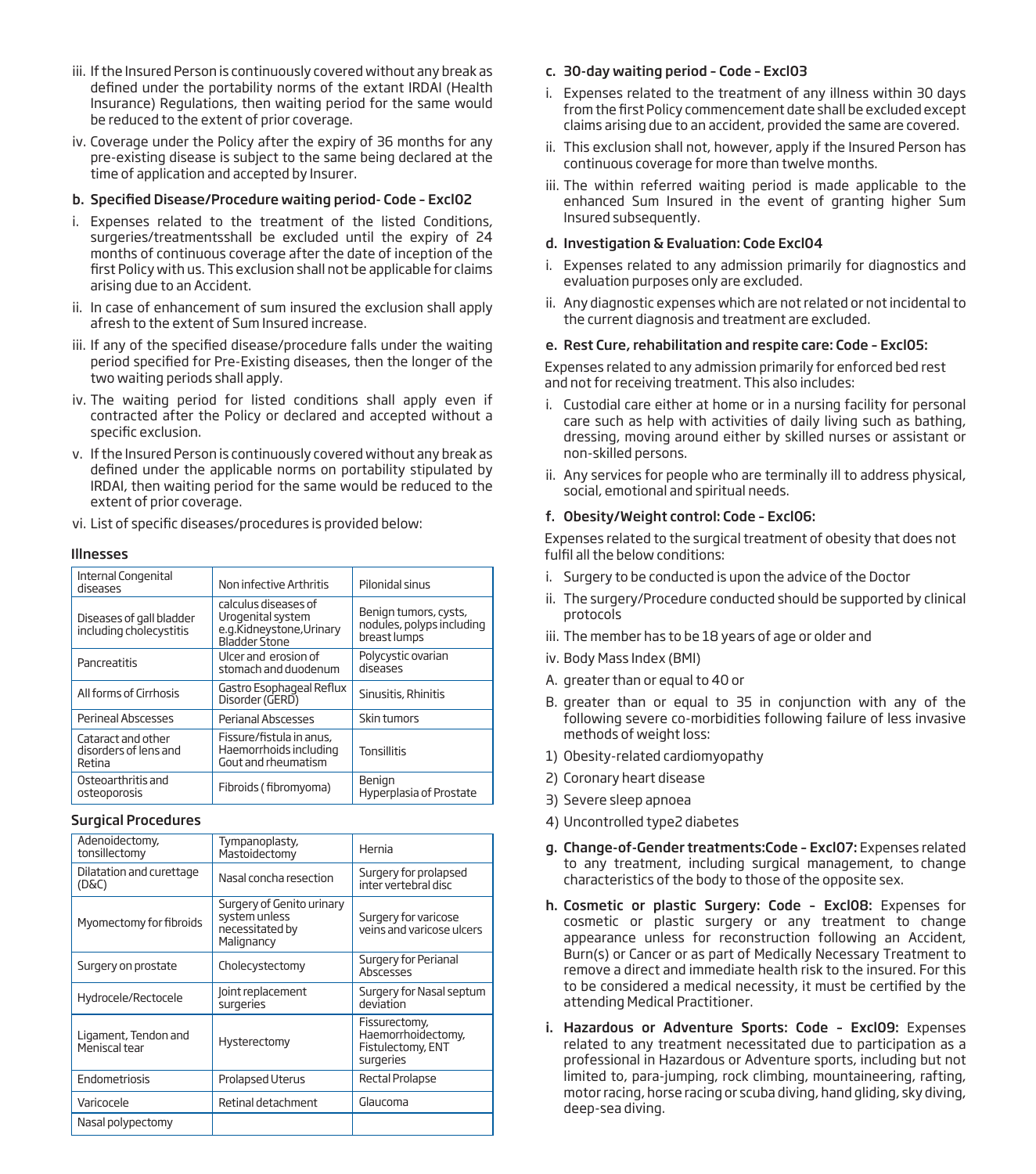iii. If the Insured Person is continuously covered without any break as defined under the portability norms of the extant IRDAI (Health Insurance) Regulations, then waiting period for the same would be reduced to the extent of prior coverage.

iv. Coverage under the Policy after the expiry of 36 months for any pre-existing disease is subject to the same being declared at the time of application and accepted by Insurer.

**b. Specified Disease/Procedure waiting period- Code – Excl02**

i. Expenses related to the treatment of the listed Conditions, surgeries/treatmentsshall be excluded until the expiry of 24 months of continuous coverage after the date of inception of the first Policy with us. This exclusion shall not be applicable for claims arising due to an Accident.

ii. In case of enhancement of sum insured the exclusion shall apply afresh to the extent of Sum Insured increase.

iii. If any of the specified disease/procedure falls under the waiting period specified for Pre-Existing diseases, then the longer of the two waiting periods shall apply.

iv. The waiting period for listed conditions shall apply even if contracted after the Policy or declared and accepted without a specific exclusion.

v. If the Insured Person is continuously covered without any break as defined under the applicable norms on portability stipulated by IRDAI, then waiting period for the same would be reduced to the extent of prior coverage.

vi. List of specific diseases/procedures is provided below:

**Illnesses**

| | | |
|---|---|---|
| Internal Congenital diseases | Non infective Arthritis | Pilonidal sinus |
| Diseases of gall bladder including cholecystitis | calculus diseases of Urogenital system e.g.Kidneystone,Urinary Bladder Stone | Benign tumors, cysts, nodules, polyps including breast lumps |
| Pancreatitis | Ulcer and erosion of stomach and duodenum | Polycystic ovarian diseases |
| All forms of Cirrhosis | Gastro Esophageal Reflux Disorder (GERD) | Sinusitis, Rhinitis |
| Perineal Abscesses | Perianal Abscesses | Skin tumors |
| Cataract and other disorders of lens and Retina | Fissure/fistula in anus, Haemorrhoids including Gout and rheumatism | Tonsillitis |
| Osteoarthritis and osteoporosis | Fibroids ( fibromyoma) | Benign Hyperplasia of Prostate |

**Surgical Procedures**

| | | |
|---|---|---|
| Adenoidectomy, tonsillectomy | Tympanoplasty, Mastoidectomy | Hernia |
| Dilatation and curettage (D&C) | Nasal concha resection | Surgery for prolapsed inter vertebral disc |
| Myomectomy for fibroids | Surgery of Genito urinary system unless necessitated by Malignancy | Surgery for varicose veins and varicose ulcers |
| Surgery on prostate | Cholecystectomy | Surgery for Perianal Abscesses |
| Hydrocele/Rectocele | Joint replacement surgeries | Surgery for Nasal septum deviation |
| Ligament, Tendon and Meniscal tear | Hysterectomy | Fissurectomy, Haemorrhoidectomy, Fistulectomy, ENT surgeries |
| Endometriosis | Prolapsed Uterus | Rectal Prolapse |
| Varicocele | Retinal detachment | Glaucoma |
| Nasal polypectomy | | |

**c. 30-day waiting period – Code – Excl03**

i. Expenses related to the treatment of any illness within 30 days from the first Policy commencement date shall be excluded except claims arising due to an accident, provided the same are covered.

ii. This exclusion shall not, however, apply if the Insured Person has continuous coverage for more than twelve months.

iii. The within referred waiting period is made applicable to the enhanced Sum Insured in the event of granting higher Sum Insured subsequently.

**d. Investigation & Evaluation: Code Excl04**

i. Expenses related to any admission primarily for diagnostics and evaluation purposes only are excluded.

ii. Any diagnostic expenses which are not related or not incidental to the current diagnosis and treatment are excluded.

**e. Rest Cure, rehabilitation and respite care: Code – Excl05:**

Expenses related to any admission primarily for enforced bed rest and not for receiving treatment. This also includes:

i. Custodial care either at home or in a nursing facility for personal care such as help with activities of daily living such as bathing, dressing, moving around either by skilled nurses or assistant or non-skilled persons.

ii. Any services for people who are terminally ill to address physical, social, emotional and spiritual needs.

**f. Obesity/Weight control: Code – Excl06:**

Expenses related to the surgical treatment of obesity that does not fulfil all the below conditions:

i. Surgery to be conducted is upon the advice of the Doctor

ii. The surgery/Procedure conducted should be supported by clinical protocols

iii. The member has to be 18 years of age or older and

iv. Body Mass Index (BMI)

A. greater than or equal to 40 or

B. greater than or equal to 35 in conjunction with any of the following severe co-morbidities following failure of less invasive methods of weight loss:

1) Obesity-related cardiomyopathy

2) Coronary heart disease

3) Severe sleep apnoea

4) Uncontrolled type2 diabetes

**g. Change-of-Gender treatments:Code – Excl07:** Expenses related to any treatment, including surgical management, to change characteristics of the body to those of the opposite sex.

**h. Cosmetic or plastic Surgery: Code – Excl08:** Expenses for cosmetic or plastic surgery or any treatment to change appearance unless for reconstruction following an Accident, Burn(s) or Cancer or as part of Medically Necessary Treatment to remove a direct and immediate health risk to the insured. For this to be considered a medical necessity, it must be certified by the attending Medical Practitioner.

**i. Hazardous or Adventure Sports: Code – Excl09:** Expenses related to any treatment necessitated due to participation as a professional in Hazardous or Adventure sports, including but not limited to, para-jumping, rock climbing, mountaineering, rafting, motor racing, horse racing or scuba diving, hand gliding, sky diving, deep-sea diving.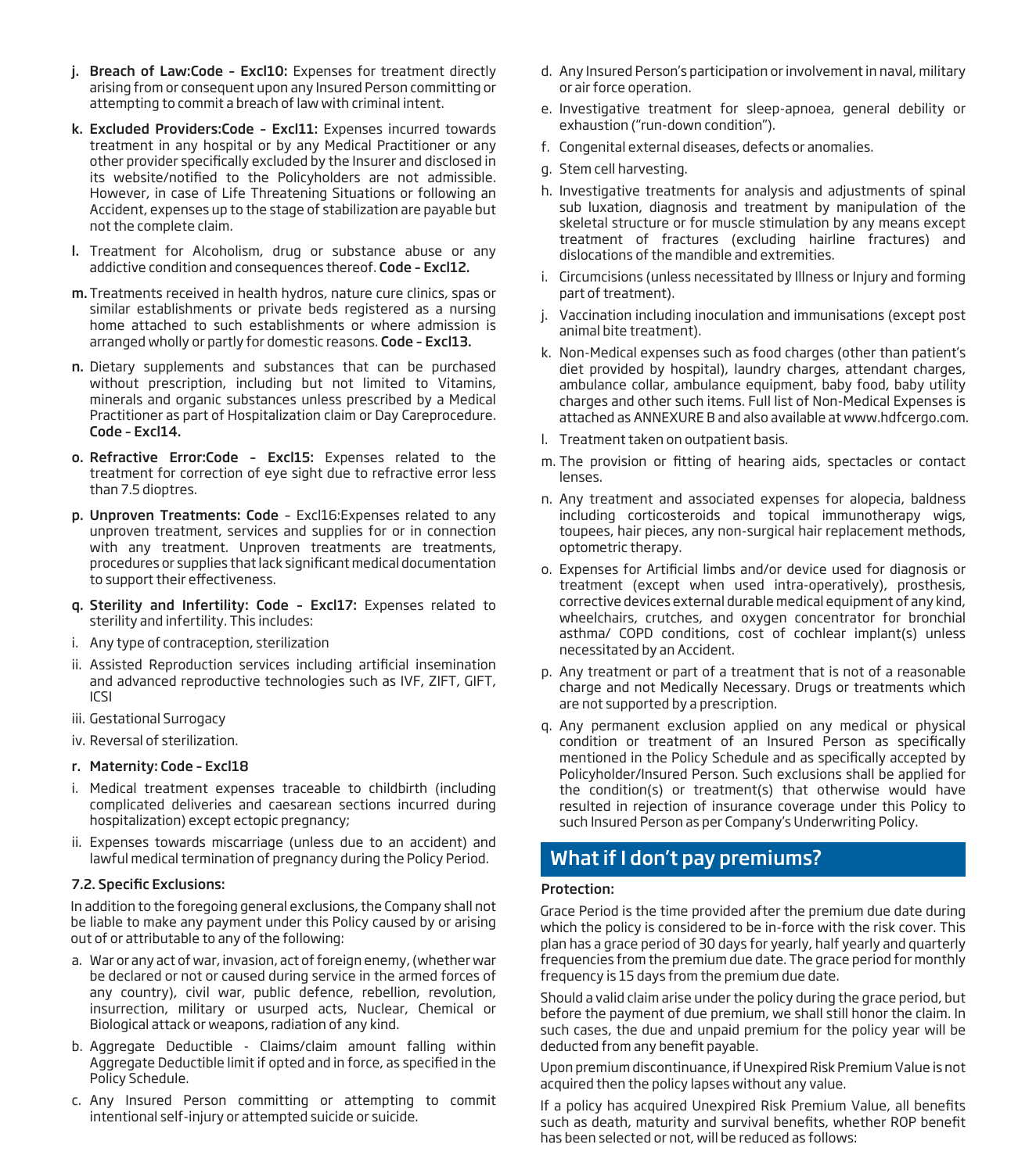j. **Breach of Law:Code – Excl10:** Expenses for treatment directly arising from or consequent upon any Insured Person committing or attempting to commit a breach of law with criminal intent.

k. **Excluded Providers:Code – Excl11:** Expenses incurred towards treatment in any hospital or by any Medical Practitioner or any other provider specifically excluded by the Insurer and disclosed in its website/notified to the Policyholders are not admissible. However, in case of Life Threatening Situations or following an Accident, expenses up to the stage of stabilization are payable but not the complete claim.

l. Treatment for Alcoholism, drug or substance abuse or any addictive condition and consequences thereof. **Code – Excl12.**

m. Treatments received in health hydros, nature cure clinics, spas or similar establishments or private beds registered as a nursing home attached to such establishments or where admission is arranged wholly or partly for domestic reasons. **Code – Excl13.**

n. Dietary supplements and substances that can be purchased without prescription, including but not limited to Vitamins, minerals and organic substances unless prescribed by a Medical Practitioner as part of Hospitalization claim or Day Careprocedure. **Code – Excl14.**

o. **Refractive Error:Code – Excl15:** Expenses related to the treatment for correction of eye sight due to refractive error less than 7.5 dioptres.

p. **Unproven Treatments: Code** – Excl16:Expenses related to any unproven treatment, services and supplies for or in connection with any treatment. Unproven treatments are treatments, procedures or supplies that lack significant medical documentation to support their effectiveness.

q. **Sterility and Infertility: Code – Excl17:** Expenses related to sterility and infertility. This includes:

i. Any type of contraception, sterilization

ii. Assisted Reproduction services including artificial insemination and advanced reproductive technologies such as IVF, ZIFT, GIFT, ICSI

iii. Gestational Surrogacy

iv. Reversal of sterilization.

r. **Maternity: Code – Excl18**

i. Medical treatment expenses traceable to childbirth (including complicated deliveries and caesarean sections incurred during hospitalization) except ectopic pregnancy;

ii. Expenses towards miscarriage (unless due to an accident) and lawful medical termination of pregnancy during the Policy Period.

**7.2. Specific Exclusions:**

In addition to the foregoing general exclusions, the Company shall not be liable to make any payment under this Policy caused by or arising out of or attributable to any of the following:

a. War or any act of war, invasion, act of foreign enemy, (whether war be declared or not or caused during service in the armed forces of any country), civil war, public defence, rebellion, revolution, insurrection, military or usurped acts, Nuclear, Chemical or Biological attack or weapons, radiation of any kind.

b. Aggregate Deductible - Claims/claim amount falling within Aggregate Deductible limit if opted and in force, as specified in the Policy Schedule.

c. Any Insured Person committing or attempting to commit intentional self-injury or attempted suicide or suicide.

d. Any Insured Person's participation or involvement in naval, military or air force operation.

e. Investigative treatment for sleep-apnoea, general debility or exhaustion ("run-down condition").

f. Congenital external diseases, defects or anomalies.

g. Stem cell harvesting.

h. Investigative treatments for analysis and adjustments of spinal sub luxation, diagnosis and treatment by manipulation of the skeletal structure or for muscle stimulation by any means except treatment of fractures (excluding hairline fractures) and dislocations of the mandible and extremities.

i. Circumcisions (unless necessitated by Illness or Injury and forming part of treatment).

j. Vaccination including inoculation and immunisations (except post animal bite treatment).

k. Non-Medical expenses such as food charges (other than patient's diet provided by hospital), laundry charges, attendant charges, ambulance collar, ambulance equipment, baby food, baby utility charges and other such items. Full list of Non-Medical Expenses is attached as ANNEXURE B and also available at www.hdfcergo.com.

l. Treatment taken on outpatient basis.

m. The provision or fitting of hearing aids, spectacles or contact lenses.

n. Any treatment and associated expenses for alopecia, baldness including corticosteroids and topical immunotherapy wigs, toupees, hair pieces, any non-surgical hair replacement methods, optometric therapy.

o. Expenses for Artificial limbs and/or device used for diagnosis or treatment (except when used intra-operatively), prosthesis, corrective devices external durable medical equipment of any kind, wheelchairs, crutches, and oxygen concentrator for bronchial asthma/ COPD conditions, cost of cochlear implant(s) unless necessitated by an Accident.

p. Any treatment or part of a treatment that is not of a reasonable charge and not Medically Necessary. Drugs or treatments which are not supported by a prescription.

q. Any permanent exclusion applied on any medical or physical condition or treatment of an Insured Person as specifically mentioned in the Policy Schedule and as specifically accepted by Policyholder/Insured Person. Such exclusions shall be applied for the condition(s) or treatment(s) that otherwise would have resulted in rejection of insurance coverage under this Policy to such Insured Person as per Company's Underwriting Policy.

## What if I don't pay premiums?

**Protection:**

Grace Period is the time provided after the premium due date during which the policy is considered to be in-force with the risk cover. This plan has a grace period of 30 days for yearly, half yearly and quarterly frequencies from the premium due date. The grace period for monthly frequency is 15 days from the premium due date.

Should a valid claim arise under the policy during the grace period, but before the payment of due premium, we shall still honor the claim. In such cases, the due and unpaid premium for the policy year will be deducted from any benefit payable.

Upon premium discontinuance, if Unexpired Risk Premium Value is not acquired then the policy lapses without any value.

If a policy has acquired Unexpired Risk Premium Value, all benefits such as death, maturity and survival benefits, whether ROP benefit has been selected or not, will be reduced as follows: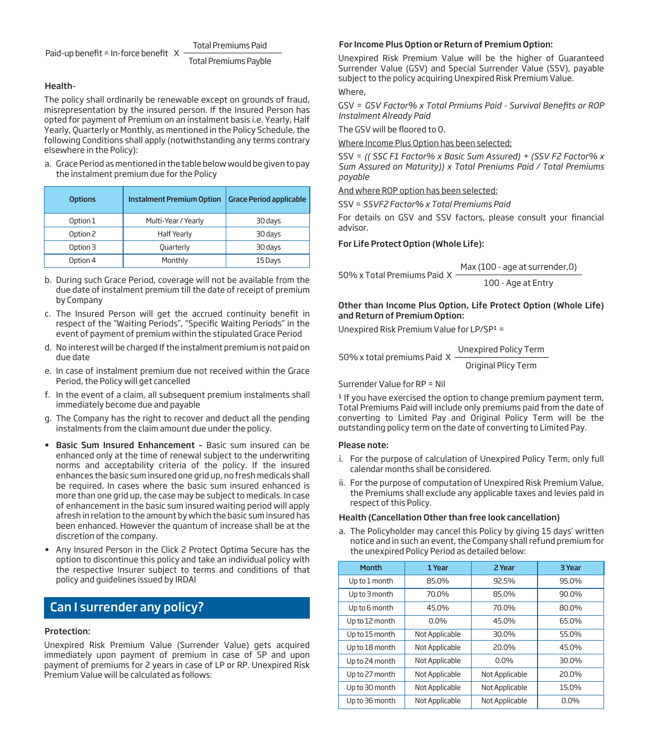$$\text{Paid-up benefit} = \text{In-force benefit} \times \frac{\text{Total Premiums Paid}}{\text{Total Premiums Payble}}$$

**Health-**

The policy shall ordinarily be renewable except on grounds of fraud, misrepresentation by the insured person. If the Insured Person has opted for payment of Premium on an instalment basis i.e. Yearly, Half Yearly, Quarterly or Monthly, as mentioned in the Policy Schedule, the following Conditions shall apply (notwithstanding any terms contrary elsewhere in the Policy):

a. Grace Period as mentioned in the table below would be given to pay the instalment premium due for the Policy

| Options | Instalment Premium Option | Grace Period applicable |
|---|---|---|
| Option 1 | Multi-Year / Yearly | 30 days |
| Option 2 | Half Yearly | 30 days |
| Option 3 | Quarterly | 30 days |
| Option 4 | Monthly | 15 Days |

b. During such Grace Period, coverage will not be available from the due date of instalment premium till the date of receipt of premium by Company

c. The Insured Person will get the accrued continuity benefit in respect of the "Waiting Periods", "Specific Waiting Periods" in the event of payment of premium within the stipulated Grace Period

d. No interest will be charged If the instalment premium is not paid on due date

e. In case of instalment premium due not received within the Grace Period, the Policy will get cancelled

f. In the event of a claim, all subsequent premium instalments shall immediately become due and payable

g. The Company has the right to recover and deduct all the pending instalments from the claim amount due under the policy.

- **Basic Sum Insured Enhancement –** Basic sum insured can be enhanced only at the time of renewal subject to the underwriting norms and acceptability criteria of the policy. If the insured enhances the basic sum insured one grid up, no fresh medicals shall be required. In cases where the basic sum insured enhanced is more than one grid up, the case may be subject to medicals. In case of enhancement in the basic sum insured waiting period will apply afresh in relation to the amount by which the basic sum insured has been enhanced. However the quantum of increase shall be at the discretion of the company.
- Any Insured Person in the Click 2 Protect Optima Secure has the option to discontinue this policy and take an individual policy with the respective Insurer subject to terms and conditions of that policy and guidelines issued by IRDAI

## Can I surrender any policy?

**Protection:**

Unexpired Risk Premium Value (Surrender Value) gets acquired immediately upon payment of premium in case of SP and upon payment of premiums for 2 years in case of LP or RP. Unexpired Risk Premium Value will be calculated as follows:

**For Income Plus Option or Return of Premium Option:**

Unexpired Risk Premium Value will be the higher of Guaranteed Surrender Value (GSV) and Special Surrender Value (SSV), payable subject to the policy acquiring Unexpired Risk Premium Value.

Where,

GSV = *GSV Factor% x Total Prmiums Paid - Survival Benefits or ROP Instalment Already Paid*

The GSV will be floored to 0.

<u>Where Income Plus Option has been selected:</u>

SSV = *(( SSC F1 Factor% x Basic Sum Assured) + (SSV F2 Factor% x Sum Assured on Maturity)) x Total Preniums Paid / Total Premiums payable*

<u>And where ROP option has been selected:</u>

SSV = *SSVF2 Factor% x Total Premiums Paid*

For details on GSV and SSV factors, please consult your financial advisor.

**For Life Protect Option (Whole Life):**

$$50\% \times \text{Total Premiums Paid} \times \frac{\text{Max (100 - age at surrender,0)}}{\text{100 - Age at Entry}}$$

**Other than Income Plus Option, Life Protect Option (Whole Life) and Return of Premium Option:**

Unexpired Risk Premium Value for LP/SP[1] =

$$50\% \times \text{total premiums Paid} \times \frac{\text{Unexpired Policy Term}}{\text{Original Plicy Term}}$$

Surrender Value for RP = Nil

[1] If you have exercised the option to change premium payment term, Total Premiums Paid will include only premiums paid from the date of converting to Limited Pay and Original Policy Term will be the outstanding policy term on the date of converting to Limited Pay.

**Please note:**

i. For the purpose of calculation of Unexpired Policy Term, only full calendar months shall be considered.

ii. For the purpose of computation of Unexpired Risk Premium Value, the Premiums shall exclude any applicable taxes and levies paid in respect of this Policy.

**Health (Cancellation Other than free look cancellation)**

a. The Policyholder may cancel this Policy by giving 15 days' written notice and in such an event, the Company shall refund premium for the unexpired Policy Period as detailed below:

| Month | 1 Year | 2 Year | 3 Year |
|---|---|---|---|
| Up to 1 month | 85.0% | 92.5% | 95.0% |
| Up to 3 month | 70.0% | 85.0% | 90.0% |
| Up to 6 month | 45.0% | 70.0% | 80.0% |
| Up to 12 month | 0.0% | 45.0% | 65.0% |
| Up to 15 month | Not Applicable | 30.0% | 55.0% |
| Up to 18 month | Not Applicable | 20.0% | 45.0% |
| Up to 24 month | Not Applicable | 0.0% | 30.0% |
| Up to 27 month | Not Applicable | Not Applicable | 20.0% |
| Up to 30 month | Not Applicable | Not Applicable | 15.0% |
| Up to 36 month | Not Applicable | Not Applicable | 0.0% |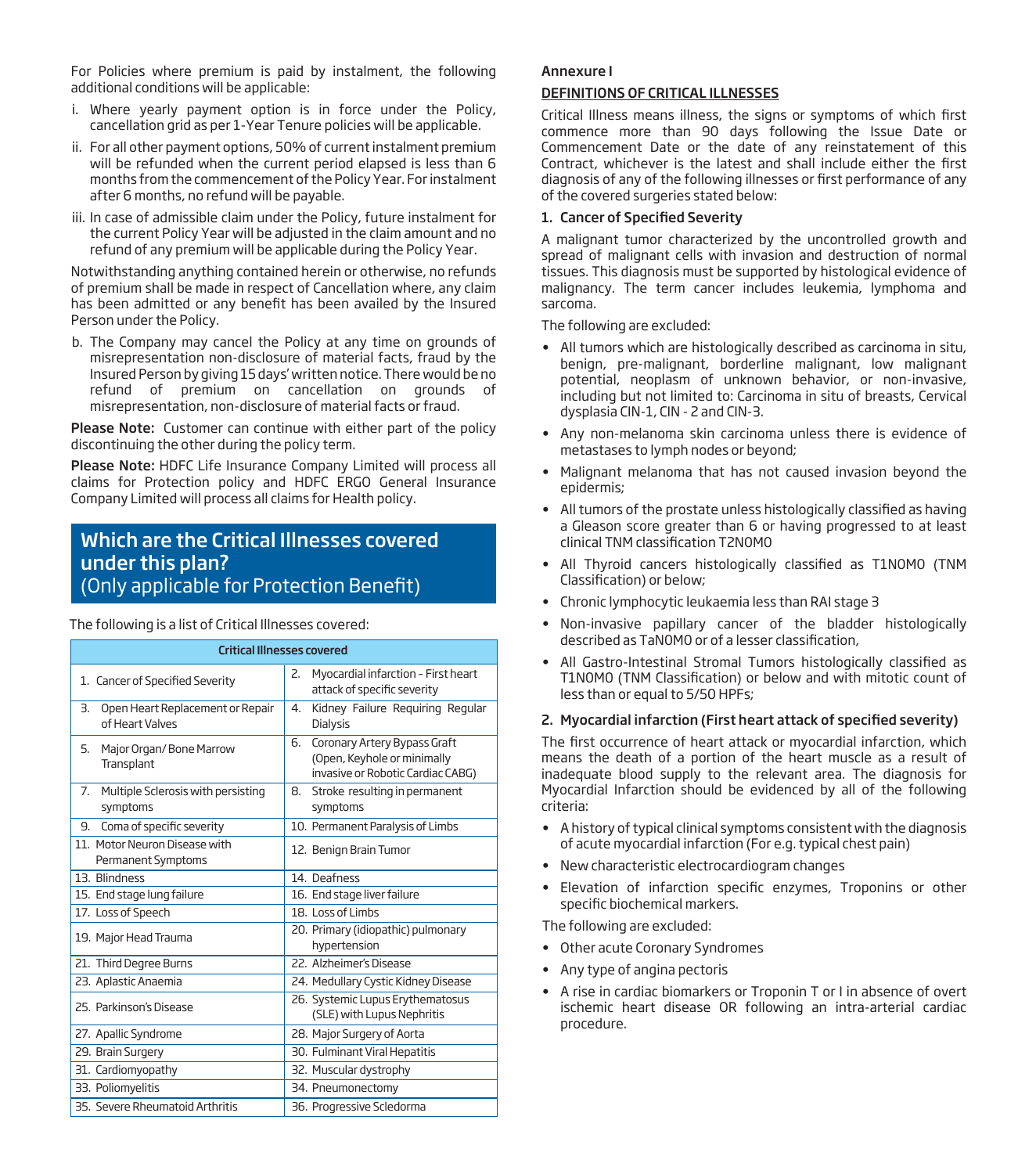For Policies where premium is paid by instalment, the following additional conditions will be applicable:

i. Where yearly payment option is in force under the Policy, cancellation grid as per 1-Year Tenure policies will be applicable.

ii. For all other payment options, 50% of current instalment premium will be refunded when the current period elapsed is less than 6 months from the commencement of the Policy Year. For instalment after 6 months, no refund will be payable.

iii. In case of admissible claim under the Policy, future instalment for the current Policy Year will be adjusted in the claim amount and no refund of any premium will be applicable during the Policy Year.

Notwithstanding anything contained herein or otherwise, no refunds of premium shall be made in respect of Cancellation where, any claim has been admitted or any benefit has been availed by the Insured Person under the Policy.

b. The Company may cancel the Policy at any time on grounds of misrepresentation non-disclosure of material facts, fraud by the Insured Person by giving 15 days' written notice. There would be no refund of premium on cancellation on grounds of misrepresentation, non-disclosure of material facts or fraud.

**Please Note:** Customer can continue with either part of the policy discontinuing the other during the policy term.

**Please Note:** HDFC Life Insurance Company Limited will process all claims for Protection policy and HDFC ERGO General Insurance Company Limited will process all claims for Health policy.

## Which are the Critical Illnesses covered under this plan? (Only applicable for Protection Benefit)

The following is a list of Critical Illnesses covered:

| Critical Illnesses covered | |
|---|---|
| 1. Cancer of Specified Severity | 2. Myocardial infarction – First heart attack of specific severity |
| 3. Open Heart Replacement or Repair of Heart Valves | 4. Kidney Failure Requiring Regular Dialysis |
| 5. Major Organ/ Bone Marrow Transplant | 6. Coronary Artery Bypass Graft (Open, Keyhole or minimally invasive or Robotic Cardiac CABG) |
| 7. Multiple Sclerosis with persisting symptoms | 8. Stroke resulting in permanent symptoms |
| 9. Coma of specific severity | 10. Permanent Paralysis of Limbs |
| 11. Motor Neuron Disease with Permanent Symptoms | 12. Benign Brain Tumor |
| 13. Blindness | 14. Deafness |
| 15. End stage lung failure | 16. End stage liver failure |
| 17. Loss of Speech | 18. Loss of Limbs |
| 19. Major Head Trauma | 20. Primary (idiopathic) pulmonary hypertension |
| 21. Third Degree Burns | 22. Alzheimer's Disease |
| 23. Aplastic Anaemia | 24. Medullary Cystic Kidney Disease |
| 25. Parkinson's Disease | 26. Systemic Lupus Erythematosus (SLE) with Lupus Nephritis |
| 27. Apallic Syndrome | 28. Major Surgery of Aorta |
| 29. Brain Surgery | 30. Fulminant Viral Hepatitis |
| 31. Cardiomyopathy | 32. Muscular dystrophy |
| 33. Poliomyelitis | 34. Pneumonectomy |
| 35. Severe Rheumatoid Arthritis | 36. Progressive Scledorma |

**Annexure I**

**DEFINITIONS OF CRITICAL ILLNESSES**

Critical Illness means illness, the signs or symptoms of which first commence more than 90 days following the Issue Date or Commencement Date or the date of any reinstatement of this Contract, whichever is the latest and shall include either the first diagnosis of any of the following illnesses or first performance of any of the covered surgeries stated below:

**1. Cancer of Specified Severity**

A malignant tumor characterized by the uncontrolled growth and spread of malignant cells with invasion and destruction of normal tissues. This diagnosis must be supported by histological evidence of malignancy. The term cancer includes leukemia, lymphoma and sarcoma.

The following are excluded:

- All tumors which are histologically described as carcinoma in situ, benign, pre-malignant, borderline malignant, low malignant potential, neoplasm of unknown behavior, or non-invasive, including but not limited to: Carcinoma in situ of breasts, Cervical dysplasia CIN-1, CIN - 2 and CIN-3.
- Any non-melanoma skin carcinoma unless there is evidence of metastases to lymph nodes or beyond;
- Malignant melanoma that has not caused invasion beyond the epidermis;
- All tumors of the prostate unless histologically classified as having a Gleason score greater than 6 or having progressed to at least clinical TNM classification T2N0M0
- All Thyroid cancers histologically classified as T1N0M0 (TNM Classification) or below;
- Chronic lymphocytic leukaemia less than RAI stage 3
- Non-invasive papillary cancer of the bladder histologically described as TaN0M0 or of a lesser classification,
- All Gastro-Intestinal Stromal Tumors histologically classified as T1N0M0 (TNM Classification) or below and with mitotic count of less than or equal to 5/50 HPFs;

**2. Myocardial infarction (First heart attack of specified severity)**

The first occurrence of heart attack or myocardial infarction, which means the death of a portion of the heart muscle as a result of inadequate blood supply to the relevant area. The diagnosis for Myocardial Infarction should be evidenced by all of the following criteria:

- A history of typical clinical symptoms consistent with the diagnosis of acute myocardial infarction (For e.g. typical chest pain)
- New characteristic electrocardiogram changes
- Elevation of infarction specific enzymes, Troponins or other specific biochemical markers.

The following are excluded:

- Other acute Coronary Syndromes
- Any type of angina pectoris
- A rise in cardiac biomarkers or Troponin T or I in absence of overt ischemic heart disease OR following an intra-arterial cardiac procedure.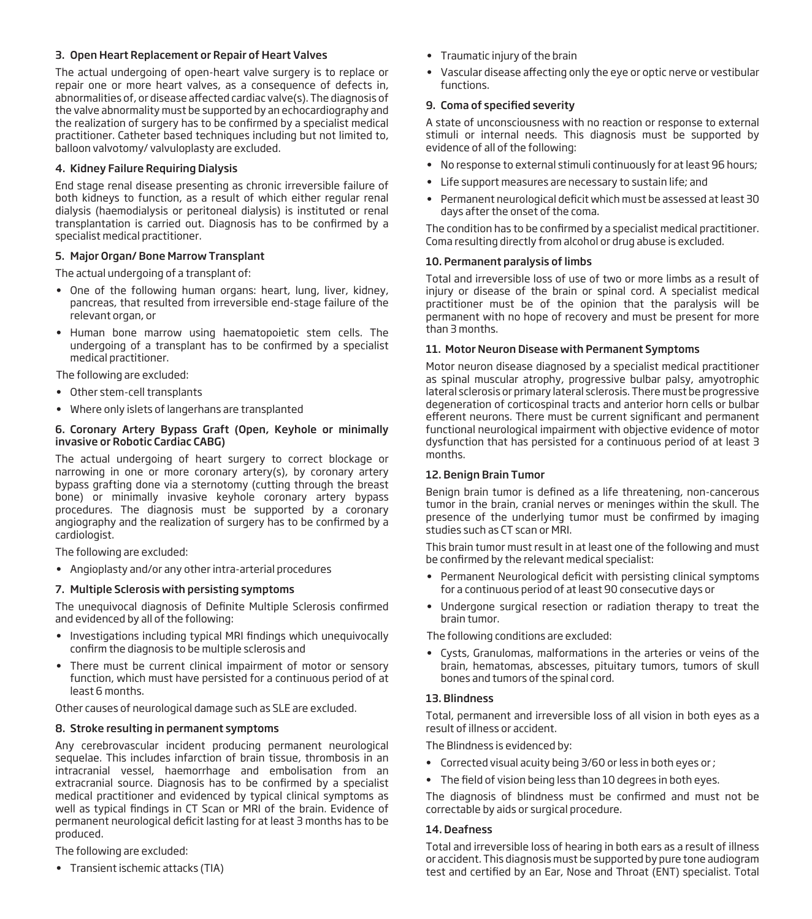### 3. Open Heart Replacement or Repair of Heart Valves

The actual undergoing of open-heart valve surgery is to replace or repair one or more heart valves, as a consequence of defects in, abnormalities of, or disease affected cardiac valve(s). The diagnosis of the valve abnormality must be supported by an echocardiography and the realization of surgery has to be confirmed by a specialist medical practitioner. Catheter based techniques including but not limited to, balloon valvotomy/ valvuloplasty are excluded.

### 4. Kidney Failure Requiring Dialysis

End stage renal disease presenting as chronic irreversible failure of both kidneys to function, as a result of which either regular renal dialysis (haemodialysis or peritoneal dialysis) is instituted or renal transplantation is carried out. Diagnosis has to be confirmed by a specialist medical practitioner.

### 5. Major Organ/ Bone Marrow Transplant

The actual undergoing of a transplant of:

- One of the following human organs: heart, lung, liver, kidney, pancreas, that resulted from irreversible end-stage failure of the relevant organ, or
- Human bone marrow using haematopoietic stem cells. The undergoing of a transplant has to be confirmed by a specialist medical practitioner.

The following are excluded:

- Other stem-cell transplants
- Where only islets of langerhans are transplanted

### 6. Coronary Artery Bypass Graft (Open, Keyhole or minimally invasive or Robotic Cardiac CABG)

The actual undergoing of heart surgery to correct blockage or narrowing in one or more coronary artery(s), by coronary artery bypass grafting done via a sternotomy (cutting through the breast bone) or minimally invasive keyhole coronary artery bypass procedures. The diagnosis must be supported by a coronary angiography and the realization of surgery has to be confirmed by a cardiologist.

The following are excluded:

- Angioplasty and/or any other intra-arterial procedures

### 7. Multiple Sclerosis with persisting symptoms

The unequivocal diagnosis of Definite Multiple Sclerosis confirmed and evidenced by all of the following:

- Investigations including typical MRI findings which unequivocally confirm the diagnosis to be multiple sclerosis and
- There must be current clinical impairment of motor or sensory function, which must have persisted for a continuous period of at least 6 months.

Other causes of neurological damage such as SLE are excluded.

### 8. Stroke resulting in permanent symptoms

Any cerebrovascular incident producing permanent neurological sequelae. This includes infarction of brain tissue, thrombosis in an intracranial vessel, haemorrhage and embolisation from an extracranial source. Diagnosis has to be confirmed by a specialist medical practitioner and evidenced by typical clinical symptoms as well as typical findings in CT Scan or MRI of the brain. Evidence of permanent neurological deficit lasting for at least 3 months has to be produced.

The following are excluded:

- Transient ischemic attacks (TIA)
- Traumatic injury of the brain
- Vascular disease affecting only the eye or optic nerve or vestibular functions.

### 9. Coma of specified severity

A state of unconsciousness with no reaction or response to external stimuli or internal needs. This diagnosis must be supported by evidence of all of the following:

- No response to external stimuli continuously for at least 96 hours;
- Life support measures are necessary to sustain life; and
- Permanent neurological deficit which must be assessed at least 30 days after the onset of the coma.

The condition has to be confirmed by a specialist medical practitioner. Coma resulting directly from alcohol or drug abuse is excluded.

### 10. Permanent paralysis of limbs

Total and irreversible loss of use of two or more limbs as a result of injury or disease of the brain or spinal cord. A specialist medical practitioner must be of the opinion that the paralysis will be permanent with no hope of recovery and must be present for more than 3 months.

### 11. Motor Neuron Disease with Permanent Symptoms

Motor neuron disease diagnosed by a specialist medical practitioner as spinal muscular atrophy, progressive bulbar palsy, amyotrophic lateral sclerosis or primary lateral sclerosis. There must be progressive degeneration of corticospinal tracts and anterior horn cells or bulbar efferent neurons. There must be current significant and permanent functional neurological impairment with objective evidence of motor dysfunction that has persisted for a continuous period of at least 3 months.

### 12. Benign Brain Tumor

Benign brain tumor is defined as a life threatening, non-cancerous tumor in the brain, cranial nerves or meninges within the skull. The presence of the underlying tumor must be confirmed by imaging studies such as CT scan or MRI.

This brain tumor must result in at least one of the following and must be confirmed by the relevant medical specialist:

- Permanent Neurological deficit with persisting clinical symptoms for a continuous period of at least 90 consecutive days or
- Undergone surgical resection or radiation therapy to treat the brain tumor.

The following conditions are excluded:

- Cysts, Granulomas, malformations in the arteries or veins of the brain, hematomas, abscesses, pituitary tumors, tumors of skull bones and tumors of the spinal cord.

### 13. Blindness

Total, permanent and irreversible loss of all vision in both eyes as a result of illness or accident.

The Blindness is evidenced by:

- Corrected visual acuity being 3/60 or less in both eyes or ;
- The field of vision being less than 10 degrees in both eyes.

The diagnosis of blindness must be confirmed and must not be correctable by aids or surgical procedure.

### 14. Deafness

Total and irreversible loss of hearing in both ears as a result of illness or accident. This diagnosis must be supported by pure tone audiogram test and certified by an Ear, Nose and Throat (ENT) specialist. Total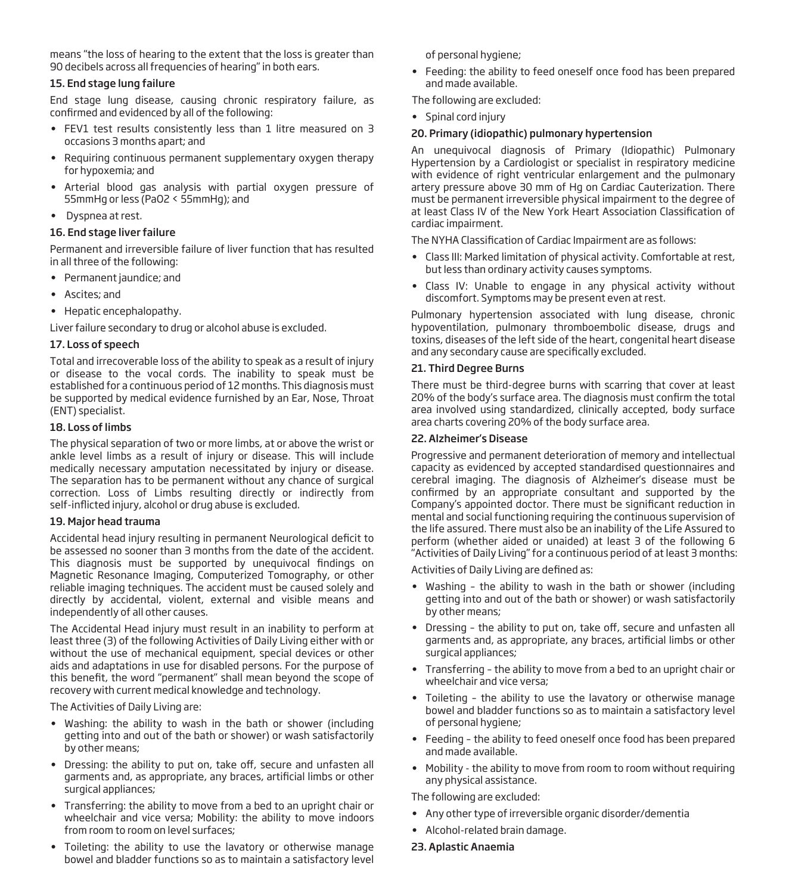means "the loss of hearing to the extent that the loss is greater than 90 decibels across all frequencies of hearing" in both ears.

### 15. End stage lung failure

End stage lung disease, causing chronic respiratory failure, as confirmed and evidenced by all of the following:

- FEV1 test results consistently less than 1 litre measured on 3 occasions 3 months apart; and
- Requiring continuous permanent supplementary oxygen therapy for hypoxemia; and
- Arterial blood gas analysis with partial oxygen pressure of 55mmHg or less ($PaO2 < 55mmHg$); and
- Dyspnea at rest.

### 16. End stage liver failure

Permanent and irreversible failure of liver function that has resulted in all three of the following:

- Permanent jaundice; and
- Ascites; and
- Hepatic encephalopathy.

Liver failure secondary to drug or alcohol abuse is excluded.

### 17. Loss of speech

Total and irrecoverable loss of the ability to speak as a result of injury or disease to the vocal cords. The inability to speak must be established for a continuous period of 12 months. This diagnosis must be supported by medical evidence furnished by an Ear, Nose, Throat (ENT) specialist.

### 18. Loss of limbs

The physical separation of two or more limbs, at or above the wrist or ankle level limbs as a result of injury or disease. This will include medically necessary amputation necessitated by injury or disease. The separation has to be permanent without any chance of surgical correction. Loss of Limbs resulting directly or indirectly from self-inflicted injury, alcohol or drug abuse is excluded.

### 19. Major head trauma

Accidental head injury resulting in permanent Neurological deficit to be assessed no sooner than 3 months from the date of the accident. This diagnosis must be supported by unequivocal findings on Magnetic Resonance Imaging, Computerized Tomography, or other reliable imaging techniques. The accident must be caused solely and directly by accidental, violent, external and visible means and independently of all other causes.

The Accidental Head injury must result in an inability to perform at least three (3) of the following Activities of Daily Living either with or without the use of mechanical equipment, special devices or other aids and adaptations in use for disabled persons. For the purpose of this benefit, the word "permanent" shall mean beyond the scope of recovery with current medical knowledge and technology.

The Activities of Daily Living are:

- Washing: the ability to wash in the bath or shower (including getting into and out of the bath or shower) or wash satisfactorily by other means;
- Dressing: the ability to put on, take off, secure and unfasten all garments and, as appropriate, any braces, artificial limbs or other surgical appliances;
- Transferring: the ability to move from a bed to an upright chair or wheelchair and vice versa; Mobility: the ability to move indoors from room to room on level surfaces;
- Toileting: the ability to use the lavatory or otherwise manage bowel and bladder functions so as to maintain a satisfactory level of personal hygiene;
- Feeding: the ability to feed oneself once food has been prepared and made available.

The following are excluded:

- Spinal cord injury

### 20. Primary (idiopathic) pulmonary hypertension

An unequivocal diagnosis of Primary (Idiopathic) Pulmonary Hypertension by a Cardiologist or specialist in respiratory medicine with evidence of right ventricular enlargement and the pulmonary artery pressure above 30 mm of Hg on Cardiac Cauterization. There must be permanent irreversible physical impairment to the degree of at least Class IV of the New York Heart Association Classification of cardiac impairment.

The NYHA Classification of Cardiac Impairment are as follows:

- Class III: Marked limitation of physical activity. Comfortable at rest, but less than ordinary activity causes symptoms.
- Class IV: Unable to engage in any physical activity without discomfort. Symptoms may be present even at rest.

Pulmonary hypertension associated with lung disease, chronic hypoventilation, pulmonary thromboembolic disease, drugs and toxins, diseases of the left side of the heart, congenital heart disease and any secondary cause are specifically excluded.

### 21. Third Degree Burns

There must be third-degree burns with scarring that cover at least 20% of the body's surface area. The diagnosis must confirm the total area involved using standardized, clinically accepted, body surface area charts covering 20% of the body surface area.

### 22. Alzheimer's Disease

Progressive and permanent deterioration of memory and intellectual capacity as evidenced by accepted standardised questionnaires and cerebral imaging. The diagnosis of Alzheimer's disease must be confirmed by an appropriate consultant and supported by the Company's appointed doctor. There must be significant reduction in mental and social functioning requiring the continuous supervision of the life assured. There must also be an inability of the Life Assured to perform (whether aided or unaided) at least 3 of the following 6 "Activities of Daily Living" for a continuous period of at least 3 months:

Activities of Daily Living are defined as:

- Washing – the ability to wash in the bath or shower (including getting into and out of the bath or shower) or wash satisfactorily by other means;
- Dressing – the ability to put on, take off, secure and unfasten all garments and, as appropriate, any braces, artificial limbs or other surgical appliances;
- Transferring – the ability to move from a bed to an upright chair or wheelchair and vice versa;
- Toileting – the ability to use the lavatory or otherwise manage bowel and bladder functions so as to maintain a satisfactory level of personal hygiene;
- Feeding – the ability to feed oneself once food has been prepared and made available.
- Mobility - the ability to move from room to room without requiring any physical assistance.

The following are excluded:

- Any other type of irreversible organic disorder/dementia
- Alcohol-related brain damage.

### 23. Aplastic Anaemia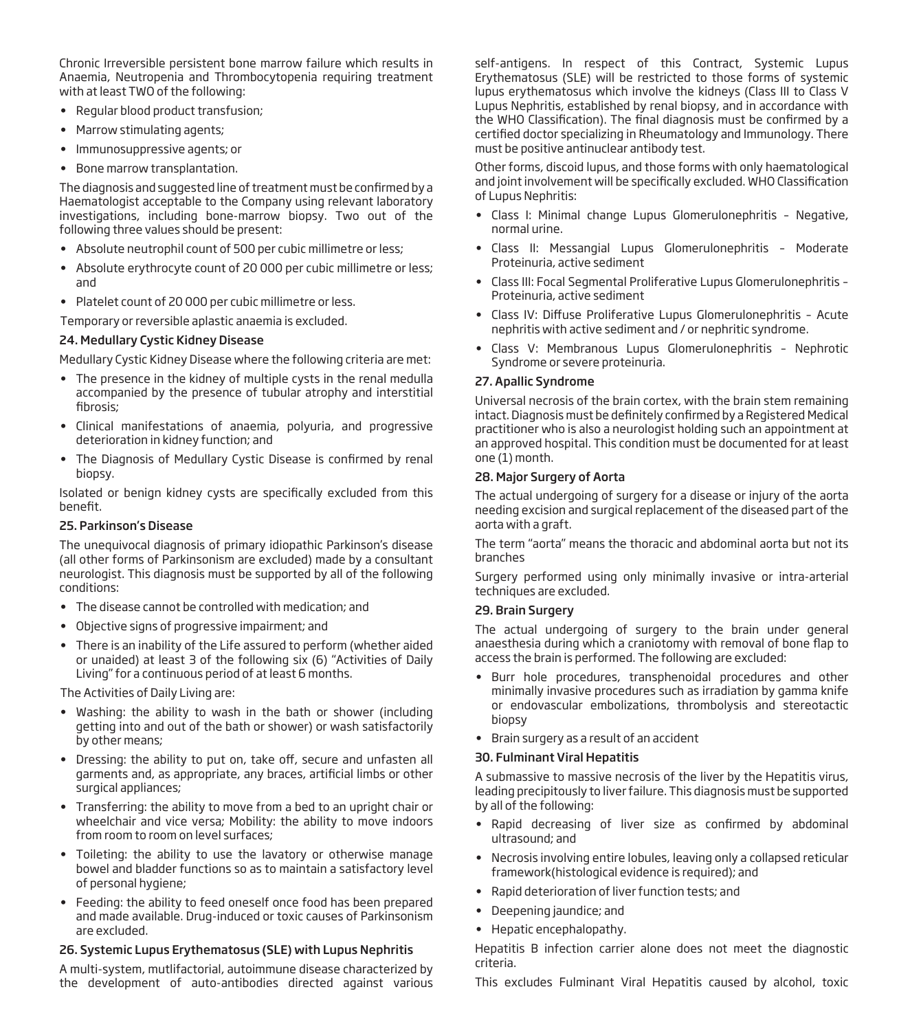Chronic Irreversible persistent bone marrow failure which results in Anaemia, Neutropenia and Thrombocytopenia requiring treatment with at least TWO of the following:

- Regular blood product transfusion;
- Marrow stimulating agents;
- Immunosuppressive agents; or
- Bone marrow transplantation.

The diagnosis and suggested line of treatment must be confirmed by a Haematologist acceptable to the Company using relevant laboratory investigations, including bone-marrow biopsy. Two out of the following three values should be present:

- Absolute neutrophil count of 500 per cubic millimetre or less;
- Absolute erythrocyte count of 20 000 per cubic millimetre or less; and
- Platelet count of 20 000 per cubic millimetre or less.

Temporary or reversible aplastic anaemia is excluded.

### 24. Medullary Cystic Kidney Disease

Medullary Cystic Kidney Disease where the following criteria are met:

- The presence in the kidney of multiple cysts in the renal medulla accompanied by the presence of tubular atrophy and interstitial fibrosis;
- Clinical manifestations of anaemia, polyuria, and progressive deterioration in kidney function; and
- The Diagnosis of Medullary Cystic Disease is confirmed by renal biopsy.

Isolated or benign kidney cysts are specifically excluded from this benefit.

### 25. Parkinson's Disease

The unequivocal diagnosis of primary idiopathic Parkinson's disease (all other forms of Parkinsonism are excluded) made by a consultant neurologist. This diagnosis must be supported by all of the following conditions:

- The disease cannot be controlled with medication; and
- Objective signs of progressive impairment; and
- There is an inability of the Life assured to perform (whether aided or unaided) at least 3 of the following six (6) "Activities of Daily Living" for a continuous period of at least 6 months.

The Activities of Daily Living are:

- Washing: the ability to wash in the bath or shower (including getting into and out of the bath or shower) or wash satisfactorily by other means;
- Dressing: the ability to put on, take off, secure and unfasten all garments and, as appropriate, any braces, artificial limbs or other surgical appliances;
- Transferring: the ability to move from a bed to an upright chair or wheelchair and vice versa; Mobility: the ability to move indoors from room to room on level surfaces;
- Toileting: the ability to use the lavatory or otherwise manage bowel and bladder functions so as to maintain a satisfactory level of personal hygiene;
- Feeding: the ability to feed oneself once food has been prepared and made available. Drug-induced or toxic causes of Parkinsonism are excluded.

### 26. Systemic Lupus Erythematosus (SLE) with Lupus Nephritis

A multi-system, mutlifactorial, autoimmune disease characterized by the development of auto-antibodies directed against various self-antigens. In respect of this Contract, Systemic Lupus Erythematosus (SLE) will be restricted to those forms of systemic lupus erythematosus which involve the kidneys (Class III to Class V Lupus Nephritis, established by renal biopsy, and in accordance with the WHO Classification). The final diagnosis must be confirmed by a certified doctor specializing in Rheumatology and Immunology. There must be positive antinuclear antibody test.

Other forms, discoid lupus, and those forms with only haematological and joint involvement will be specifically excluded. WHO Classification of Lupus Nephritis:

- Class I: Minimal change Lupus Glomerulonephritis – Negative, normal urine.
- Class II: Messangial Lupus Glomerulonephritis – Moderate Proteinuria, active sediment
- Class III: Focal Segmental Proliferative Lupus Glomerulonephritis – Proteinuria, active sediment
- Class IV: Diffuse Proliferative Lupus Glomerulonephritis – Acute nephritis with active sediment and / or nephritic syndrome.
- Class V: Membranous Lupus Glomerulonephritis – Nephrotic Syndrome or severe proteinuria.

### 27. Apallic Syndrome

Universal necrosis of the brain cortex, with the brain stem remaining intact. Diagnosis must be definitely confirmed by a Registered Medical practitioner who is also a neurologist holding such an appointment at an approved hospital. This condition must be documented for at least one (1) month.

### 28. Major Surgery of Aorta

The actual undergoing of surgery for a disease or injury of the aorta needing excision and surgical replacement of the diseased part of the aorta with a graft.

The term "aorta" means the thoracic and abdominal aorta but not its branches

Surgery performed using only minimally invasive or intra-arterial techniques are excluded.

### 29. Brain Surgery

The actual undergoing of surgery to the brain under general anaesthesia during which a craniotomy with removal of bone flap to access the brain is performed. The following are excluded:

- Burr hole procedures, transphenoidal procedures and other minimally invasive procedures such as irradiation by gamma knife or endovascular embolizations, thrombolysis and stereotactic biopsy
- Brain surgery as a result of an accident

### 30. Fulminant Viral Hepatitis

A submassive to massive necrosis of the liver by the Hepatitis virus, leading precipitously to liver failure. This diagnosis must be supported by all of the following:

- Rapid decreasing of liver size as confirmed by abdominal ultrasound; and
- Necrosis involving entire lobules, leaving only a collapsed reticular framework(histological evidence is required); and
- Rapid deterioration of liver function tests; and
- Deepening jaundice; and
- Hepatic encephalopathy.

Hepatitis B infection carrier alone does not meet the diagnostic criteria.

This excludes Fulminant Viral Hepatitis caused by alcohol, toxic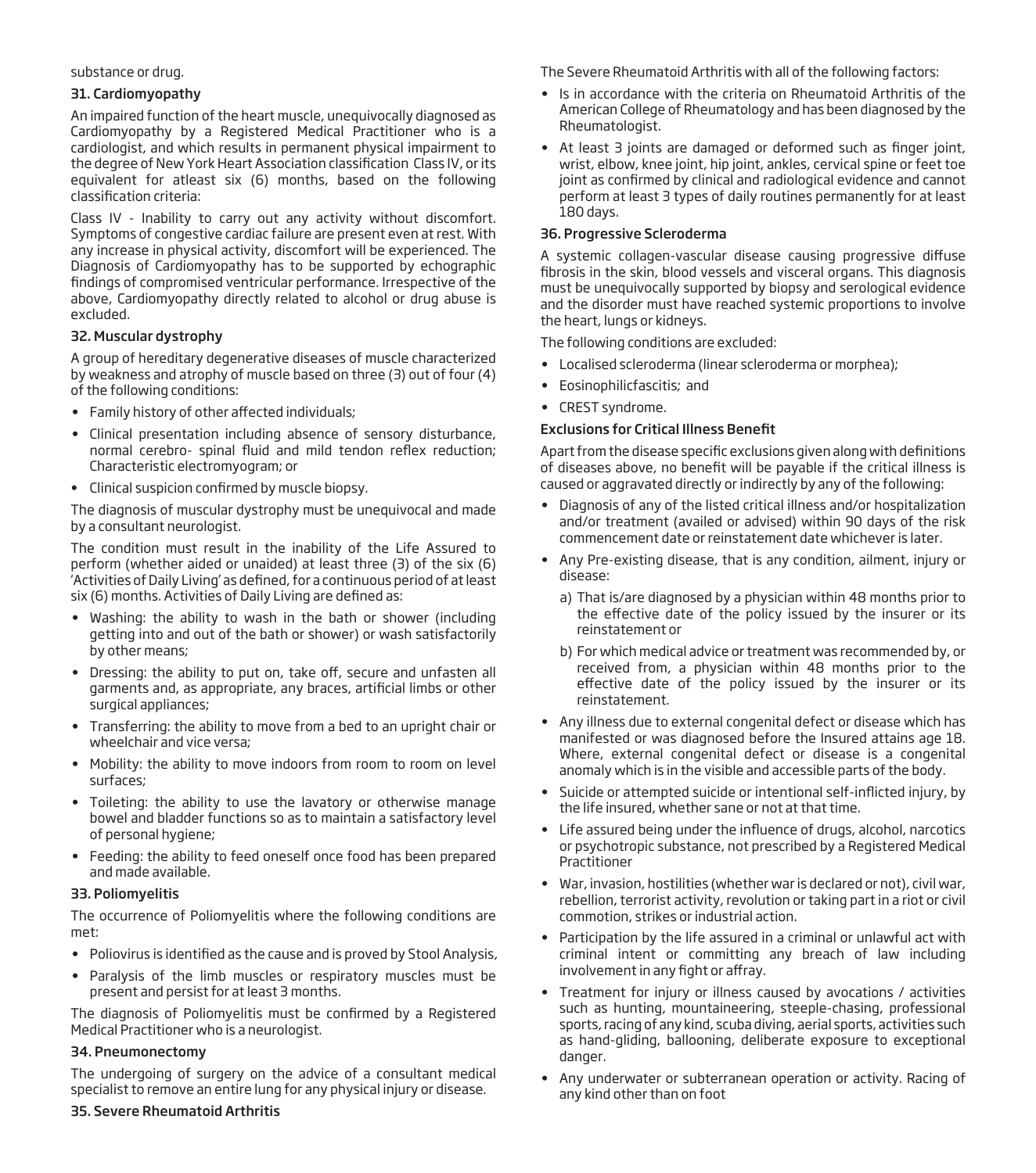substance or drug.

### 31. Cardiomyopathy

An impaired function of the heart muscle, unequivocally diagnosed as Cardiomyopathy by a Registered Medical Practitioner who is a cardiologist, and which results in permanent physical impairment to the degree of New York Heart Association classification Class IV, or its equivalent for atleast six (6) months, based on the following classification criteria:

Class IV - Inability to carry out any activity without discomfort. Symptoms of congestive cardiac failure are present even at rest. With any increase in physical activity, discomfort will be experienced. The Diagnosis of Cardiomyopathy has to be supported by echographic findings of compromised ventricular performance. Irrespective of the above, Cardiomyopathy directly related to alcohol or drug abuse is excluded.

### 32. Muscular dystrophy

A group of hereditary degenerative diseases of muscle characterized by weakness and atrophy of muscle based on three (3) out of four (4) of the following conditions:

- Family history of other affected individuals;
- Clinical presentation including absence of sensory disturbance, normal cerebro- spinal fluid and mild tendon reflex reduction; Characteristic electromyogram; or
- Clinical suspicion confirmed by muscle biopsy.

The diagnosis of muscular dystrophy must be unequivocal and made by a consultant neurologist.

The condition must result in the inability of the Life Assured to perform (whether aided or unaided) at least three (3) of the six (6) 'Activities of Daily Living' as defined, for a continuous period of at least six (6) months. Activities of Daily Living are defined as:

- Washing: the ability to wash in the bath or shower (including getting into and out of the bath or shower) or wash satisfactorily by other means;
- Dressing: the ability to put on, take off, secure and unfasten all garments and, as appropriate, any braces, artificial limbs or other surgical appliances;
- Transferring: the ability to move from a bed to an upright chair or wheelchair and vice versa;
- Mobility: the ability to move indoors from room to room on level surfaces;
- Toileting: the ability to use the lavatory or otherwise manage bowel and bladder functions so as to maintain a satisfactory level of personal hygiene;
- Feeding: the ability to feed oneself once food has been prepared and made available.

### 33. Poliomyelitis

The occurrence of Poliomyelitis where the following conditions are met:

- Poliovirus is identified as the cause and is proved by Stool Analysis,
- Paralysis of the limb muscles or respiratory muscles must be present and persist for at least 3 months.

The diagnosis of Poliomyelitis must be confirmed by a Registered Medical Practitioner who is a neurologist.

### 34. Pneumonectomy

The undergoing of surgery on the advice of a consultant medical specialist to remove an entire lung for any physical injury or disease.

### 35. Severe Rheumatoid Arthritis

The Severe Rheumatoid Arthritis with all of the following factors:

- Is in accordance with the criteria on Rheumatoid Arthritis of the American College of Rheumatology and has been diagnosed by the Rheumatologist.
- At least 3 joints are damaged or deformed such as finger joint, wrist, elbow, knee joint, hip joint, ankles, cervical spine or feet toe joint as confirmed by clinical and radiological evidence and cannot perform at least 3 types of daily routines permanently for at least 180 days.

### 36. Progressive Scleroderma

A systemic collagen-vascular disease causing progressive diffuse fibrosis in the skin, blood vessels and visceral organs. This diagnosis must be unequivocally supported by biopsy and serological evidence and the disorder must have reached systemic proportions to involve the heart, lungs or kidneys.

The following conditions are excluded:

- Localised scleroderma (linear scleroderma or morphea);
- Eosinophilicfascitis; and
- CREST syndrome.

### Exclusions for Critical Illness Benefit

Apart from the disease specific exclusions given along with definitions of diseases above, no benefit will be payable if the critical illness is caused or aggravated directly or indirectly by any of the following:

- Diagnosis of any of the listed critical illness and/or hospitalization and/or treatment (availed or advised) within 90 days of the risk commencement date or reinstatement date whichever is later.
- Any Pre-existing disease, that is any condition, ailment, injury or disease:
  a) That is/are diagnosed by a physician within 48 months prior to the effective date of the policy issued by the insurer or its reinstatement or
  b) For which medical advice or treatment was recommended by, or received from, a physician within 48 months prior to the effective date of the policy issued by the insurer or its reinstatement.
- Any illness due to external congenital defect or disease which has manifested or was diagnosed before the Insured attains age 18. Where, external congenital defect or disease is a congenital anomaly which is in the visible and accessible parts of the body.
- Suicide or attempted suicide or intentional self-inflicted injury, by the life insured, whether sane or not at that time.
- Life assured being under the influence of drugs, alcohol, narcotics or psychotropic substance, not prescribed by a Registered Medical Practitioner
- War, invasion, hostilities (whether war is declared or not), civil war, rebellion, terrorist activity, revolution or taking part in a riot or civil commotion, strikes or industrial action.
- Participation by the life assured in a criminal or unlawful act with criminal intent or committing any breach of law including involvement in any fight or affray.
- Treatment for injury or illness caused by avocations / activities such as hunting, mountaineering, steeple-chasing, professional sports, racing of any kind, scuba diving, aerial sports, activities such as hand-gliding, ballooning, deliberate exposure to exceptional danger.
- Any underwater or subterranean operation or activity. Racing of any kind other than on foot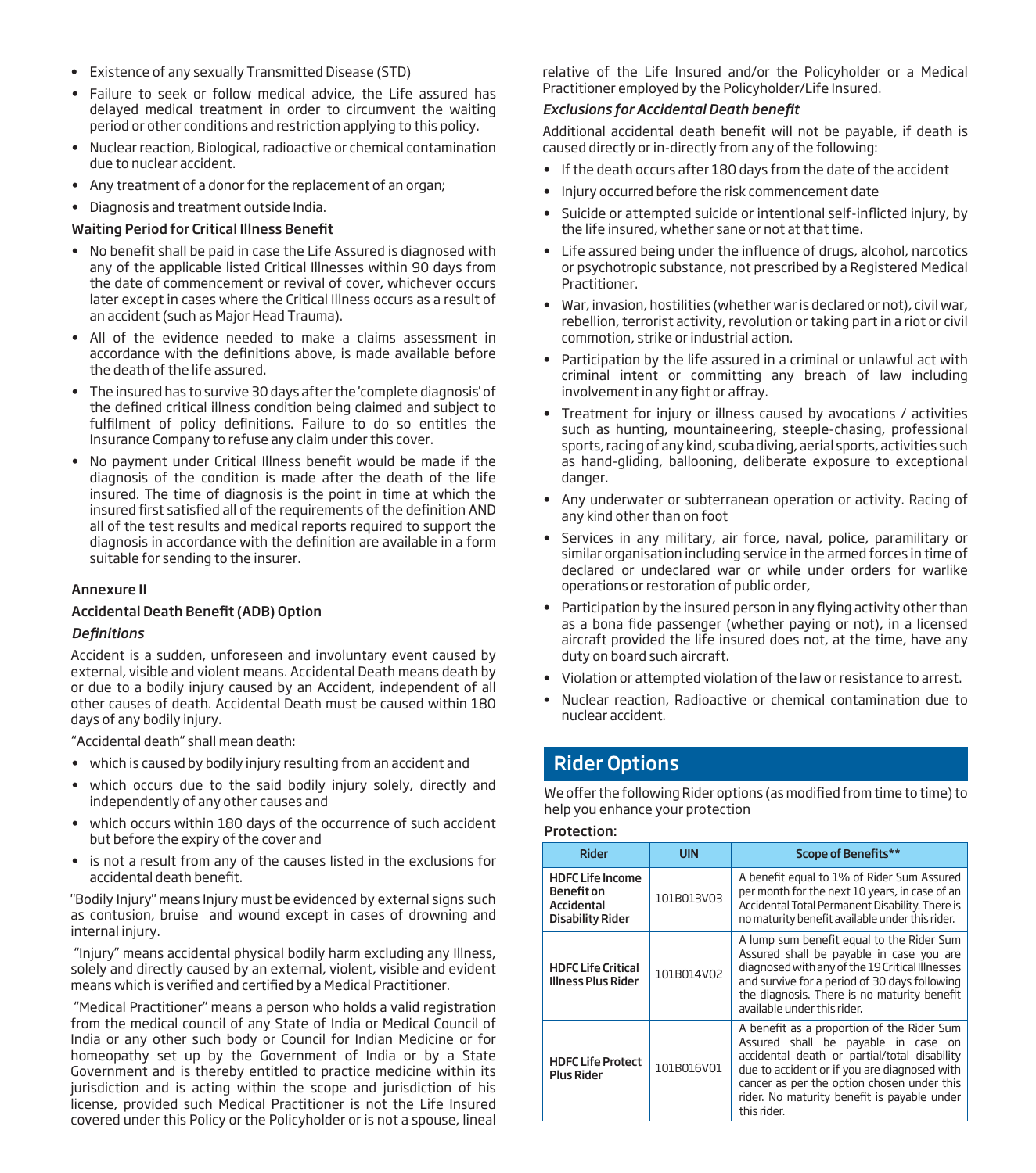- Existence of any sexually Transmitted Disease (STD)
- Failure to seek or follow medical advice, the Life assured has delayed medical treatment in order to circumvent the waiting period or other conditions and restriction applying to this policy.
- Nuclear reaction, Biological, radioactive or chemical contamination due to nuclear accident.
- Any treatment of a donor for the replacement of an organ;
- Diagnosis and treatment outside India.

**Waiting Period for Critical Illness Benefit**

- No benefit shall be paid in case the Life Assured is diagnosed with any of the applicable listed Critical Illnesses within 90 days from the date of commencement or revival of cover, whichever occurs later except in cases where the Critical Illness occurs as a result of an accident (such as Major Head Trauma).
- All of the evidence needed to make a claims assessment in accordance with the definitions above, is made available before the death of the life assured.
- The insured has to survive 30 days after the 'complete diagnosis' of the defined critical illness condition being claimed and subject to fulfilment of policy definitions. Failure to do so entitles the Insurance Company to refuse any claim under this cover.
- No payment under Critical Illness benefit would be made if the diagnosis of the condition is made after the death of the life insured. The time of diagnosis is the point in time at which the insured first satisfied all of the requirements of the definition AND all of the test results and medical reports required to support the diagnosis in accordance with the definition are available in a form suitable for sending to the insurer.

## Annexure II

### Accidental Death Benefit (ADB) Option

*Definitions*

Accident is a sudden, unforeseen and involuntary event caused by external, visible and violent means. Accidental Death means death by or due to a bodily injury caused by an Accident, independent of all other causes of death. Accidental Death must be caused within 180 days of any bodily injury.

"Accidental death" shall mean death:

- which is caused by bodily injury resulting from an accident and
- which occurs due to the said bodily injury solely, directly and independently of any other causes and
- which occurs within 180 days of the occurrence of such accident but before the expiry of the cover and
- is not a result from any of the causes listed in the exclusions for accidental death benefit.

"Bodily Injury" means Injury must be evidenced by external signs such as contusion, bruise and wound except in cases of drowning and internal injury.

"Injury" means accidental physical bodily harm excluding any Illness, solely and directly caused by an external, violent, visible and evident means which is verified and certified by a Medical Practitioner.

"Medical Practitioner" means a person who holds a valid registration from the medical council of any State of India or Medical Council of India or any other such body or Council for Indian Medicine or for homeopathy set up by the Government of India or by a State Government and is thereby entitled to practice medicine within its jurisdiction and is acting within the scope and jurisdiction of his license, provided such Medical Practitioner is not the Life Insured covered under this Policy or the Policyholder or is not a spouse, lineal relative of the Life Insured and/or the Policyholder or a Medical Practitioner employed by the Policyholder/Life Insured.

*Exclusions for Accidental Death benefit*

Additional accidental death benefit will not be payable, if death is caused directly or in-directly from any of the following:

- If the death occurs after 180 days from the date of the accident
- Injury occurred before the risk commencement date
- Suicide or attempted suicide or intentional self-inflicted injury, by the life insured, whether sane or not at that time.
- Life assured being under the influence of drugs, alcohol, narcotics or psychotropic substance, not prescribed by a Registered Medical Practitioner.
- War, invasion, hostilities (whether war is declared or not), civil war, rebellion, terrorist activity, revolution or taking part in a riot or civil commotion, strike or industrial action.
- Participation by the life assured in a criminal or unlawful act with criminal intent or committing any breach of law including involvement in any fight or affray.
- Treatment for injury or illness caused by avocations / activities such as hunting, mountaineering, steeple-chasing, professional sports, racing of any kind, scuba diving, aerial sports, activities such as hand-gliding, ballooning, deliberate exposure to exceptional danger.
- Any underwater or subterranean operation or activity. Racing of any kind other than on foot
- Services in any military, air force, naval, police, paramilitary or similar organisation including service in the armed forces in time of declared or undeclared war or while under orders for warlike operations or restoration of public order,
- Participation by the insured person in any flying activity other than as a bona fide passenger (whether paying or not), in a licensed aircraft provided the life insured does not, at the time, have any duty on board such aircraft.
- Violation or attempted violation of the law or resistance to arrest.
- Nuclear reaction, Radioactive or chemical contamination due to nuclear accident.

## Rider Options

We offer the following Rider options (as modified from time to time) to help you enhance your protection

**Protection:**

| Rider | UIN | Scope of Benefits** |
|---|---|---|
| **HDFC Life Income Benefit on Accidental Disability Rider** | 101B013V03 | A benefit equal to 1% of Rider Sum Assured per month for the next 10 years, in case of an Accidental Total Permanent Disability. There is no maturity benefit available under this rider. |
| **HDFC Life Critical Illness Plus Rider** | 101B014V02 | A lump sum benefit equal to the Rider Sum Assured shall be payable in case you are diagnosed with any of the 19 Critical Illnesses and survive for a period of 30 days following the diagnosis. There is no maturity benefit available under this rider. |
| **HDFC Life Protect Plus Rider** | 101B016V01 | A benefit as a proportion of the Rider Sum Assured shall be payable in case on accidental death or partial/total disability due to accident or if you are diagnosed with cancer as per the option chosen under this rider. No maturity benefit is payable under this rider. |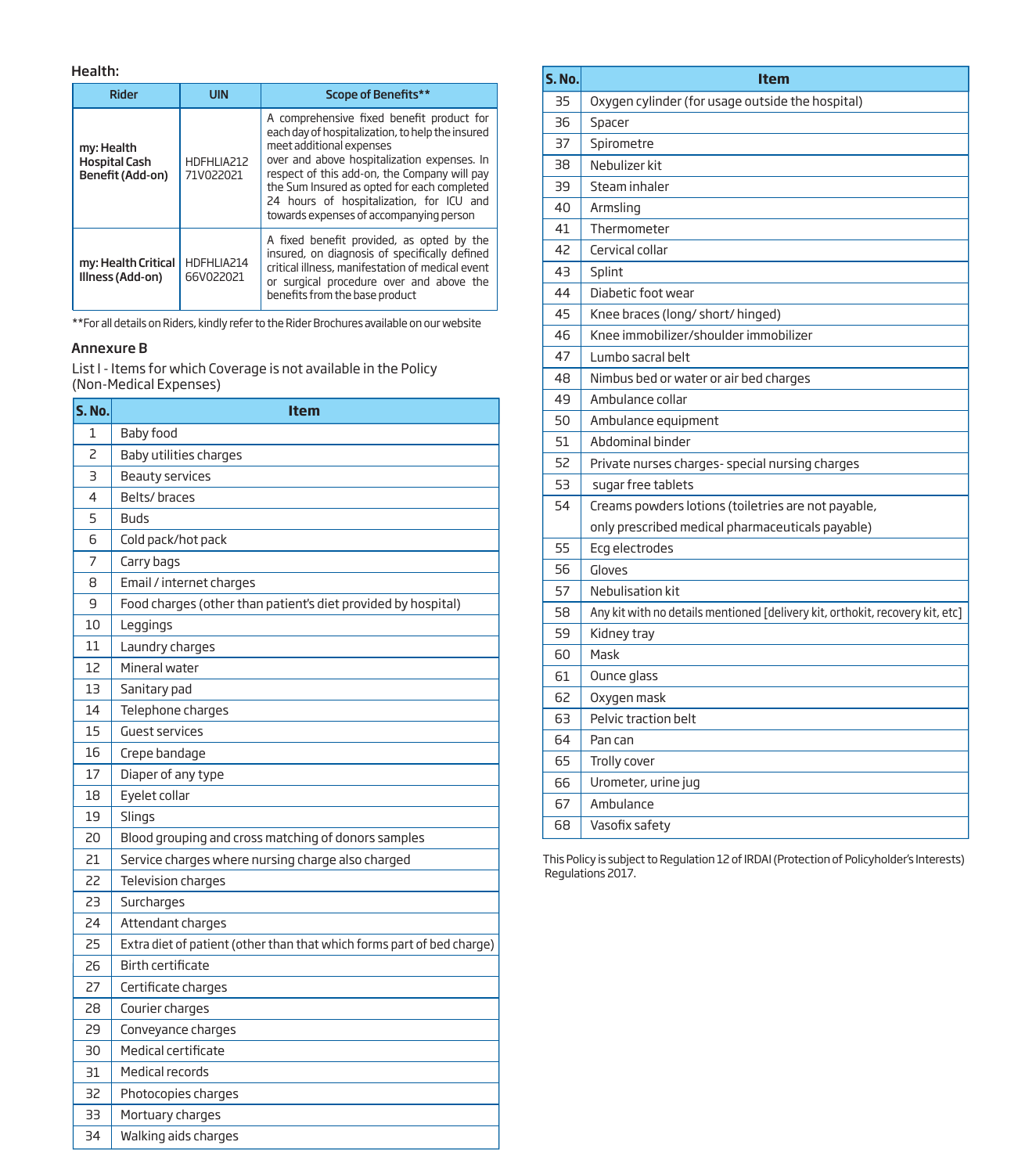**Health:**

| Rider | UIN | Scope of Benefits** |
|---|---|---|
| my: Health Hospital Cash Benefit (Add-on) | HDFHLIA21271V022021 | A comprehensive fixed benefit product for each day of hospitalization, to help the insured meet additional expenses over and above hospitalization expenses. In respect of this add-on, the Company will pay the Sum Insured as opted for each completed 24 hours of hospitalization, for ICU and towards expenses of accompanying person |
| my: Health Critical Illness (Add-on) | HDFHLIA21466V022021 | A fixed benefit provided, as opted by the insured, on diagnosis of specifically defined critical illness, manifestation of medical event or surgical procedure over and above the benefits from the base product |

**For all details on Riders, kindly refer to the Rider Brochures available on our website

## Annexure B

List I - Items for which Coverage is not available in the Policy (Non-Medical Expenses)

| S. No. | Item |
|---|---|
| 1 | Baby food |
| 2 | Baby utilities charges |
| 3 | Beauty services |
| 4 | Belts/ braces |
| 5 | Buds |
| 6 | Cold pack/hot pack |
| 7 | Carry bags |
| 8 | Email / internet charges |
| 9 | Food charges (other than patient's diet provided by hospital) |
| 10 | Leggings |
| 11 | Laundry charges |
| 12 | Mineral water |
| 13 | Sanitary pad |
| 14 | Telephone charges |
| 15 | Guest services |
| 16 | Crepe bandage |
| 17 | Diaper of any type |
| 18 | Eyelet collar |
| 19 | Slings |
| 20 | Blood grouping and cross matching of donors samples |
| 21 | Service charges where nursing charge also charged |
| 22 | Television charges |
| 23 | Surcharges |
| 24 | Attendant charges |
| 25 | Extra diet of patient (other than that which forms part of bed charge) |
| 26 | Birth certificate |
| 27 | Certificate charges |
| 28 | Courier charges |
| 29 | Conveyance charges |
| 30 | Medical certificate |
| 31 | Medical records |
| 32 | Photocopies charges |
| 33 | Mortuary charges |
| 34 | Walking aids charges |
| 35 | Oxygen cylinder (for usage outside the hospital) |
| 36 | Spacer |
| 37 | Spirometre |
| 38 | Nebulizer kit |
| 39 | Steam inhaler |
| 40 | Armsling |
| 41 | Thermometer |
| 42 | Cervical collar |
| 43 | Splint |
| 44 | Diabetic foot wear |
| 45 | Knee braces (long/ short/ hinged) |
| 46 | Knee immobilizer/shoulder immobilizer |
| 47 | Lumbo sacral belt |
| 48 | Nimbus bed or water or air bed charges |
| 49 | Ambulance collar |
| 50 | Ambulance equipment |
| 51 | Abdominal binder |
| 52 | Private nurses charges- special nursing charges |
| 53 | sugar free tablets |
| 54 | Creams powders lotions (toiletries are not payable, only prescribed medical pharmaceuticals payable) |
| 55 | Ecg electrodes |
| 56 | Gloves |
| 57 | Nebulisation kit |
| 58 | Any kit with no details mentioned [delivery kit, orthokit, recovery kit, etc] |
| 59 | Kidney tray |
| 60 | Mask |
| 61 | Ounce glass |
| 62 | Oxygen mask |
| 63 | Pelvic traction belt |
| 64 | Pan can |
| 65 | Trolly cover |
| 66 | Urometer, urine jug |
| 67 | Ambulance |
| 68 | Vasofix safety |

This Policy is subject to Regulation 12 of IRDAI (Protection of Policyholder's Interests) Regulations 2017.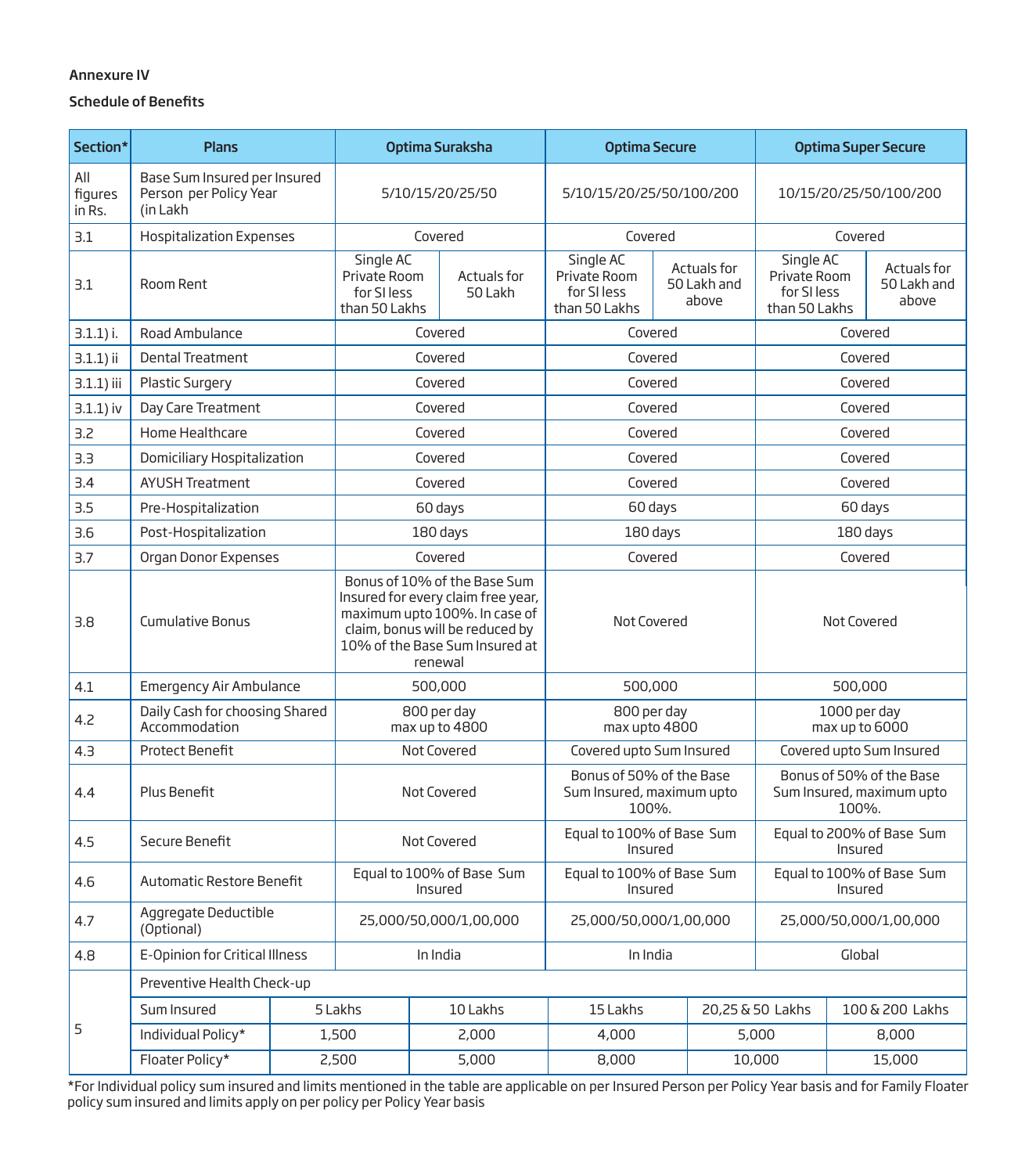**Annexure IV**

**Schedule of Benefits**

| Section* | Plans | Optima Suraksha | | Optima Secure | | Optima Super Secure | |
|---|---|---|---|---|---|---|---|
| All figures in Rs. | Base Sum Insured per Insured Person per Policy Year (in Lakh | 5/10/15/20/25/50 | | 5/10/15/20/25/50/100/200 | | 10/15/20/25/50/100/200 | |
| 3.1 | Hospitalization Expenses | Covered | | Covered | | Covered | |
| 3.1 | Room Rent | Single AC Private Room for SI less than 50 Lakhs | Actuals for 50 Lakh | Single AC Private Room for SI less than 50 Lakhs | Actuals for 50 Lakh and above | Single AC Private Room for SI less than 50 Lakhs | Actuals for 50 Lakh and above |
| 3.1.1) i. | Road Ambulance | Covered | | Covered | | Covered | |
| 3.1.1) ii | Dental Treatment | Covered | | Covered | | Covered | |
| 3.1.1) iii | Plastic Surgery | Covered | | Covered | | Covered | |
| 3.1.1) iv | Day Care Treatment | Covered | | Covered | | Covered | |
| 3.2 | Home Healthcare | Covered | | Covered | | Covered | |
| 3.3 | Domiciliary Hospitalization | Covered | | Covered | | Covered | |
| 3.4 | AYUSH Treatment | Covered | | Covered | | Covered | |
| 3.5 | Pre-Hospitalization | 60 days | | 60 days | | 60 days | |
| 3.6 | Post-Hospitalization | 180 days | | 180 days | | 180 days | |
| 3.7 | Organ Donor Expenses | Covered | | Covered | | Covered | |
| 3.8 | Cumulative Bonus | Bonus of 10% of the Base Sum Insured for every claim free year, maximum upto 100%. In case of claim, bonus will be reduced by 10% of the Base Sum Insured at renewal | | Not Covered | | Not Covered | |
| 4.1 | Emergency Air Ambulance | 500,000 | | 500,000 | | 500,000 | |
| 4.2 | Daily Cash for choosing Shared Accommodation | 800 per day max up to 4800 | | 800 per day max upto 4800 | | 1000 per day max up to 6000 | |
| 4.3 | Protect Benefit | Not Covered | | Covered upto Sum Insured | | Covered upto Sum Insured | |
| 4.4 | Plus Benefit | Not Covered | | Bonus of 50% of the Base Sum Insured, maximum upto 100%. | | Bonus of 50% of the Base Sum Insured, maximum upto 100%. | |
| 4.5 | Secure Benefit | Not Covered | | Equal to 100% of Base Sum Insured | | Equal to 200% of Base Sum Insured | |
| 4.6 | Automatic Restore Benefit | Equal to 100% of Base Sum Insured | | Equal to 100% of Base Sum Insured | | Equal to 100% of Base Sum Insured | |
| 4.7 | Aggregate Deductible (Optional) | 25,000/50,000/1,00,000 | | 25,000/50,000/1,00,000 | | 25,000/50,000/1,00,000 | |
| 4.8 | E-Opinion for Critical Illness | In India | | In India | | Global | |

| Section* | Preventive Health Check-up | | | | | |
|---|---|---|---|---|---|---|
| 5 | Sum Insured | 5 Lakhs | 10 Lakhs | 15 Lakhs | 20,25 & 50 Lakhs | 100 & 200 Lakhs |
| | Individual Policy* | 1,500 | 2,000 | 4,000 | 5,000 | 8,000 |
| | Floater Policy* | 2,500 | 5,000 | 8,000 | 10,000 | 15,000 |

*For Individual policy sum insured and limits mentioned in the table are applicable on per Insured Person per Policy Year basis and for Family Floater policy sum insured and limits apply on per policy per Policy Year basis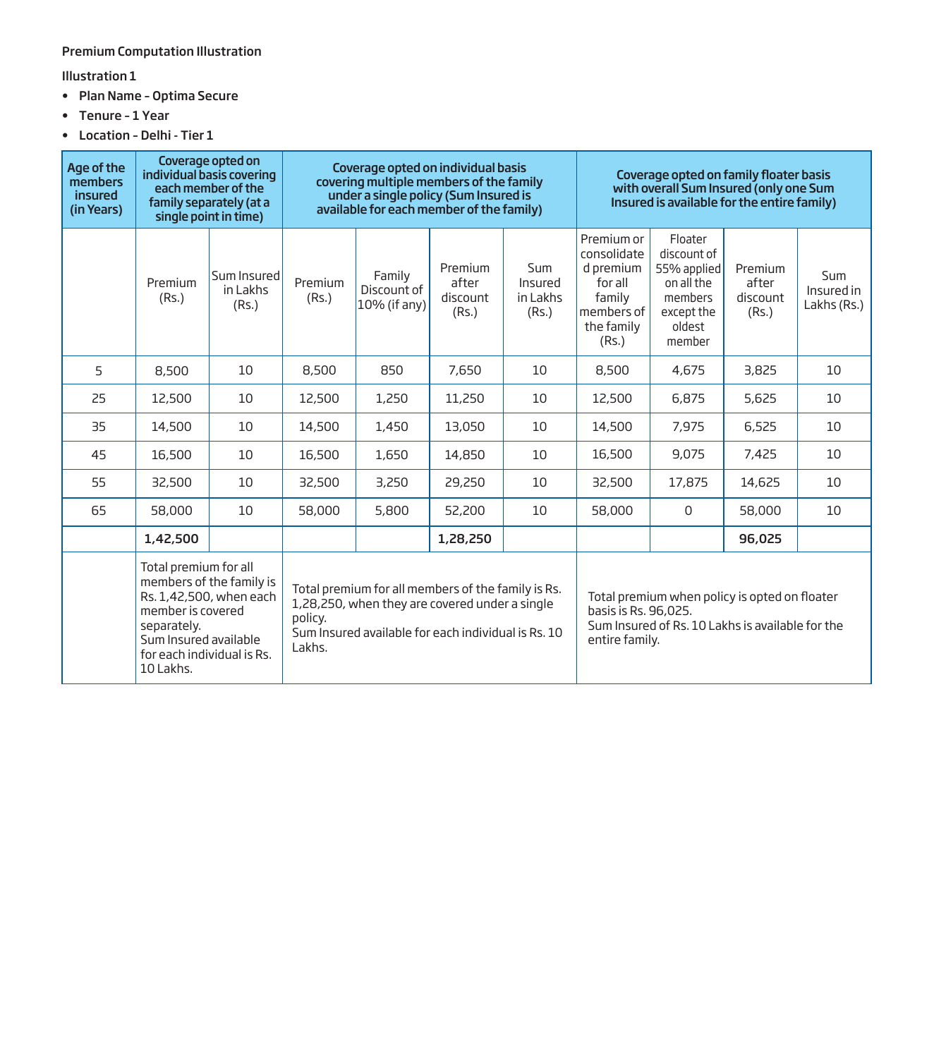Premium Computation Illustration

Illustration 1

- **Plan Name - Optima Secure**
- **Tenure - 1 Year**
- **Location - Delhi - Tier 1**

| Age of the members insured (in Years) | Coverage opted on individual basis covering each member of the family separately (at a single point in time) | | Coverage opted on individual basis covering multiple members of the family under a single policy (Sum Insured is available for each member of the family) | | | | Coverage opted on family floater basis with overall Sum Insured (only one Sum Insured is available for the entire family) | | | |
|---|---|---|---|---|---|---|---|---|---|---|
| | Premium (Rs.) | Sum Insured in Lakhs (Rs.) | Premium (Rs.) | Family Discount of 10% (if any) | Premium after discount (Rs.) | Sum Insured in Lakhs (Rs.) | Premium or consolidated premium for all family members of the family (Rs.) | Floater discount of 55% applied on all the members except the oldest member | Premium after discount (Rs.) | Sum Insured in Lakhs (Rs.) |
| 5 | 8,500 | 10 | 8,500 | 850 | 7,650 | 10 | 8,500 | 4,675 | 3,825 | 10 |
| 25 | 12,500 | 10 | 12,500 | 1,250 | 11,250 | 10 | 12,500 | 6,875 | 5,625 | 10 |
| 35 | 14,500 | 10 | 14,500 | 1,450 | 13,050 | 10 | 14,500 | 7,975 | 6,525 | 10 |
| 45 | 16,500 | 10 | 16,500 | 1,650 | 14,850 | 10 | 16,500 | 9,075 | 7,425 | 10 |
| 55 | 32,500 | 10 | 32,500 | 3,250 | 29,250 | 10 | 32,500 | 17,875 | 14,625 | 10 |
| 65 | 58,000 | 10 | 58,000 | 5,800 | 52,200 | 10 | 58,000 | 0 | 58,000 | 10 |
| | **1,42,500** | | | | **1,28,250** | | | | **96,025** | |
| | Total premium for all members of the family is Rs. 1,42,500, when each member is covered separately. Sum Insured available for each individual is Rs. 10 Lakhs. | | Total premium for all members of the family is Rs. 1,28,250, when they are covered under a single policy. Sum Insured available for each individual is Rs. 10 Lakhs. | | | | Total premium when policy is opted on floater basis is Rs. 96,025. Sum Insured of Rs. 10 Lakhs is available for the entire family. | | | |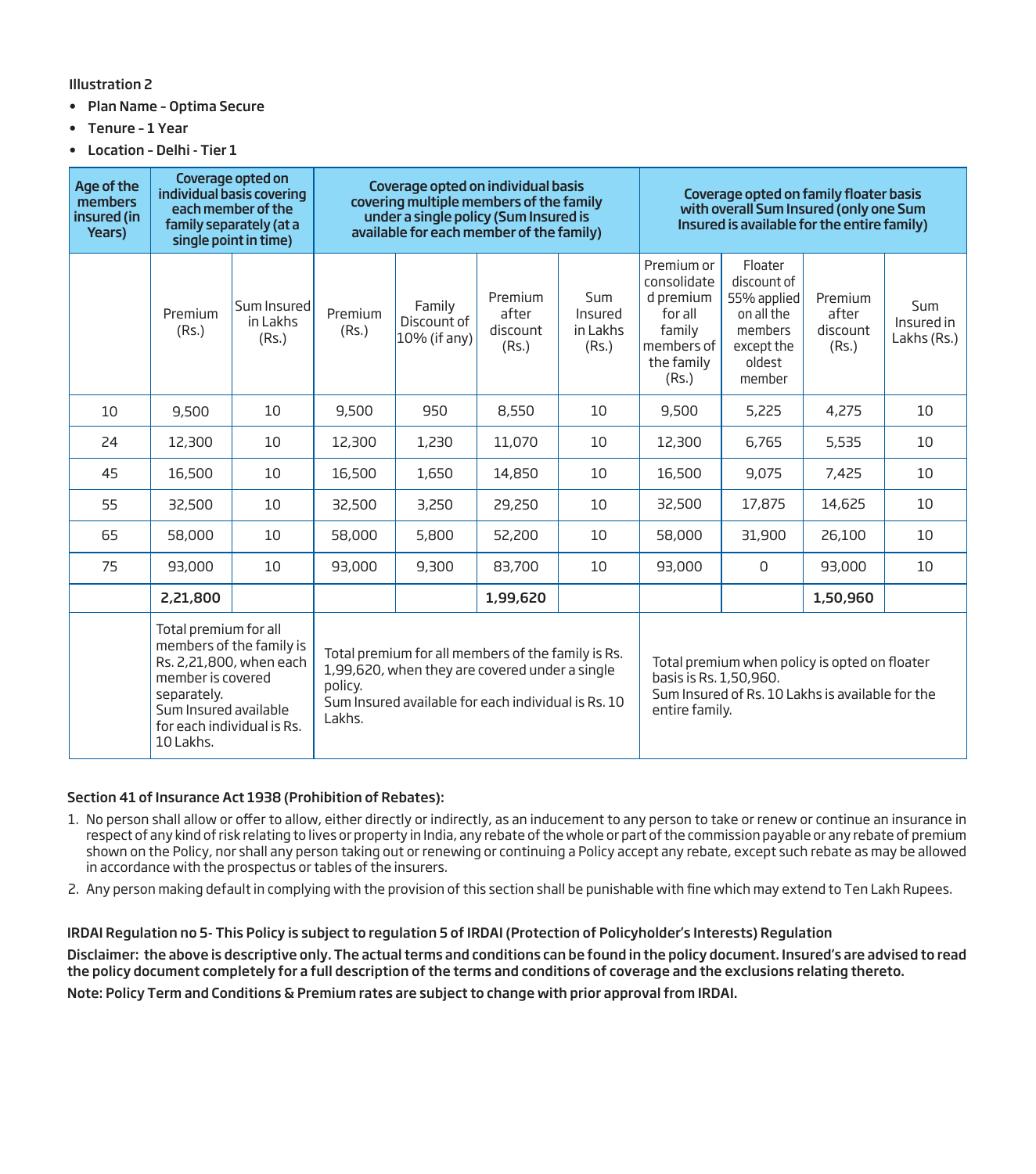Illustration 2

- **Plan Name - Optima Secure**
- **Tenure - 1 Year**
- **Location - Delhi - Tier 1**

| Age of the members insured (in Years) | Coverage opted on individual basis covering each member of the family separately (at a single point in time) | | Coverage opted on individual basis covering multiple members of the family under a single policy (Sum Insured is available for each member of the family) | | | | Coverage opted on family floater basis with overall Sum Insured (only one Sum Insured is available for the entire family) | | | |
|---|---|---|---|---|---|---|---|---|---|---|
| | Premium (Rs.) | Sum Insured in Lakhs (Rs.) | Premium (Rs.) | Family Discount of 10% (if any) | Premium after discount (Rs.) | Sum Insured in Lakhs (Rs.) | Premium or consolidated premium for all family members of the family (Rs.) | Floater discount of 55% applied on all the members except the oldest member | Premium after discount (Rs.) | Sum Insured in Lakhs (Rs.) |
| 10 | 9,500 | 10 | 9,500 | 950 | 8,550 | 10 | 9,500 | 5,225 | 4,275 | 10 |
| 24 | 12,300 | 10 | 12,300 | 1,230 | 11,070 | 10 | 12,300 | 6,765 | 5,535 | 10 |
| 45 | 16,500 | 10 | 16,500 | 1,650 | 14,850 | 10 | 16,500 | 9,075 | 7,425 | 10 |
| 55 | 32,500 | 10 | 32,500 | 3,250 | 29,250 | 10 | 32,500 | 17,875 | 14,625 | 10 |
| 65 | 58,000 | 10 | 58,000 | 5,800 | 52,200 | 10 | 58,000 | 31,900 | 26,100 | 10 |
| 75 | 93,000 | 10 | 93,000 | 9,300 | 83,700 | 10 | 93,000 | 0 | 93,000 | 10 |
| | **2,21,800** | | | | **1,99,620** | | | | **1,50,960** | |
| | Total premium for all members of the family is Rs. 2,21,800, when each member is covered separately. Sum Insured available for each individual is Rs. 10 Lakhs. | | Total premium for all members of the family is Rs. 1,99,620, when they are covered under a single policy. Sum Insured available for each individual is Rs. 10 Lakhs. | | | | Total premium when policy is opted on floater basis is Rs. 1,50,960. Sum Insured of Rs. 10 Lakhs is available for the entire family. | | | |

**Section 41 of Insurance Act 1938 (Prohibition of Rebates):**

1. No person shall allow or offer to allow, either directly or indirectly, as an inducement to any person to take or renew or continue an insurance in respect of any kind of risk relating to lives or property in India, any rebate of the whole or part of the commission payable or any rebate of premium shown on the Policy, nor shall any person taking out or renewing or continuing a Policy accept any rebate, except such rebate as may be allowed in accordance with the prospectus or tables of the insurers.
2. Any person making default in complying with the provision of this section shall be punishable with fine which may extend to Ten Lakh Rupees.

**IRDAI Regulation no 5- This Policy is subject to regulation 5 of IRDAI (Protection of Policyholder's Interests) Regulation**

**Disclaimer: the above is descriptive only. The actual terms and conditions can be found in the policy document. Insured's are advised to read the policy document completely for a full description of the terms and conditions of coverage and the exclusions relating thereto.**

**Note: Policy Term and Conditions & Premium rates are subject to change with prior approval from IRDAI.**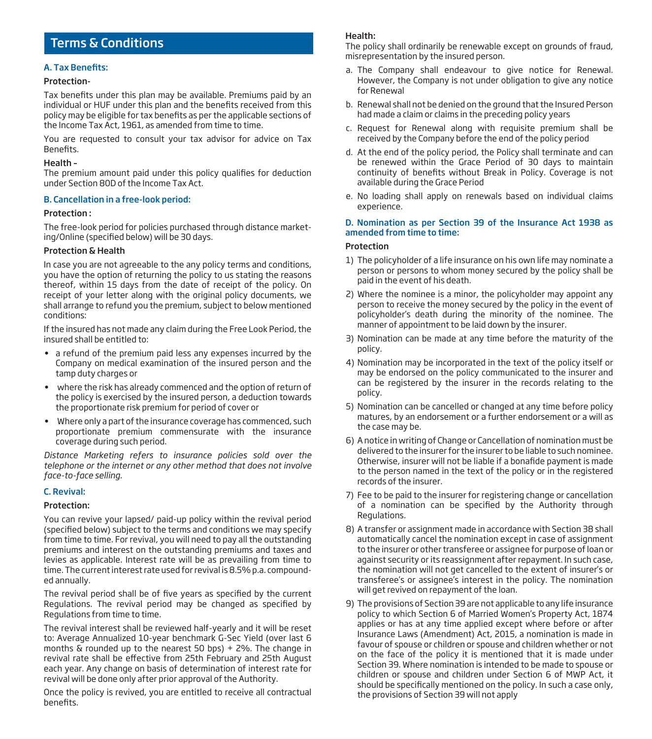## Terms & Conditions

### A. Tax Benefits:

**Protection-**

Tax benefits under this plan may be available. Premiums paid by an individual or HUF under this plan and the benefits received from this policy may be eligible for tax benefits as per the applicable sections of the Income Tax Act, 1961, as amended from time to time.

You are requested to consult your tax advisor for advice on Tax Benefits.

**Health –**

The premium amount paid under this policy qualifies for deduction under Section 80D of the Income Tax Act.

### B. Cancellation in a free-look period:

**Protection :**

The free-look period for policies purchased through distance marketing/Online (specified below) will be 30 days.

**Protection & Health**

In case you are not agreeable to the any policy terms and conditions, you have the option of returning the policy to us stating the reasons thereof, within 15 days from the date of receipt of the policy. On receipt of your letter along with the original policy documents, we shall arrange to refund you the premium, subject to below mentioned conditions:

If the insured has not made any claim during the Free Look Period, the insured shall be entitled to:

- a refund of the premium paid less any expenses incurred by the Company on medical examination of the insured person and the tamp duty charges or
- where the risk has already commenced and the option of return of the policy is exercised by the insured person, a deduction towards the proportionate risk premium for period of cover or
- Where only a part of the insurance coverage has commenced, such proportionate premium commensurate with the insurance coverage during such period.

*Distance Marketing refers to insurance policies sold over the telephone or the internet or any other method that does not involve face-to-face selling.*

### C. Revival:

**Protection:**

You can revive your lapsed/ paid-up policy within the revival period (specified below) subject to the terms and conditions we may specify from time to time. For revival, you will need to pay all the outstanding premiums and interest on the outstanding premiums and taxes and levies as applicable. Interest rate will be as prevailing from time to time. The current interest rate used for revival is 8.5% p.a. compounded annually.

The revival period shall be of five years as specified by the current Regulations. The revival period may be changed as specified by Regulations from time to time.

The revival interest shall be reviewed half-yearly and it will be reset to: Average Annualized 10-year benchmark G-Sec Yield (over last 6 months & rounded up to the nearest 50 bps) + 2%. The change in revival rate shall be effective from 25th February and 25th August each year. Any change on basis of determination of interest rate for revival will be done only after prior approval of the Authority.

Once the policy is revived, you are entitled to receive all contractual benefits.

**Health:**

The policy shall ordinarily be renewable except on grounds of fraud, misrepresentation by the insured person.

a. The Company shall endeavour to give notice for Renewal. However, the Company is not under obligation to give any notice for Renewal
b. Renewal shall not be denied on the ground that the Insured Person had made a claim or claims in the preceding policy years
c. Request for Renewal along with requisite premium shall be received by the Company before the end of the policy period
d. At the end of the policy period, the Policy shall terminate and can be renewed within the Grace Period of 30 days to maintain continuity of benefits without Break in Policy. Coverage is not available during the Grace Period
e. No loading shall apply on renewals based on individual claims experience.

### D. Nomination as per Section 39 of the Insurance Act 1938 as amended from time to time:

**Protection**

1) The policyholder of a life insurance on his own life may nominate a person or persons to whom money secured by the policy shall be paid in the event of his death.
2) Where the nominee is a minor, the policyholder may appoint any person to receive the money secured by the policy in the event of policyholder's death during the minority of the nominee. The manner of appointment to be laid down by the insurer.
3) Nomination can be made at any time before the maturity of the policy.
4) Nomination may be incorporated in the text of the policy itself or may be endorsed on the policy communicated to the insurer and can be registered by the insurer in the records relating to the policy.
5) Nomination can be cancelled or changed at any time before policy matures, by an endorsement or a further endorsement or a will as the case may be.
6) A notice in writing of Change or Cancellation of nomination must be delivered to the insurer for the insurer to be liable to such nominee. Otherwise, insurer will not be liable if a bonafide payment is made to the person named in the text of the policy or in the registered records of the insurer.
7) Fee to be paid to the insurer for registering change or cancellation of a nomination can be specified by the Authority through Regulations.
8) A transfer or assignment made in accordance with Section 38 shall automatically cancel the nomination except in case of assignment to the insurer or other transferee or assignee for purpose of loan or against security or its reassignment after repayment. In such case, the nomination will not get cancelled to the extent of insurer's or transferee's or assignee's interest in the policy. The nomination will get revived on repayment of the loan.
9) The provisions of Section 39 are not applicable to any life insurance policy to which Section 6 of Married Women's Property Act, 1874 applies or has at any time applied except where before or after Insurance Laws (Amendment) Act, 2015, a nomination is made in favour of spouse or children or spouse and children whether or not on the face of the policy it is mentioned that it is made under Section 39. Where nomination is intended to be made to spouse or children or spouse and children under Section 6 of MWP Act, it should be specifically mentioned on the policy. In such a case only, the provisions of Section 39 will not apply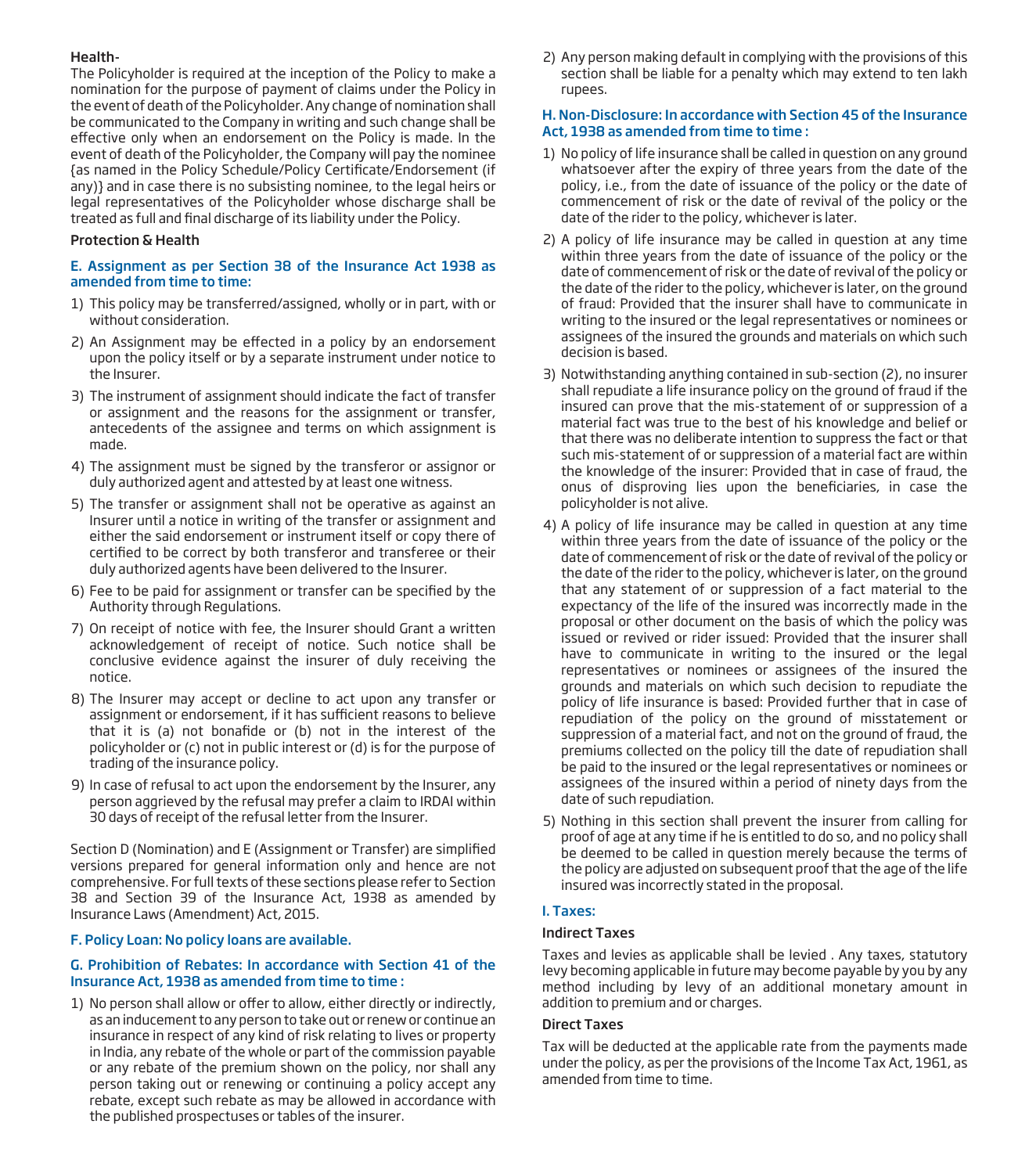**Health-**

The Policyholder is required at the inception of the Policy to make a nomination for the purpose of payment of claims under the Policy in the event of death of the Policyholder. Any change of nomination shall be communicated to the Company in writing and such change shall be effective only when an endorsement on the Policy is made. In the event of death of the Policyholder, the Company will pay the nominee {as named in the Policy Schedule/Policy Certificate/Endorsement (if any)} and in case there is no subsisting nominee, to the legal heirs or legal representatives of the Policyholder whose discharge shall be treated as full and final discharge of its liability under the Policy.

**Protection & Health**

### E. Assignment as per Section 38 of the Insurance Act 1938 as amended from time to time:

1) This policy may be transferred/assigned, wholly or in part, with or without consideration.
2) An Assignment may be effected in a policy by an endorsement upon the policy itself or by a separate instrument under notice to the Insurer.
3) The instrument of assignment should indicate the fact of transfer or assignment and the reasons for the assignment or transfer, antecedents of the assignee and terms on which assignment is made.
4) The assignment must be signed by the transferor or assignor or duly authorized agent and attested by at least one witness.
5) The transfer or assignment shall not be operative as against an Insurer until a notice in writing of the transfer or assignment and either the said endorsement or instrument itself or copy there of certified to be correct by both transferor and transferee or their duly authorized agents have been delivered to the Insurer.
6) Fee to be paid for assignment or transfer can be specified by the Authority through Regulations.
7) On receipt of notice with fee, the Insurer should Grant a written acknowledgement of receipt of notice. Such notice shall be conclusive evidence against the insurer of duly receiving the notice.
8) The Insurer may accept or decline to act upon any transfer or assignment or endorsement, if it has sufficient reasons to believe that it is (a) not bonafide or (b) not in the interest of the policyholder or (c) not in public interest or (d) is for the purpose of trading of the insurance policy.
9) In case of refusal to act upon the endorsement by the Insurer, any person aggrieved by the refusal may prefer a claim to IRDAI within 30 days of receipt of the refusal letter from the Insurer.

Section D (Nomination) and E (Assignment or Transfer) are simplified versions prepared for general information only and hence are not comprehensive. For full texts of these sections please refer to Section 38 and Section 39 of the Insurance Act, 1938 as amended by Insurance Laws (Amendment) Act, 2015.

### F. Policy Loan: No policy loans are available.

### G. Prohibition of Rebates: In accordance with Section 41 of the Insurance Act, 1938 as amended from time to time :

1) No person shall allow or offer to allow, either directly or indirectly, as an inducement to any person to take out or renew or continue an insurance in respect of any kind of risk relating to lives or property in India, any rebate of the whole or part of the commission payable or any rebate of the premium shown on the policy, nor shall any person taking out or renewing or continuing a policy accept any rebate, except such rebate as may be allowed in accordance with the published prospectuses or tables of the insurer.
2) Any person making default in complying with the provisions of this section shall be liable for a penalty which may extend to ten lakh rupees.

### H. Non-Disclosure: In accordance with Section 45 of the Insurance Act, 1938 as amended from time to time :

1) No policy of life insurance shall be called in question on any ground whatsoever after the expiry of three years from the date of the policy, i.e., from the date of issuance of the policy or the date of commencement of risk or the date of revival of the policy or the date of the rider to the policy, whichever is later.
2) A policy of life insurance may be called in question at any time within three years from the date of issuance of the policy or the date of commencement of risk or the date of revival of the policy or the date of the rider to the policy, whichever is later, on the ground of fraud: Provided that the insurer shall have to communicate in writing to the insured or the legal representatives or nominees or assignees of the insured the grounds and materials on which such decision is based.
3) Notwithstanding anything contained in sub-section (2), no insurer shall repudiate a life insurance policy on the ground of fraud if the insured can prove that the mis-statement of or suppression of a material fact was true to the best of his knowledge and belief or that there was no deliberate intention to suppress the fact or that such mis-statement of or suppression of a material fact are within the knowledge of the insurer: Provided that in case of fraud, the onus of disproving lies upon the beneficiaries, in case the policyholder is not alive.
4) A policy of life insurance may be called in question at any time within three years from the date of issuance of the policy or the date of commencement of risk or the date of revival of the policy or the date of the rider to the policy, whichever is later, on the ground that any statement of or suppression of a fact material to the expectancy of the life of the insured was incorrectly made in the proposal or other document on the basis of which the policy was issued or revived or rider issued: Provided that the insurer shall have to communicate in writing to the insured or the legal representatives or nominees or assignees of the insured the grounds and materials on which such decision to repudiate the policy of life insurance is based: Provided further that in case of repudiation of the policy on the ground of misstatement or suppression of a material fact, and not on the ground of fraud, the premiums collected on the policy till the date of repudiation shall be paid to the insured or the legal representatives or nominees or assignees of the insured within a period of ninety days from the date of such repudiation.
5) Nothing in this section shall prevent the insurer from calling for proof of age at any time if he is entitled to do so, and no policy shall be deemed to be called in question merely because the terms of the policy are adjusted on subsequent proof that the age of the life insured was incorrectly stated in the proposal.

### I. Taxes:

**Indirect Taxes**

Taxes and levies as applicable shall be levied . Any taxes, statutory levy becoming applicable in future may become payable by you by any method including by levy of an additional monetary amount in addition to premium and or charges.

**Direct Taxes**

Tax will be deducted at the applicable rate from the payments made under the policy, as per the provisions of the Income Tax Act, 1961, as amended from time to time.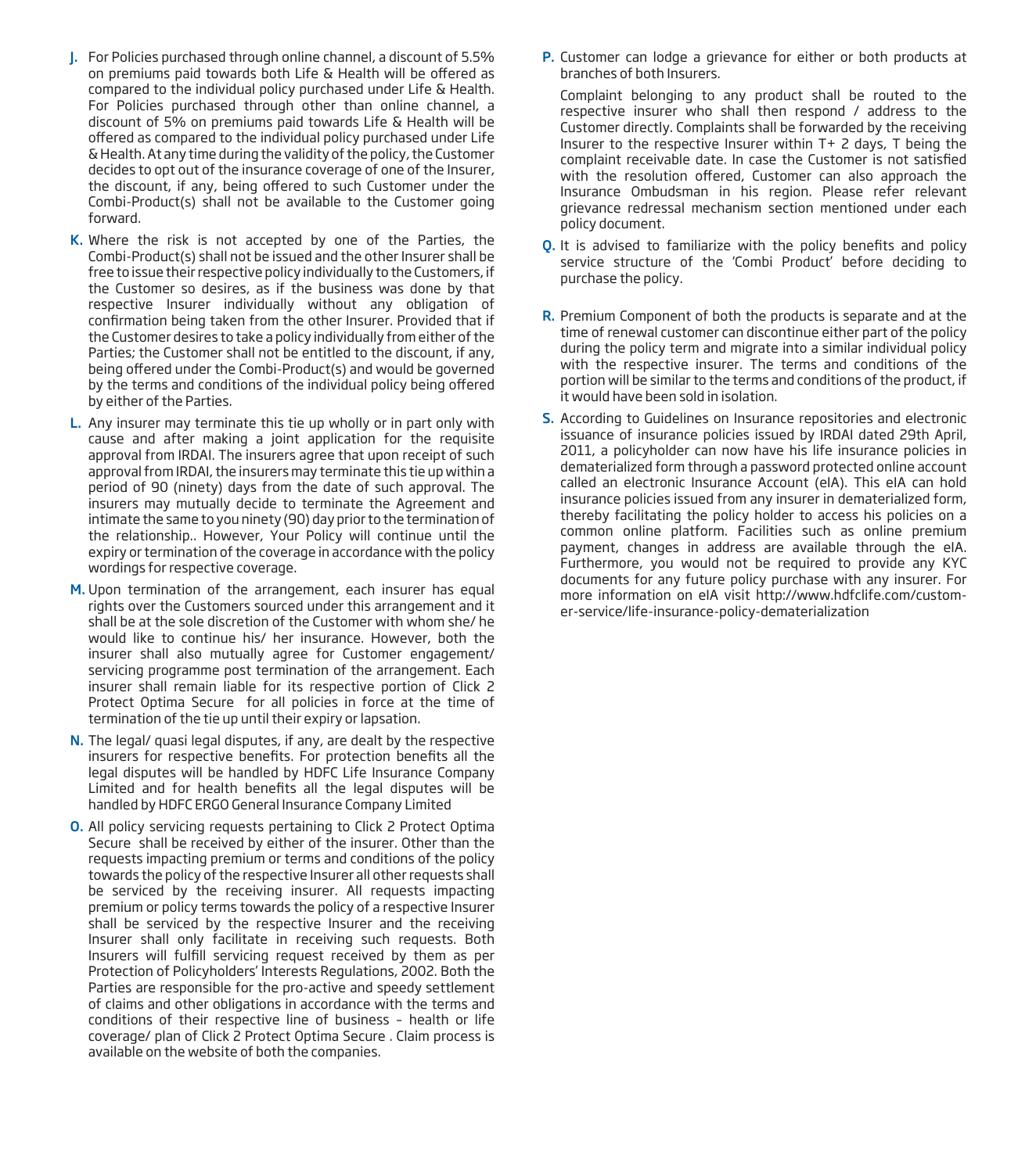J. For Policies purchased through online channel, a discount of 5.5% on premiums paid towards both Life & Health will be offered as compared to the individual policy purchased under Life & Health. For Policies purchased through other than online channel, a discount of 5% on premiums paid towards Life & Health will be offered as compared to the individual policy purchased under Life & Health. At any time during the validity of the policy, the Customer decides to opt out of the insurance coverage of one of the Insurer, the discount, if any, being offered to such Customer under the Combi-Product(s) shall not be available to the Customer going forward.

K. Where the risk is not accepted by one of the Parties, the Combi-Product(s) shall not be issued and the other Insurer shall be free to issue their respective policy individually to the Customers, if the Customer so desires, as if the business was done by that respective Insurer individually without any obligation of confirmation being taken from the other Insurer. Provided that if the Customer desires to take a policy individually from either of the Parties; the Customer shall not be entitled to the discount, if any, being offered under the Combi-Product(s) and would be governed by the terms and conditions of the individual policy being offered by either of the Parties.

L. Any insurer may terminate this tie up wholly or in part only with cause and after making a joint application for the requisite approval from IRDAI. The insurers agree that upon receipt of such approval from IRDAI, the insurers may terminate this tie up within a period of 90 (ninety) days from the date of such approval. The insurers may mutually decide to terminate the Agreement and intimate the same to you ninety (90) day prior to the termination of the relationship.. However, Your Policy will continue until the expiry or termination of the coverage in accordance with the policy wordings for respective coverage.

M. Upon termination of the arrangement, each insurer has equal rights over the Customers sourced under this arrangement and it shall be at the sole discretion of the Customer with whom she/ he would like to continue his/ her insurance. However, both the insurer shall also mutually agree for Customer engagement/ servicing programme post termination of the arrangement. Each insurer shall remain liable for its respective portion of Click 2 Protect Optima Secure for all policies in force at the time of termination of the tie up until their expiry or lapsation.

N. The legal/ quasi legal disputes, if any, are dealt by the respective insurers for respective benefits. For protection benefits all the legal disputes will be handled by HDFC Life Insurance Company Limited and for health benefits all the legal disputes will be handled by HDFC ERGO General Insurance Company Limited

O. All policy servicing requests pertaining to Click 2 Protect Optima Secure shall be received by either of the insurer. Other than the requests impacting premium or terms and conditions of the policy towards the policy of the respective Insurer all other requests shall be serviced by the receiving insurer. All requests impacting premium or policy terms towards the policy of a respective Insurer shall be serviced by the respective Insurer and the receiving Insurer shall only facilitate in receiving such requests. Both Insurers will fulfill servicing request received by them as per Protection of Policyholders' Interests Regulations, 2002. Both the Parties are responsible for the pro-active and speedy settlement of claims and other obligations in accordance with the terms and conditions of their respective line of business – health or life coverage/ plan of Click 2 Protect Optima Secure . Claim process is available on the website of both the companies.

P. Customer can lodge a grievance for either or both products at branches of both Insurers.

Complaint belonging to any product shall be routed to the respective insurer who shall then respond / address to the Customer directly. Complaints shall be forwarded by the receiving Insurer to the respective Insurer within T+ 2 days, T being the complaint receivable date. In case the Customer is not satisfied with the resolution offered, Customer can also approach the Insurance Ombudsman in his region. Please refer relevant grievance redressal mechanism section mentioned under each policy document.

Q. It is advised to familiarize with the policy benefits and policy service structure of the 'Combi Product' before deciding to purchase the policy.

R. Premium Component of both the products is separate and at the time of renewal customer can discontinue either part of the policy during the policy term and migrate into a similar individual policy with the respective insurer. The terms and conditions of the portion will be similar to the terms and conditions of the product, if it would have been sold in isolation.

S. According to Guidelines on Insurance repositories and electronic issuance of insurance policies issued by IRDAI dated 29th April, 2011, a policyholder can now have his life insurance policies in dematerialized form through a password protected online account called an electronic Insurance Account (eIA). This eIA can hold insurance policies issued from any insurer in dematerialized form, thereby facilitating the policy holder to access his policies on a common online platform. Facilities such as online premium payment, changes in address are available through the eIA. Furthermore, you would not be required to provide any KYC documents for any future policy purchase with any insurer. For more information on eIA visit http://www.hdfclife.com/customer-service/life-insurance-policy-dematerialization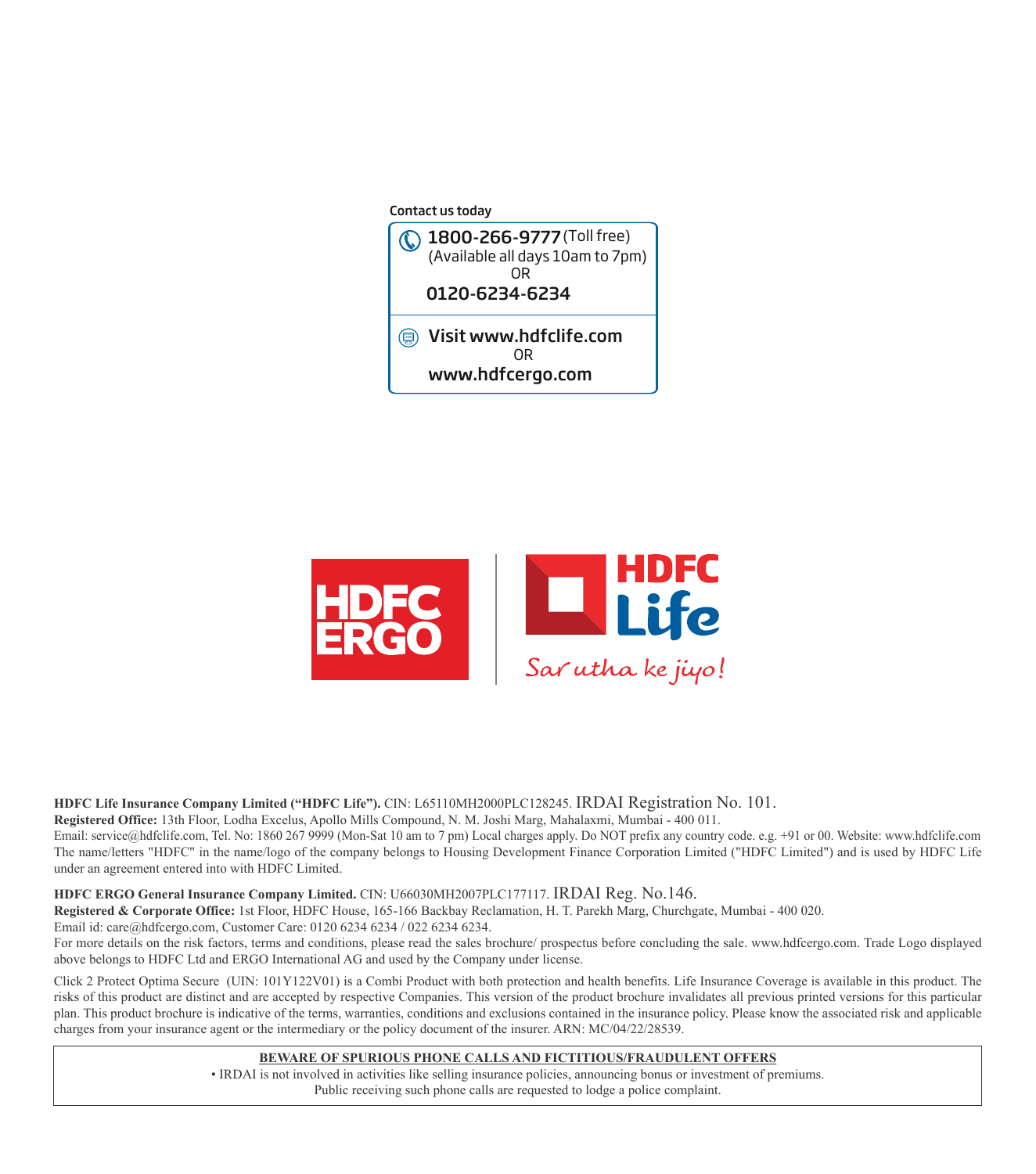Contact us today

1800-266-9777 (Toll free)
(Available all days 10am to 7pm)
OR
0120-6234-6234

Visit www.hdfclife.com
OR
www.hdfcergo.com

HDFC ERGO

HDFC Life

Sar utha ke jiyo!

**HDFC Life Insurance Company Limited ("HDFC Life").** CIN: L65110MH2000PLC128245. IRDAI Registration No. 101.
**Registered Office:** 13th Floor, Lodha Excelus, Apollo Mills Compound, N. M. Joshi Marg, Mahalaxmi, Mumbai - 400 011.
Email: service@hdfclife.com, Tel. No: 1860 267 9999 (Mon-Sat 10 am to 7 pm) Local charges apply. Do NOT prefix any country code. e.g. +91 or 00. Website: www.hdfclife.com
The name/letters "HDFC" in the name/logo of the company belongs to Housing Development Finance Corporation Limited ("HDFC Limited") and is used by HDFC Life under an agreement entered into with HDFC Limited.

**HDFC ERGO General Insurance Company Limited.** CIN: U66030MH2007PLC177117. IRDAI Reg. No.146.
**Registered & Corporate Office:** 1st Floor, HDFC House, 165-166 Backbay Reclamation, H. T. Parekh Marg, Churchgate, Mumbai - 400 020.
Email id: care@hdfcergo.com, Customer Care: 0120 6234 6234 / 022 6234 6234.
For more details on the risk factors, terms and conditions, please read the sales brochure/ prospectus before concluding the sale. www.hdfcergo.com. Trade Logo displayed above belongs to HDFC Ltd and ERGO International AG and used by the Company under license.

Click 2 Protect Optima Secure (UIN: 101Y122V01) is a Combi Product with both protection and health benefits. Life Insurance Coverage is available in this product. The risks of this product are distinct and are accepted by respective Companies. This version of the product brochure invalidates all previous printed versions for this particular plan. This product brochure is indicative of the terms, warranties, conditions and exclusions contained in the insurance policy. Please know the associated risk and applicable charges from your insurance agent or the intermediary or the policy document of the insurer. ARN: MC/04/22/28539.

**BEWARE OF SPURIOUS PHONE CALLS AND FICTITIOUS/FRAUDULENT OFFERS**

• IRDAI is not involved in activities like selling insurance policies, announcing bonus or investment of premiums.
Public receiving such phone calls are requested to lodge a police complaint.